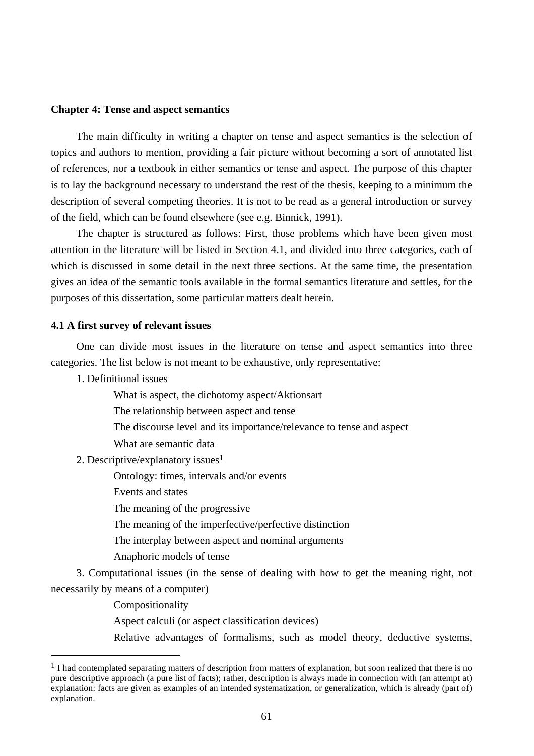**Chapter 4: Tense and aspect semantics**

The main difficulty in writing a chapter on tense and aspect semantics is the selection of topics and authors to mention, providing a fair picture without becoming a sort of annotated list of references, nor a textbook in either semantics or tense and aspect. The purpose of this chapter is to lay the background necessary to understand the rest of the thesis, keeping to a minimum the description of several competing theories. It is not to be read as a general introduction or survey of the field, which can be found elsewhere (see e.g. Binnick, 1991).

The chapter is structured as follows: First, those problems which have been given most attention in the literature will be listed in Section 4.1, and divided into three categories, each of which is discussed in some detail in the next three sections. At the same time, the presentation gives an idea of the semantic tools available in the formal semantics literature and settles, for the purposes of this dissertation, some particular matters dealt herein.

**4.1 A first survey of relevant issues**

One can divide most issues in the literature on tense and aspect semantics into three categories. The list below is not meant to be exhaustive, only representative:

1. Definitional issues

   What is aspect, the dichotomy aspect/Aktionsart

   The relationship between aspect and tense

   The discourse level and its importance/relevance to tense and aspect

   What are semantic data

2. Descriptive/explanatory issues[1]

   Ontology: times, intervals and/or events

   Events and states

   The meaning of the progressive

   The meaning of the imperfective/perfective distinction

   The interplay between aspect and nominal arguments

   Anaphoric models of tense

3. Computational issues (in the sense of dealing with how to get the meaning right, not necessarily by means of a computer)

   Compositionality

   Aspect calculi (or aspect classification devices)

   Relative advantages of formalisms, such as model theory, deductive systems,

[1] I had contemplated separating matters of description from matters of explanation, but soon realized that there is no pure descriptive approach (a pure list of facts); rather, description is always made in connection with (an attempt at) explanation: facts are given as examples of an intended systematization, or generalization, which is already (part of) explanation.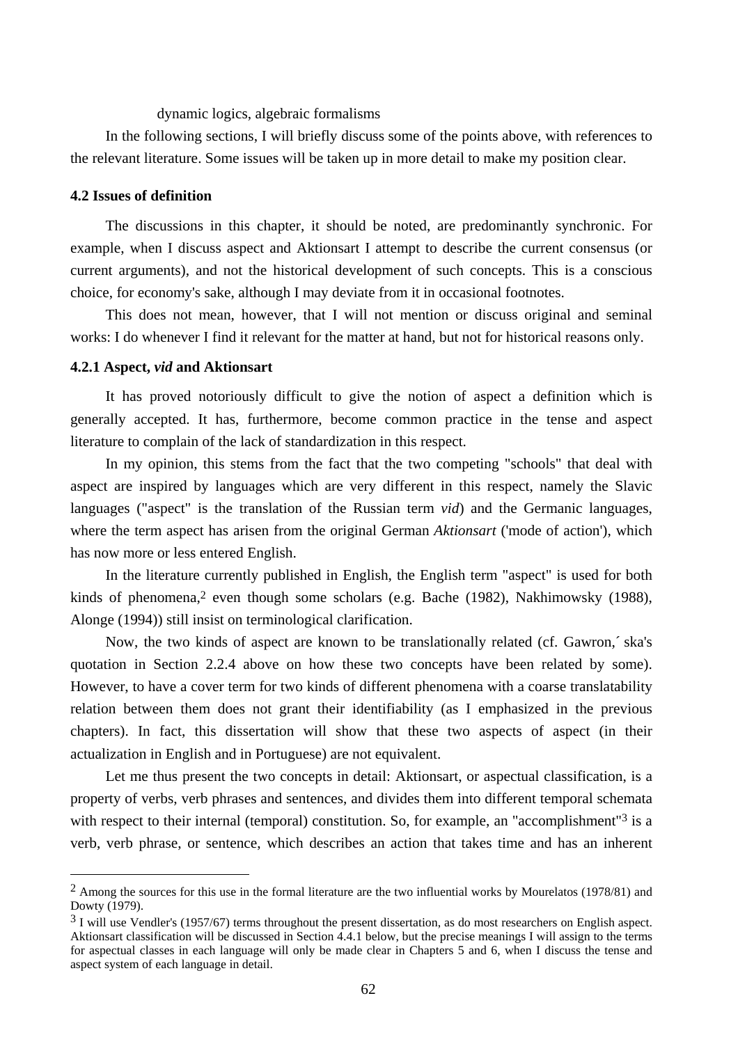dynamic logics, algebraic formalisms

In the following sections, I will briefly discuss some of the points above, with references to the relevant literature. Some issues will be taken up in more detail to make my position clear.

### 4.2 Issues of definition

The discussions in this chapter, it should be noted, are predominantly synchronic. For example, when I discuss aspect and Aktionsart I attempt to describe the current consensus (or current arguments), and not the historical development of such concepts. This is a conscious choice, for economy's sake, although I may deviate from it in occasional footnotes.

This does not mean, however, that I will not mention or discuss original and seminal works: I do whenever I find it relevant for the matter at hand, but not for historical reasons only.

#### 4.2.1 Aspect, *vid* and Aktionsart

It has proved notoriously difficult to give the notion of aspect a definition which is generally accepted. It has, furthermore, become common practice in the tense and aspect literature to complain of the lack of standardization in this respect.

In my opinion, this stems from the fact that the two competing "schools" that deal with aspect are inspired by languages which are very different in this respect, namely the Slavic languages ("aspect" is the translation of the Russian term *vid*) and the Germanic languages, where the term aspect has arisen from the original German *Aktionsart* ('mode of action'), which has now more or less entered English.

In the literature currently published in English, the English term "aspect" is used for both kinds of phenomena,[2] even though some scholars (e.g. Bache (1982), Nakhimowsky (1988), Alonge (1994)) still insist on terminological clarification.

Now, the two kinds of aspect are known to be translationally related (cf. Gawron,´ ska's quotation in Section 2.2.4 above on how these two concepts have been related by some). However, to have a cover term for two kinds of different phenomena with a coarse translatability relation between them does not grant their identifiability (as I emphasized in the previous chapters). In fact, this dissertation will show that these two aspects of aspect (in their actualization in English and in Portuguese) are not equivalent.

Let me thus present the two concepts in detail: Aktionsart, or aspectual classification, is a property of verbs, verb phrases and sentences, and divides them into different temporal schemata with respect to their internal (temporal) constitution. So, for example, an "accomplishment"[3] is a verb, verb phrase, or sentence, which describes an action that takes time and has an inherent

---

[2] Among the sources for this use in the formal literature are the two influential works by Mourelatos (1978/81) and Dowty (1979).

[3] I will use Vendler's (1957/67) terms throughout the present dissertation, as do most researchers on English aspect. Aktionsart classification will be discussed in Section 4.4.1 below, but the precise meanings I will assign to the terms for aspectual classes in each language will only be made clear in Chapters 5 and 6, when I discuss the tense and aspect system of each language in detail.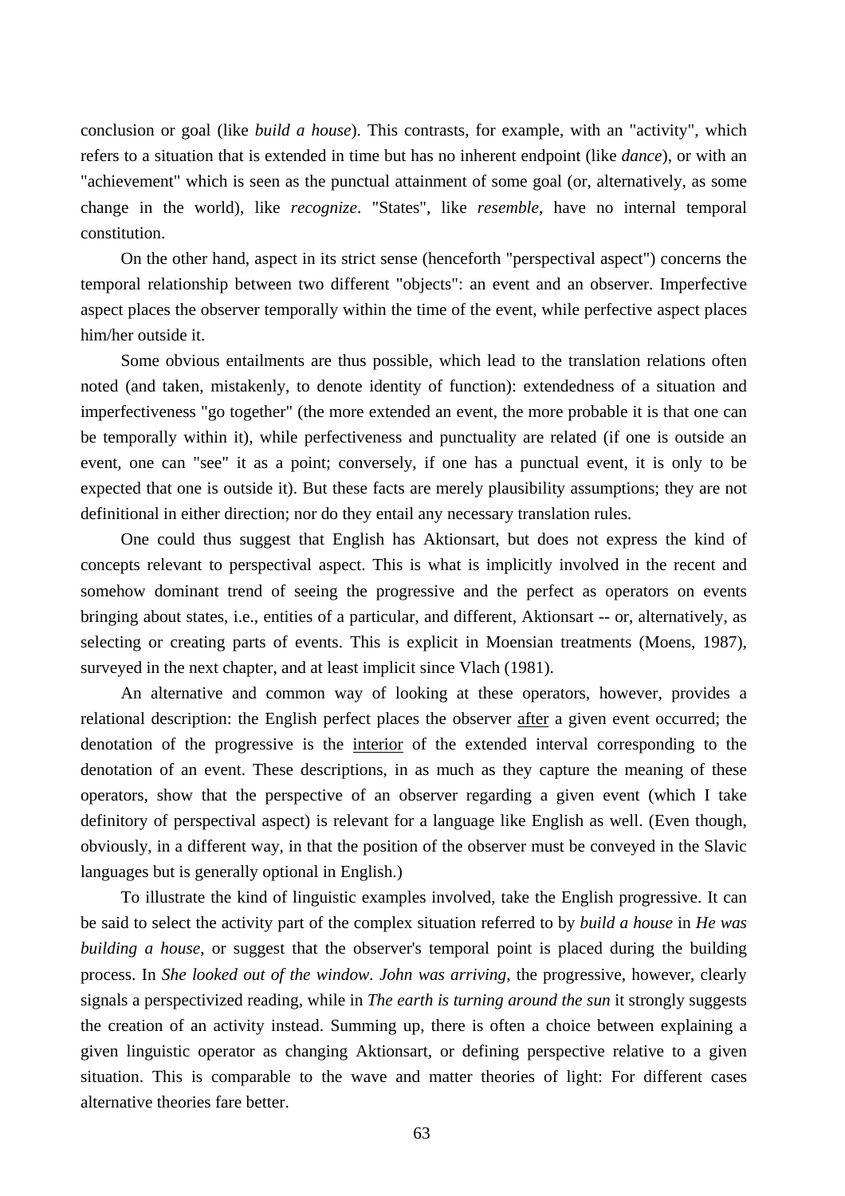conclusion or goal (like *build a house*). This contrasts, for example, with an "activity", which refers to a situation that is extended in time but has no inherent endpoint (like *dance*), or with an "achievement" which is seen as the punctual attainment of some goal (or, alternatively, as some change in the world), like *recognize*. "States", like *resemble*, have no internal temporal constitution.

On the other hand, aspect in its strict sense (henceforth "perspectival aspect") concerns the temporal relationship between two different "objects": an event and an observer. Imperfective aspect places the observer temporally within the time of the event, while perfective aspect places him/her outside it.

Some obvious entailments are thus possible, which lead to the translation relations often noted (and taken, mistakenly, to denote identity of function): extendedness of a situation and imperfectiveness "go together" (the more extended an event, the more probable it is that one can be temporally within it), while perfectiveness and punctuality are related (if one is outside an event, one can "see" it as a point; conversely, if one has a punctual event, it is only to be expected that one is outside it). But these facts are merely plausibility assumptions; they are not definitional in either direction; nor do they entail any necessary translation rules.

One could thus suggest that English has Aktionsart, but does not express the kind of concepts relevant to perspectival aspect. This is what is implicitly involved in the recent and somehow dominant trend of seeing the progressive and the perfect as operators on events bringing about states, i.e., entities of a particular, and different, Aktionsart -- or, alternatively, as selecting or creating parts of events. This is explicit in Moensian treatments (Moens, 1987), surveyed in the next chapter, and at least implicit since Vlach (1981).

An alternative and common way of looking at these operators, however, provides a relational description: the English perfect places the observer after a given event occurred; the denotation of the progressive is the interior of the extended interval corresponding to the denotation of an event. These descriptions, in as much as they capture the meaning of these operators, show that the perspective of an observer regarding a given event (which I take definitory of perspectival aspect) is relevant for a language like English as well. (Even though, obviously, in a different way, in that the position of the observer must be conveyed in the Slavic languages but is generally optional in English.)

To illustrate the kind of linguistic examples involved, take the English progressive. It can be said to select the activity part of the complex situation referred to by *build a house* in *He was building a house*, or suggest that the observer's temporal point is placed during the building process. In *She looked out of the window. John was arriving*, the progressive, however, clearly signals a perspectivized reading, while in *The earth is turning around the sun* it strongly suggests the creation of an activity instead. Summing up, there is often a choice between explaining a given linguistic operator as changing Aktionsart, or defining perspective relative to a given situation. This is comparable to the wave and matter theories of light: For different cases alternative theories fare better.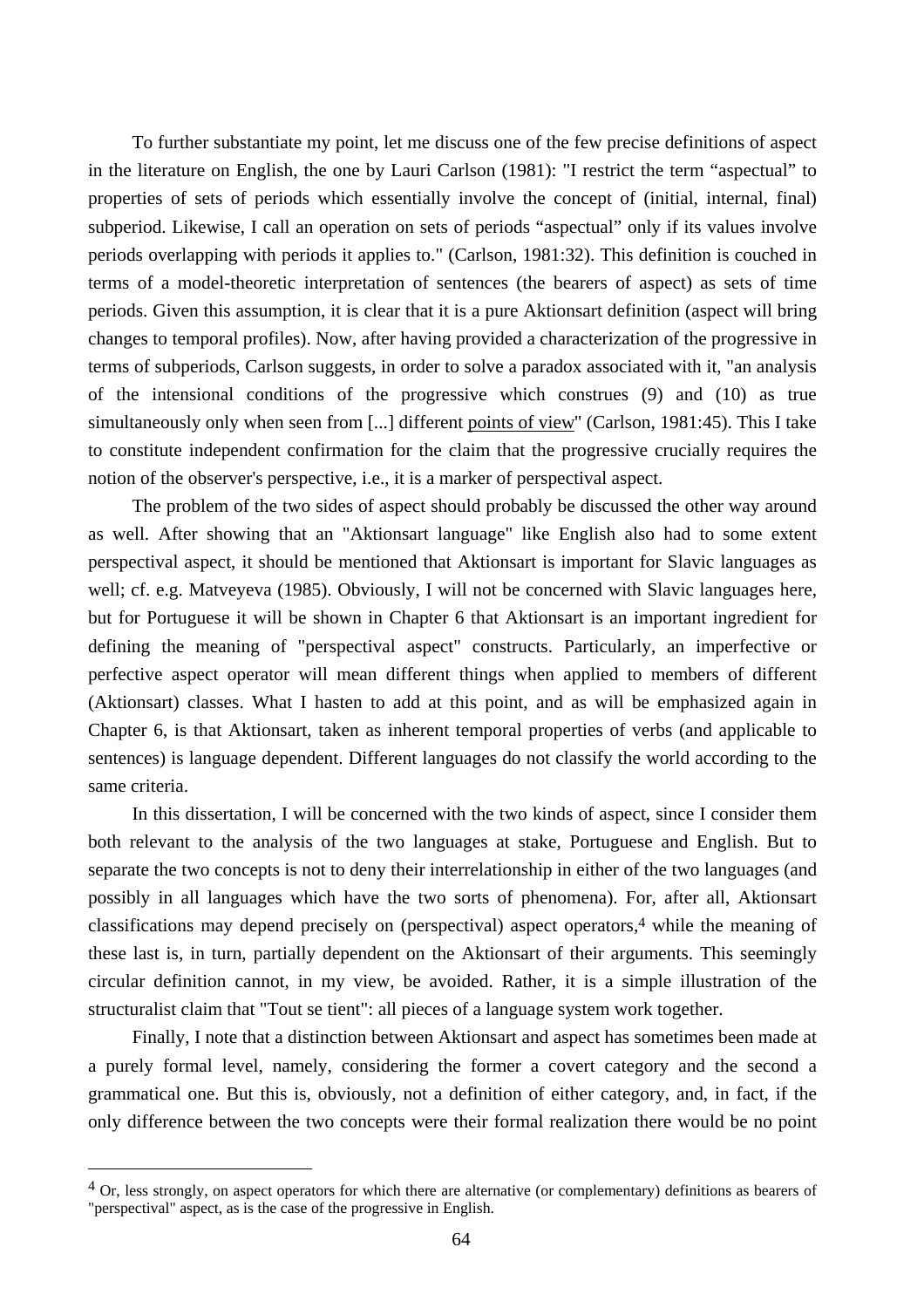To further substantiate my point, let me discuss one of the few precise definitions of aspect in the literature on English, the one by Lauri Carlson (1981): "I restrict the term “aspectual” to properties of sets of periods which essentially involve the concept of (initial, internal, final) subperiod. Likewise, I call an operation on sets of periods “aspectual” only if its values involve periods overlapping with periods it applies to." (Carlson, 1981:32). This definition is couched in terms of a model-theoretic interpretation of sentences (the bearers of aspect) as sets of time periods. Given this assumption, it is clear that it is a pure Aktionsart definition (aspect will bring changes to temporal profiles). Now, after having provided a characterization of the progressive in terms of subperiods, Carlson suggests, in order to solve a paradox associated with it, "an analysis of the intensional conditions of the progressive which construes (9) and (10) as true simultaneously only when seen from [...] different <u>points of view</u>" (Carlson, 1981:45). This I take to constitute independent confirmation for the claim that the progressive crucially requires the notion of the observer's perspective, i.e., it is a marker of perspectival aspect.

The problem of the two sides of aspect should probably be discussed the other way around as well. After showing that an "Aktionsart language" like English also had to some extent perspectival aspect, it should be mentioned that Aktionsart is important for Slavic languages as well; cf. e.g. Matveyeva (1985). Obviously, I will not be concerned with Slavic languages here, but for Portuguese it will be shown in Chapter 6 that Aktionsart is an important ingredient for defining the meaning of "perspectival aspect" constructs. Particularly, an imperfective or perfective aspect operator will mean different things when applied to members of different (Aktionsart) classes. What I hasten to add at this point, and as will be emphasized again in Chapter 6, is that Aktionsart, taken as inherent temporal properties of verbs (and applicable to sentences) is language dependent. Different languages do not classify the world according to the same criteria.

In this dissertation, I will be concerned with the two kinds of aspect, since I consider them both relevant to the analysis of the two languages at stake, Portuguese and English. But to separate the two concepts is not to deny their interrelationship in either of the two languages (and possibly in all languages which have the two sorts of phenomena). For, after all, Aktionsart classifications may depend precisely on (perspectival) aspect operators,[4] while the meaning of these last is, in turn, partially dependent on the Aktionsart of their arguments. This seemingly circular definition cannot, in my view, be avoided. Rather, it is a simple illustration of the structuralist claim that "Tout se tient": all pieces of a language system work together.

Finally, I note that a distinction between Aktionsart and aspect has sometimes been made at a purely formal level, namely, considering the former a covert category and the second a grammatical one. But this is, obviously, not a definition of either category, and, in fact, if the only difference between the two concepts were their formal realization there would be no point

---

[4] Or, less strongly, on aspect operators for which there are alternative (or complementary) definitions as bearers of "perspectival" aspect, as is the case of the progressive in English.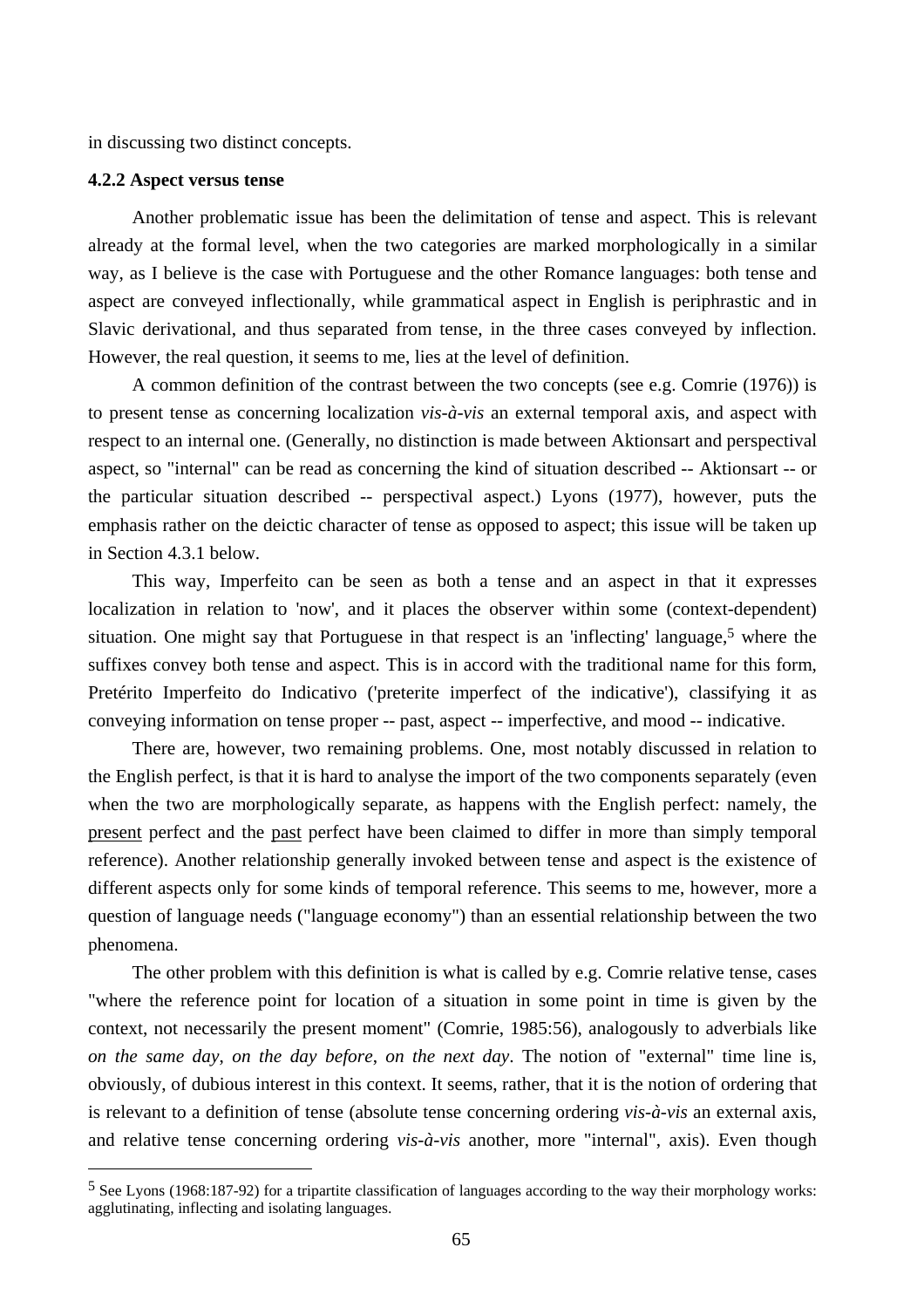in discussing two distinct concepts.

### 4.2.2 Aspect versus tense

Another problematic issue has been the delimitation of tense and aspect. This is relevant already at the formal level, when the two categories are marked morphologically in a similar way, as I believe is the case with Portuguese and the other Romance languages: both tense and aspect are conveyed inflectionally, while grammatical aspect in English is periphrastic and in Slavic derivational, and thus separated from tense, in the three cases conveyed by inflection. However, the real question, it seems to me, lies at the level of definition.

A common definition of the contrast between the two concepts (see e.g. Comrie (1976)) is to present tense as concerning localization *vis-à-vis* an external temporal axis, and aspect with respect to an internal one. (Generally, no distinction is made between Aktionsart and perspectival aspect, so "internal" can be read as concerning the kind of situation described -- Aktionsart -- or the particular situation described -- perspectival aspect.) Lyons (1977), however, puts the emphasis rather on the deictic character of tense as opposed to aspect; this issue will be taken up in Section 4.3.1 below.

This way, Imperfeito can be seen as both a tense and an aspect in that it expresses localization in relation to 'now', and it places the observer within some (context-dependent) situation. One might say that Portuguese in that respect is an 'inflecting' language,[5] where the suffixes convey both tense and aspect. This is in accord with the traditional name for this form, Pretérito Imperfeito do Indicativo ('preterite imperfect of the indicative'), classifying it as conveying information on tense proper -- past, aspect -- imperfective, and mood -- indicative.

There are, however, two remaining problems. One, most notably discussed in relation to the English perfect, is that it is hard to analyse the import of the two components separately (even when the two are morphologically separate, as happens with the English perfect: namely, the present perfect and the past perfect have been claimed to differ in more than simply temporal reference). Another relationship generally invoked between tense and aspect is the existence of different aspects only for some kinds of temporal reference. This seems to me, however, more a question of language needs ("language economy") than an essential relationship between the two phenomena.

The other problem with this definition is what is called by e.g. Comrie relative tense, cases "where the reference point for location of a situation in some point in time is given by the context, not necessarily the present moment" (Comrie, 1985:56), analogously to adverbials like *on the same day*, *on the day before*, *on the next day*. The notion of "external" time line is, obviously, of dubious interest in this context. It seems, rather, that it is the notion of ordering that is relevant to a definition of tense (absolute tense concerning ordering *vis-à-vis* an external axis, and relative tense concerning ordering *vis-à-vis* another, more "internal", axis). Even though

[5] See Lyons (1968:187-92) for a tripartite classification of languages according to the way their morphology works: agglutinating, inflecting and isolating languages.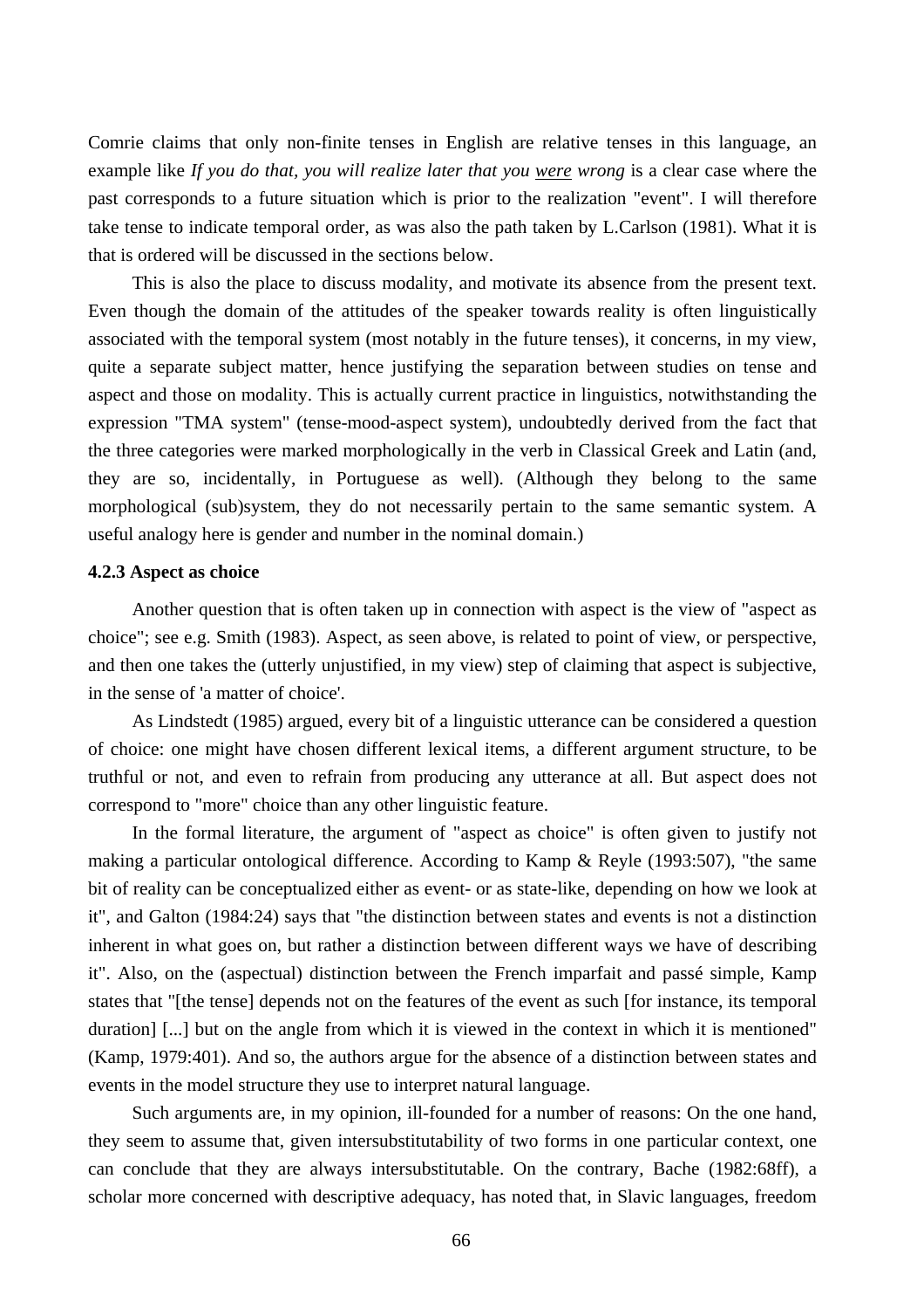Comrie claims that only non-finite tenses in English are relative tenses in this language, an example like *If you do that, you will realize later that you* *<u>were</u>* *wrong* is a clear case where the past corresponds to a future situation which is prior to the realization "event". I will therefore take tense to indicate temporal order, as was also the path taken by L.Carlson (1981). What it is that is ordered will be discussed in the sections below.

This is also the place to discuss modality, and motivate its absence from the present text. Even though the domain of the attitudes of the speaker towards reality is often linguistically associated with the temporal system (most notably in the future tenses), it concerns, in my view, quite a separate subject matter, hence justifying the separation between studies on tense and aspect and those on modality. This is actually current practice in linguistics, notwithstanding the expression "TMA system" (tense-mood-aspect system), undoubtedly derived from the fact that the three categories were marked morphologically in the verb in Classical Greek and Latin (and, they are so, incidentally, in Portuguese as well). (Although they belong to the same morphological (sub)system, they do not necessarily pertain to the same semantic system. A useful analogy here is gender and number in the nominal domain.)

#### 4.2.3 Aspect as choice

Another question that is often taken up in connection with aspect is the view of "aspect as choice"; see e.g. Smith (1983). Aspect, as seen above, is related to point of view, or perspective, and then one takes the (utterly unjustified, in my view) step of claiming that aspect is subjective, in the sense of 'a matter of choice'.

As Lindstedt (1985) argued, every bit of a linguistic utterance can be considered a question of choice: one might have chosen different lexical items, a different argument structure, to be truthful or not, and even to refrain from producing any utterance at all. But aspect does not correspond to "more" choice than any other linguistic feature.

In the formal literature, the argument of "aspect as choice" is often given to justify not making a particular ontological difference. According to Kamp & Reyle (1993:507), "the same bit of reality can be conceptualized either as event- or as state-like, depending on how we look at it", and Galton (1984:24) says that "the distinction between states and events is not a distinction inherent in what goes on, but rather a distinction between different ways we have of describing it". Also, on the (aspectual) distinction between the French imparfait and passé simple, Kamp states that "[the tense] depends not on the features of the event as such [for instance, its temporal duration] [...] but on the angle from which it is viewed in the context in which it is mentioned" (Kamp, 1979:401). And so, the authors argue for the absence of a distinction between states and events in the model structure they use to interpret natural language.

Such arguments are, in my opinion, ill-founded for a number of reasons: On the one hand, they seem to assume that, given intersubstitutability of two forms in one particular context, one can conclude that they are always intersubstitutable. On the contrary, Bache (1982:68ff), a scholar more concerned with descriptive adequacy, has noted that, in Slavic languages, freedom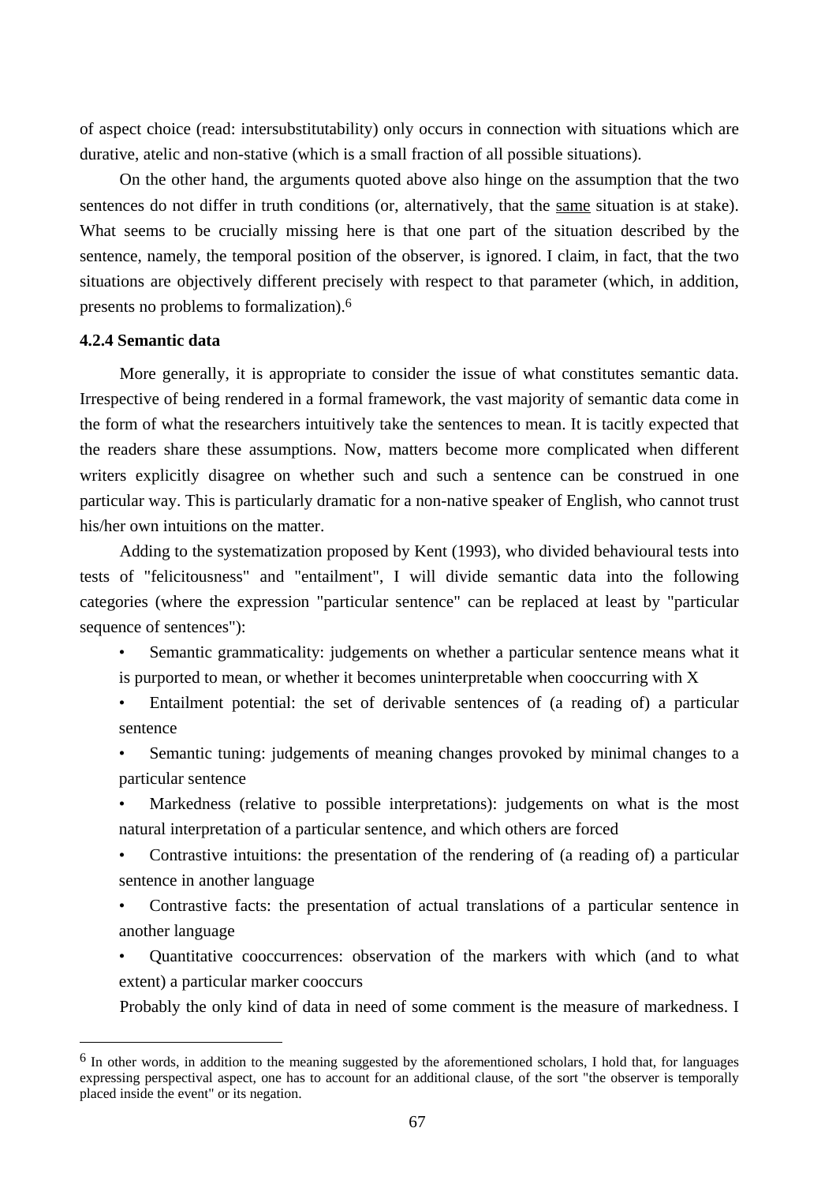of aspect choice (read: intersubstitutability) only occurs in connection with situations which are durative, atelic and non-stative (which is a small fraction of all possible situations).

On the other hand, the arguments quoted above also hinge on the assumption that the two sentences do not differ in truth conditions (or, alternatively, that the <u>same</u> situation is at stake). What seems to be crucially missing here is that one part of the situation described by the sentence, namely, the temporal position of the observer, is ignored. I claim, in fact, that the two situations are objectively different precisely with respect to that parameter (which, in addition, presents no problems to formalization).[6]

### 4.2.4 Semantic data

More generally, it is appropriate to consider the issue of what constitutes semantic data. Irrespective of being rendered in a formal framework, the vast majority of semantic data come in the form of what the researchers intuitively take the sentences to mean. It is tacitly expected that the readers share these assumptions. Now, matters become more complicated when different writers explicitly disagree on whether such and such a sentence can be construed in one particular way. This is particularly dramatic for a non-native speaker of English, who cannot trust his/her own intuitions on the matter.

Adding to the systematization proposed by Kent (1993), who divided behavioural tests into tests of "felicitousness" and "entailment", I will divide semantic data into the following categories (where the expression "particular sentence" can be replaced at least by "particular sequence of sentences"):

- Semantic grammaticality: judgements on whether a particular sentence means what it is purported to mean, or whether it becomes uninterpretable when cooccurring with X
- Entailment potential: the set of derivable sentences of (a reading of) a particular sentence
- Semantic tuning: judgements of meaning changes provoked by minimal changes to a particular sentence
- Markedness (relative to possible interpretations): judgements on what is the most natural interpretation of a particular sentence, and which others are forced
- Contrastive intuitions: the presentation of the rendering of (a reading of) a particular sentence in another language
- Contrastive facts: the presentation of actual translations of a particular sentence in another language
- Quantitative cooccurrences: observation of the markers with which (and to what extent) a particular marker cooccurs

Probably the only kind of data in need of some comment is the measure of markedness. I

[6] In other words, in addition to the meaning suggested by the aforementioned scholars, I hold that, for languages expressing perspectival aspect, one has to account for an additional clause, of the sort "the observer is temporally placed inside the event" or its negation.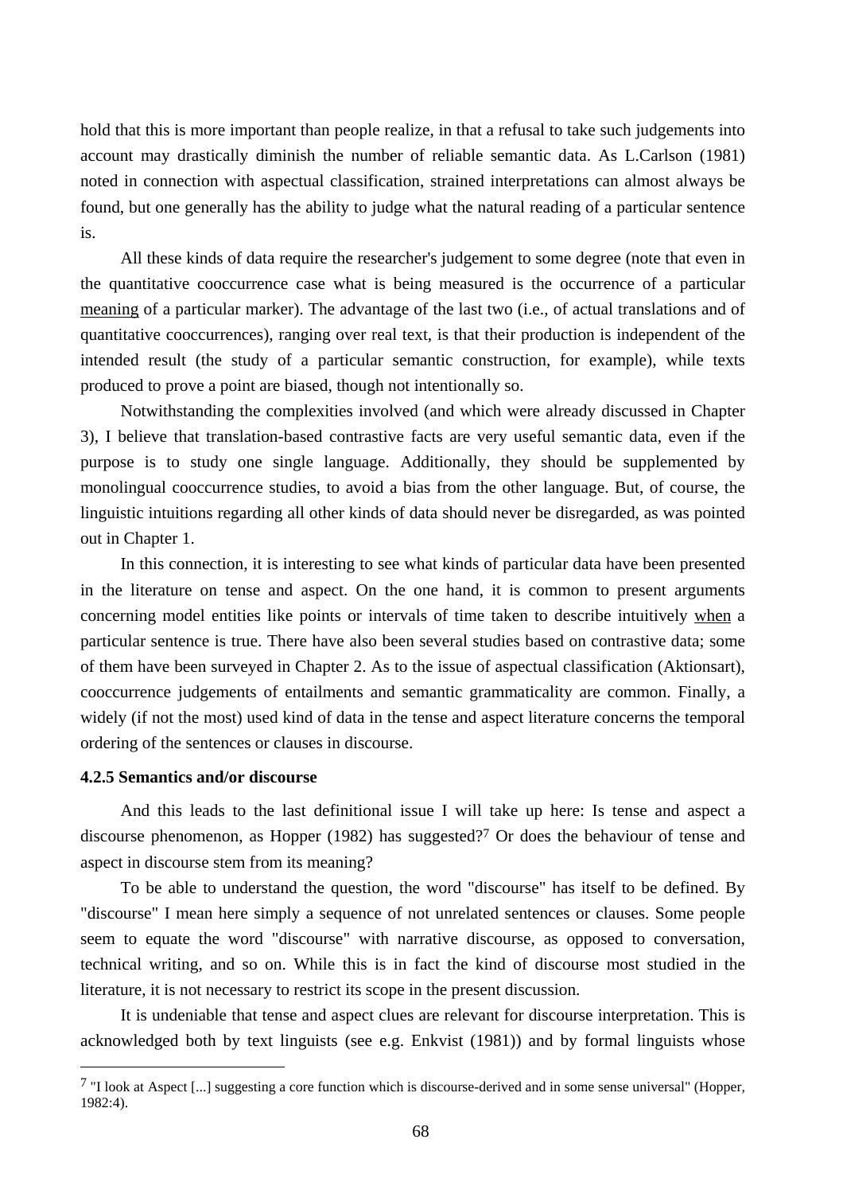hold that this is more important than people realize, in that a refusal to take such judgements into account may drastically diminish the number of reliable semantic data. As L.Carlson (1981) noted in connection with aspectual classification, strained interpretations can almost always be found, but one generally has the ability to judge what the natural reading of a particular sentence is.

All these kinds of data require the researcher's judgement to some degree (note that even in the quantitative cooccurrence case what is being measured is the occurrence of a particular meaning of a particular marker). The advantage of the last two (i.e., of actual translations and of quantitative cooccurrences), ranging over real text, is that their production is independent of the intended result (the study of a particular semantic construction, for example), while texts produced to prove a point are biased, though not intentionally so.

Notwithstanding the complexities involved (and which were already discussed in Chapter 3), I believe that translation-based contrastive facts are very useful semantic data, even if the purpose is to study one single language. Additionally, they should be supplemented by monolingual cooccurrence studies, to avoid a bias from the other language. But, of course, the linguistic intuitions regarding all other kinds of data should never be disregarded, as was pointed out in Chapter 1.

In this connection, it is interesting to see what kinds of particular data have been presented in the literature on tense and aspect. On the one hand, it is common to present arguments concerning model entities like points or intervals of time taken to describe intuitively when a particular sentence is true. There have also been several studies based on contrastive data; some of them have been surveyed in Chapter 2. As to the issue of aspectual classification (Aktionsart), cooccurrence judgements of entailments and semantic grammaticality are common. Finally, a widely (if not the most) used kind of data in the tense and aspect literature concerns the temporal ordering of the sentences or clauses in discourse.

#### 4.2.5 Semantics and/or discourse

And this leads to the last definitional issue I will take up here: Is tense and aspect a discourse phenomenon, as Hopper (1982) has suggested?[7] Or does the behaviour of tense and aspect in discourse stem from its meaning?

To be able to understand the question, the word "discourse" has itself to be defined. By "discourse" I mean here simply a sequence of not unrelated sentences or clauses. Some people seem to equate the word "discourse" with narrative discourse, as opposed to conversation, technical writing, and so on. While this is in fact the kind of discourse most studied in the literature, it is not necessary to restrict its scope in the present discussion.

It is undeniable that tense and aspect clues are relevant for discourse interpretation. This is acknowledged both by text linguists (see e.g. Enkvist (1981)) and by formal linguists whose

[7] "I look at Aspect [...] suggesting a core function which is discourse-derived and in some sense universal" (Hopper, 1982:4).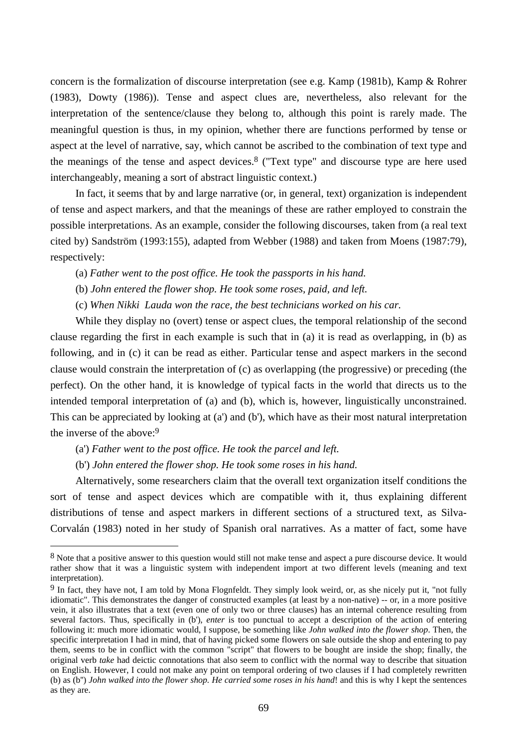concern is the formalization of discourse interpretation (see e.g. Kamp (1981b), Kamp & Rohrer (1983), Dowty (1986)). Tense and aspect clues are, nevertheless, also relevant for the interpretation of the sentence/clause they belong to, although this point is rarely made. The meaningful question is thus, in my opinion, whether there are functions performed by tense or aspect at the level of narrative, say, which cannot be ascribed to the combination of text type and the meanings of the tense and aspect devices.[8] ("Text type" and discourse type are here used interchangeably, meaning a sort of abstract linguistic context.)

In fact, it seems that by and large narrative (or, in general, text) organization is independent of tense and aspect markers, and that the meanings of these are rather employed to constrain the possible interpretations. As an example, consider the following discourses, taken from (a real text cited by) Sandström (1993:155), adapted from Webber (1988) and taken from Moens (1987:79), respectively:

(a) *Father went to the post office. He took the passports in his hand.*

(b) *John entered the flower shop. He took some roses, paid, and left.*

(c) *When Nikki Lauda won the race, the best technicians worked on his car.*

While they display no (overt) tense or aspect clues, the temporal relationship of the second clause regarding the first in each example is such that in (a) it is read as overlapping, in (b) as following, and in (c) it can be read as either. Particular tense and aspect markers in the second clause would constrain the interpretation of (c) as overlapping (the progressive) or preceding (the perfect). On the other hand, it is knowledge of typical facts in the world that directs us to the intended temporal interpretation of (a) and (b), which is, however, linguistically unconstrained. This can be appreciated by looking at (a') and (b'), which have as their most natural interpretation the inverse of the above:[9]

(a') *Father went to the post office. He took the parcel and left.*

(b') *John entered the flower shop. He took some roses in his hand.*

Alternatively, some researchers claim that the overall text organization itself conditions the sort of tense and aspect devices which are compatible with it, thus explaining different distributions of tense and aspect markers in different sections of a structured text, as Silva-Corvalán (1983) noted in her study of Spanish oral narratives. As a matter of fact, some have

---

[8] Note that a positive answer to this question would still not make tense and aspect a pure discourse device. It would rather show that it was a linguistic system with independent import at two different levels (meaning and text interpretation).

[9] In fact, they have not, I am told by Mona Flognfeldt. They simply look weird, or, as she nicely put it, "not fully idiomatic". This demonstrates the danger of constructed examples (at least by a non-native) -- or, in a more positive vein, it also illustrates that a text (even one of only two or three clauses) has an internal coherence resulting from several factors. Thus, specifically in (b'), *enter* is too punctual to accept a description of the action of entering following it: much more idiomatic would, I suppose, be something like *John walked into the flower shop*. Then, the specific interpretation I had in mind, that of having picked some flowers on sale outside the shop and entering to pay them, seems to be in conflict with the common "script" that flowers to be bought are inside the shop; finally, the original verb *take* had deictic connotations that also seem to conflict with the normal way to describe that situation on English. However, I could not make any point on temporal ordering of two clauses if I had completely rewritten (b) as (b'') *John walked into the flower shop. He carried some roses in his hand*! and this is why I kept the sentences as they are.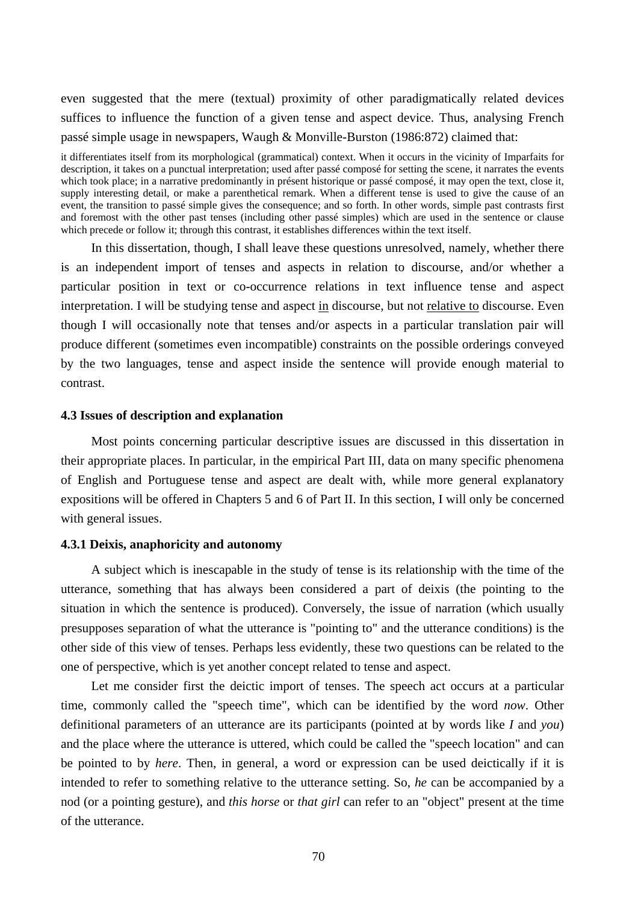even suggested that the mere (textual) proximity of other paradigmatically related devices suffices to influence the function of a given tense and aspect device. Thus, analysing French passé simple usage in newspapers, Waugh & Monville-Burston (1986:872) claimed that:

> it differentiates itself from its morphological (grammatical) context. When it occurs in the vicinity of Imparfaits for description, it takes on a punctual interpretation; used after passé composé for setting the scene, it narrates the events which took place; in a narrative predominantly in présent historique or passé composé, it may open the text, close it, supply interesting detail, or make a parenthetical remark. When a different tense is used to give the cause of an event, the transition to passé simple gives the consequence; and so forth. In other words, simple past contrasts first and foremost with the other past tenses (including other passé simples) which are used in the sentence or clause which precede or follow it; through this contrast, it establishes differences within the text itself.

In this dissertation, though, I shall leave these questions unresolved, namely, whether there is an independent import of tenses and aspects in relation to discourse, and/or whether a particular position in text or co-occurrence relations in text influence tense and aspect interpretation. I will be studying tense and aspect <u>in</u> discourse, but not <u>relative to</u> discourse. Even though I will occasionally note that tenses and/or aspects in a particular translation pair will produce different (sometimes even incompatible) constraints on the possible orderings conveyed by the two languages, tense and aspect inside the sentence will provide enough material to contrast.

### 4.3 Issues of description and explanation

Most points concerning particular descriptive issues are discussed in this dissertation in their appropriate places. In particular, in the empirical Part III, data on many specific phenomena of English and Portuguese tense and aspect are dealt with, while more general explanatory expositions will be offered in Chapters 5 and 6 of Part II. In this section, I will only be concerned with general issues.

#### 4.3.1 Deixis, anaphoricity and autonomy

A subject which is inescapable in the study of tense is its relationship with the time of the utterance, something that has always been considered a part of deixis (the pointing to the situation in which the sentence is produced). Conversely, the issue of narration (which usually presupposes separation of what the utterance is "pointing to" and the utterance conditions) is the other side of this view of tenses. Perhaps less evidently, these two questions can be related to the one of perspective, which is yet another concept related to tense and aspect.

Let me consider first the deictic import of tenses. The speech act occurs at a particular time, commonly called the "speech time", which can be identified by the word *now*. Other definitional parameters of an utterance are its participants (pointed at by words like *I* and *you*) and the place where the utterance is uttered, which could be called the "speech location" and can be pointed to by *here*. Then, in general, a word or expression can be used deictically if it is intended to refer to something relative to the utterance setting. So, *he* can be accompanied by a nod (or a pointing gesture), and *this horse* or *that girl* can refer to an "object" present at the time of the utterance.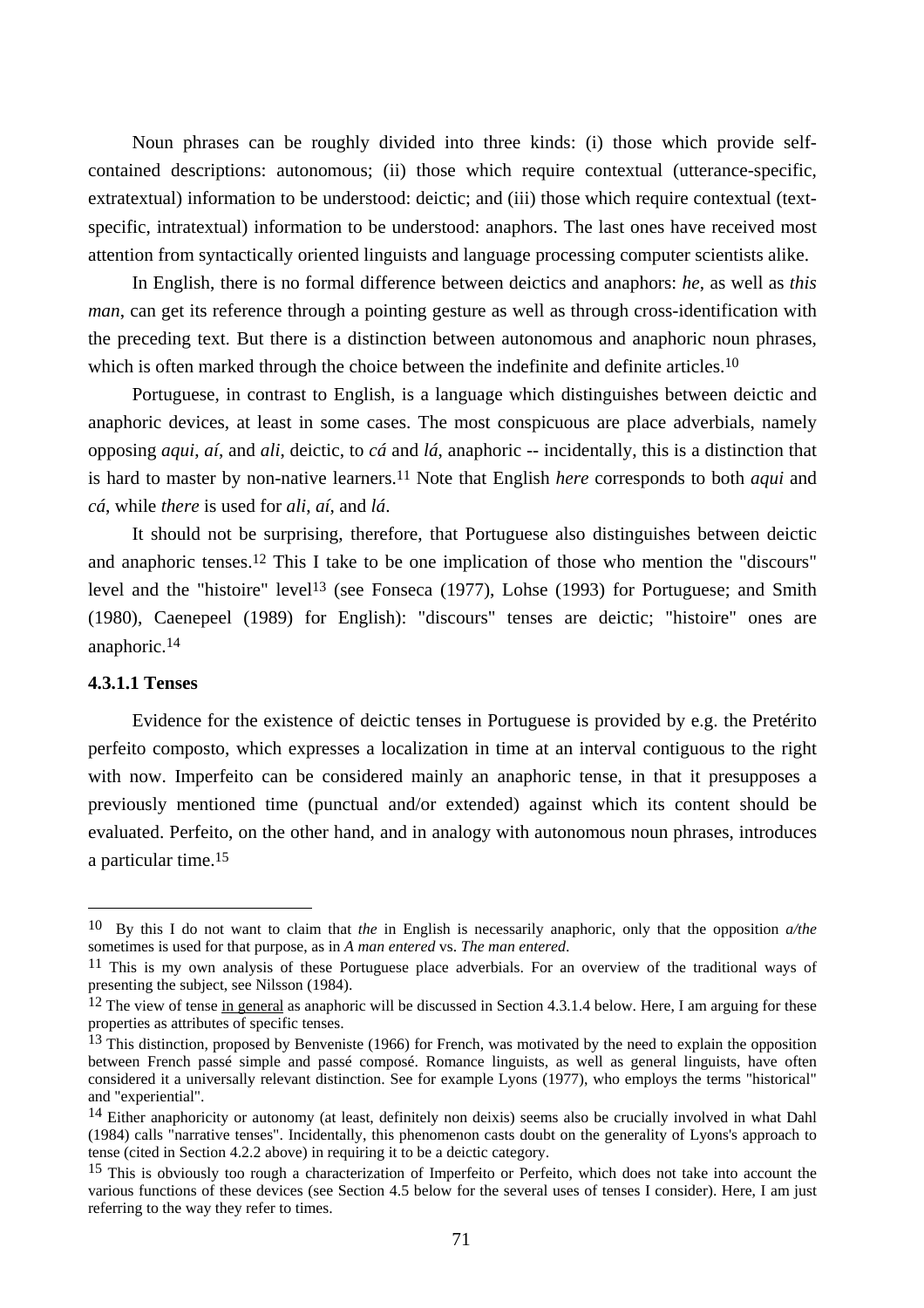Noun phrases can be roughly divided into three kinds: (i) those which provide self-contained descriptions: autonomous; (ii) those which require contextual (utterance-specific, extratextual) information to be understood: deictic; and (iii) those which require contextual (text-specific, intratextual) information to be understood: anaphors. The last ones have received most attention from syntactically oriented linguists and language processing computer scientists alike.

In English, there is no formal difference between deictics and anaphors: *he*, as well as *this man*, can get its reference through a pointing gesture as well as through cross-identification with the preceding text. But there is a distinction between autonomous and anaphoric noun phrases, which is often marked through the choice between the indefinite and definite articles.[10]

Portuguese, in contrast to English, is a language which distinguishes between deictic and anaphoric devices, at least in some cases. The most conspicuous are place adverbials, namely opposing *aqui*, *aí*, and *ali*, deictic, to *cá* and *lá*, anaphoric -- incidentally, this is a distinction that is hard to master by non-native learners.[11] Note that English *here* corresponds to both *aqui* and *cá*, while *there* is used for *ali*, *aí*, and *lá*.

It should not be surprising, therefore, that Portuguese also distinguishes between deictic and anaphoric tenses.[12] This I take to be one implication of those who mention the "discours" level and the "histoire" level[13] (see Fonseca (1977), Lohse (1993) for Portuguese; and Smith (1980), Caenepeel (1989) for English): "discours" tenses are deictic; "histoire" ones are anaphoric.[14]

#### 4.3.1.1 Tenses

Evidence for the existence of deictic tenses in Portuguese is provided by e.g. the Pretérito perfeito composto, which expresses a localization in time at an interval contiguous to the right with now. Imperfeito can be considered mainly an anaphoric tense, in that it presupposes a previously mentioned time (punctual and/or extended) against which its content should be evaluated. Perfeito, on the other hand, and in analogy with autonomous noun phrases, introduces a particular time.[15]

---

[10] By this I do not want to claim that *the* in English is necessarily anaphoric, only that the opposition *a/the* sometimes is used for that purpose, as in *A man entered* vs. *The man entered*.

[11] This is my own analysis of these Portuguese place adverbials. For an overview of the traditional ways of presenting the subject, see Nilsson (1984).

[12] The view of tense in general as anaphoric will be discussed in Section 4.3.1.4 below. Here, I am arguing for these properties as attributes of specific tenses.

[13] This distinction, proposed by Benveniste (1966) for French, was motivated by the need to explain the opposition between French passé simple and passé composé. Romance linguists, as well as general linguists, have often considered it a universally relevant distinction. See for example Lyons (1977), who employs the terms "historical" and "experiential".

[14] Either anaphoricity or autonomy (at least, definitely non deixis) seems also be crucially involved in what Dahl (1984) calls "narrative tenses". Incidentally, this phenomenon casts doubt on the generality of Lyons's approach to tense (cited in Section 4.2.2 above) in requiring it to be a deictic category.

[15] This is obviously too rough a characterization of Imperfeito or Perfeito, which does not take into account the various functions of these devices (see Section 4.5 below for the several uses of tenses I consider). Here, I am just referring to the way they refer to times.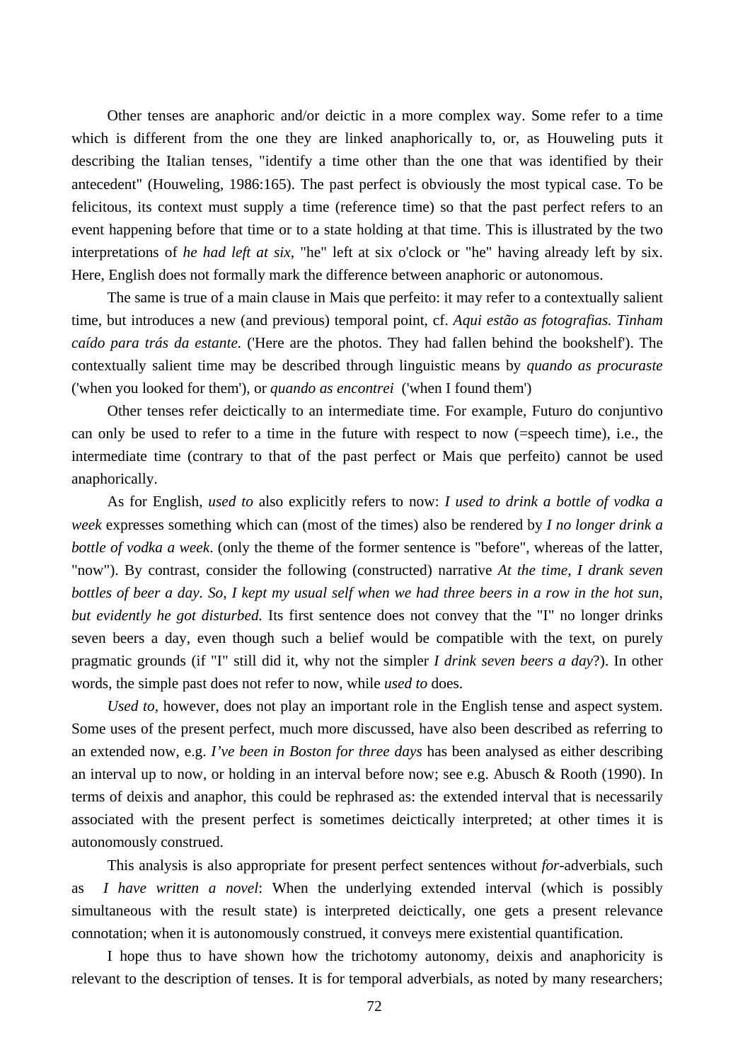Other tenses are anaphoric and/or deictic in a more complex way. Some refer to a time which is different from the one they are linked anaphorically to, or, as Houweling puts it describing the Italian tenses, "identify a time other than the one that was identified by their antecedent" (Houweling, 1986:165). The past perfect is obviously the most typical case. To be felicitous, its context must supply a time (reference time) so that the past perfect refers to an event happening before that time or to a state holding at that time. This is illustrated by the two interpretations of *he had left at six*, "he" left at six o'clock or "he" having already left by six. Here, English does not formally mark the difference between anaphoric or autonomous.

The same is true of a main clause in Mais que perfeito: it may refer to a contextually salient time, but introduces a new (and previous) temporal point, cf. *Aqui estão as fotografias. Tinham caído para trás da estante.* ('Here are the photos. They had fallen behind the bookshelf'). The contextually salient time may be described through linguistic means by *quando as procuraste* ('when you looked for them'), or *quando as encontrei* ('when I found them')

Other tenses refer deictically to an intermediate time. For example, Futuro do conjuntivo can only be used to refer to a time in the future with respect to now (=speech time), i.e., the intermediate time (contrary to that of the past perfect or Mais que perfeito) cannot be used anaphorically.

As for English, *used to* also explicitly refers to now: *I used to drink a bottle of vodka a week* expresses something which can (most of the times) also be rendered by *I no longer drink a bottle of vodka a week*. (only the theme of the former sentence is "before", whereas of the latter, "now"). By contrast, consider the following (constructed) narrative *At the time, I drank seven bottles of beer a day. So, I kept my usual self when we had three beers in a row in the hot sun, but evidently he got disturbed.* Its first sentence does not convey that the "I" no longer drinks seven beers a day, even though such a belief would be compatible with the text, on purely pragmatic grounds (if "I" still did it, why not the simpler *I drink seven beers a day*?). In other words, the simple past does not refer to now, while *used to* does.

*Used to*, however, does not play an important role in the English tense and aspect system. Some uses of the present perfect, much more discussed, have also been described as referring to an extended now, e.g. *I've been in Boston for three days* has been analysed as either describing an interval up to now, or holding in an interval before now; see e.g. Abusch & Rooth (1990). In terms of deixis and anaphor, this could be rephrased as: the extended interval that is necessarily associated with the present perfect is sometimes deictically interpreted; at other times it is autonomously construed.

This analysis is also appropriate for present perfect sentences without *for*-adverbials, such as *I have written a novel*: When the underlying extended interval (which is possibly simultaneous with the result state) is interpreted deictically, one gets a present relevance connotation; when it is autonomously construed, it conveys mere existential quantification.

I hope thus to have shown how the trichotomy autonomy, deixis and anaphoricity is relevant to the description of tenses. It is for temporal adverbials, as noted by many researchers;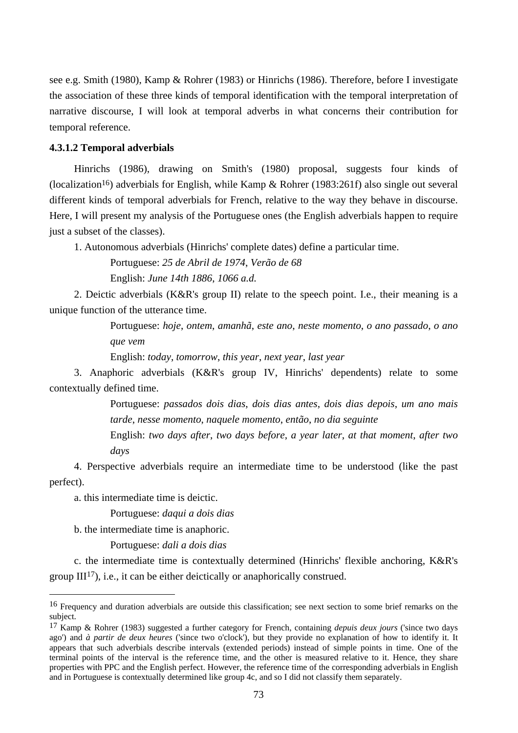see e.g. Smith (1980), Kamp & Rohrer (1983) or Hinrichs (1986). Therefore, before I investigate the association of these three kinds of temporal identification with the temporal interpretation of narrative discourse, I will look at temporal adverbs in what concerns their contribution for temporal reference.

#### 4.3.1.2 Temporal adverbials

Hinrichs (1986), drawing on Smith's (1980) proposal, suggests four kinds of (localization[16]) adverbials for English, while Kamp & Rohrer (1983:261f) also single out several different kinds of temporal adverbials for French, relative to the way they behave in discourse. Here, I will present my analysis of the Portuguese ones (the English adverbials happen to require just a subset of the classes).

1. Autonomous adverbials (Hinrichs' complete dates) define a particular time.

   Portuguese: *25 de Abril de 1974*, *Verão de 68*

   English: *June 14th 1886*, *1066 a.d.*

2. Deictic adverbials (K&R's group II) relate to the speech point. I.e., their meaning is a unique function of the utterance time.

   Portuguese: *hoje*, *ontem*, *amanhã*, *este ano*, *neste momento*, *o ano passado*, *o ano que vem*

   English: *today*, *tomorrow*, *this year*, *next year*, *last year*

3. Anaphoric adverbials (K&R's group IV, Hinrichs' dependents) relate to some contextually defined time.

   Portuguese: *passados dois dias*, *dois dias antes*, *dois dias depois*, *um ano mais tarde*, *nesse momento*, *naquele momento*, *então*, *no dia seguinte*

   English: *two days after*, *two days before*, *a year later*, *at that moment*, *after two days*

4. Perspective adverbials require an intermediate time to be understood (like the past perfect).

   a. this intermediate time is deictic.

      Portuguese: *daqui a dois dias*

   b. the intermediate time is anaphoric.

      Portuguese: *dali a dois dias*

   c. the intermediate time is contextually determined (Hinrichs' flexible anchoring, K&R's group III[17]), i.e., it can be either deictically or anaphorically construed.

---

[16] Frequency and duration adverbials are outside this classification; see next section to some brief remarks on the subject.

[17] Kamp & Rohrer (1983) suggested a further category for French, containing *depuis deux jours* ('since two days ago') and *à partir de deux heures* ('since two o'clock'), but they provide no explanation of how to identify it. It appears that such adverbials describe intervals (extended periods) instead of simple points in time. One of the terminal points of the interval is the reference time, and the other is measured relative to it. Hence, they share properties with PPC and the English perfect. However, the reference time of the corresponding adverbials in English and in Portuguese is contextually determined like group 4c, and so I did not classify them separately.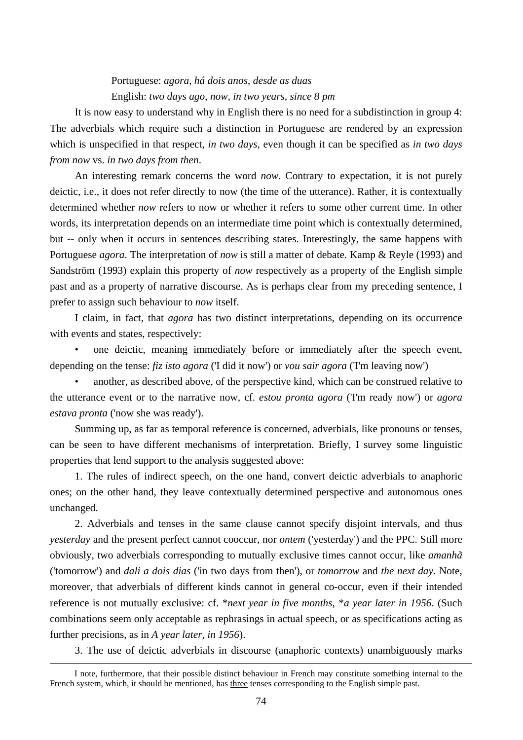Portuguese: *agora*, *há dois anos*, *desde as duas*

English: *two days ago*, *now*, *in two years*, *since 8 pm*

It is now easy to understand why in English there is no need for a subdistinction in group 4: The adverbials which require such a distinction in Portuguese are rendered by an expression which is unspecified in that respect, *in two days*, even though it can be specified as *in two days from now* vs. *in two days from then*.

An interesting remark concerns the word *now*. Contrary to expectation, it is not purely deictic, i.e., it does not refer directly to now (the time of the utterance). Rather, it is contextually determined whether *now* refers to now or whether it refers to some other current time. In other words, its interpretation depends on an intermediate time point which is contextually determined, but -- only when it occurs in sentences describing states. Interestingly, the same happens with Portuguese *agora*. The interpretation of *now* is still a matter of debate. Kamp & Reyle (1993) and Sandström (1993) explain this property of *now* respectively as a property of the English simple past and as a property of narrative discourse. As is perhaps clear from my preceding sentence, I prefer to assign such behaviour to *now* itself.

I claim, in fact, that *agora* has two distinct interpretations, depending on its occurrence with events and states, respectively:

- one deictic, meaning immediately before or immediately after the speech event, depending on the tense: *fiz isto agora* ('I did it now') or *vou sair agora* ('I'm leaving now')
- another, as described above, of the perspective kind, which can be construed relative to the utterance event or to the narrative now, cf. *estou pronta agora* ('I'm ready now') or *agora estava pronta* ('now she was ready').

Summing up, as far as temporal reference is concerned, adverbials, like pronouns or tenses, can be seen to have different mechanisms of interpretation. Briefly, I survey some linguistic properties that lend support to the analysis suggested above:

1. The rules of indirect speech, on the one hand, convert deictic adverbials to anaphoric ones; on the other hand, they leave contextually determined perspective and autonomous ones unchanged.

2. Adverbials and tenses in the same clause cannot specify disjoint intervals, and thus *yesterday* and the present perfect cannot cooccur, nor *ontem* ('yesterday') and the PPC. Still more obviously, two adverbials corresponding to mutually exclusive times cannot occur, like *amanhã* ('tomorrow') and *dali a dois dias* ('in two days from then'), or *tomorrow* and *the next day*. Note, moreover, that adverbials of different kinds cannot in general co-occur, even if their intended reference is not mutually exclusive: cf. **next year in five months*, **a year later in 1956*. (Such combinations seem only acceptable as rephrasings in actual speech, or as specifications acting as further precisions, as in *A year later, in 1956*).

3. The use of deictic adverbials in discourse (anaphoric contexts) unambiguously marks

---

I note, furthermore, that their possible distinct behaviour in French may constitute something internal to the French system, which, it should be mentioned, has <u>three</u> tenses corresponding to the English simple past.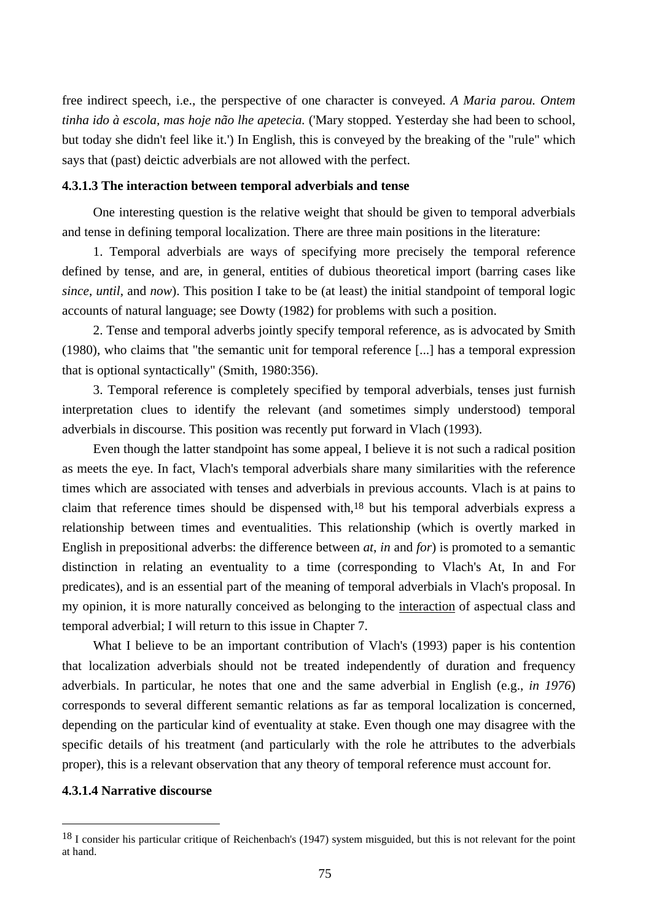free indirect speech, i.e., the perspective of one character is conveyed. *A Maria parou. Ontem tinha ido à escola, mas hoje não lhe apetecia.* ('Mary stopped. Yesterday she had been to school, but today she didn't feel like it.') In English, this is conveyed by the breaking of the "rule" which says that (past) deictic adverbials are not allowed with the perfect.

#### 4.3.1.3 The interaction between temporal adverbials and tense

One interesting question is the relative weight that should be given to temporal adverbials and tense in defining temporal localization. There are three main positions in the literature:

1. Temporal adverbials are ways of specifying more precisely the temporal reference defined by tense, and are, in general, entities of dubious theoretical import (barring cases like *since*, *until*, and *now*). This position I take to be (at least) the initial standpoint of temporal logic accounts of natural language; see Dowty (1982) for problems with such a position.

2. Tense and temporal adverbs jointly specify temporal reference, as is advocated by Smith (1980), who claims that "the semantic unit for temporal reference [...] has a temporal expression that is optional syntactically" (Smith, 1980:356).

3. Temporal reference is completely specified by temporal adverbials, tenses just furnish interpretation clues to identify the relevant (and sometimes simply understood) temporal adverbials in discourse. This position was recently put forward in Vlach (1993).

Even though the latter standpoint has some appeal, I believe it is not such a radical position as meets the eye. In fact, Vlach's temporal adverbials share many similarities with the reference times which are associated with tenses and adverbials in previous accounts. Vlach is at pains to claim that reference times should be dispensed with,[18] but his temporal adverbials express a relationship between times and eventualities. This relationship (which is overtly marked in English in prepositional adverbs: the difference between *at*, *in* and *for*) is promoted to a semantic distinction in relating an eventuality to a time (corresponding to Vlach's At, In and For predicates), and is an essential part of the meaning of temporal adverbials in Vlach's proposal. In my opinion, it is more naturally conceived as belonging to the <u>interaction</u> of aspectual class and temporal adverbial; I will return to this issue in Chapter 7.

What I believe to be an important contribution of Vlach's (1993) paper is his contention that localization adverbials should not be treated independently of duration and frequency adverbials. In particular, he notes that one and the same adverbial in English (e.g., *in 1976*) corresponds to several different semantic relations as far as temporal localization is concerned, depending on the particular kind of eventuality at stake. Even though one may disagree with the specific details of his treatment (and particularly with the role he attributes to the adverbials proper), this is a relevant observation that any theory of temporal reference must account for.

#### 4.3.1.4 Narrative discourse

---

[18] I consider his particular critique of Reichenbach's (1947) system misguided, but this is not relevant for the point at hand.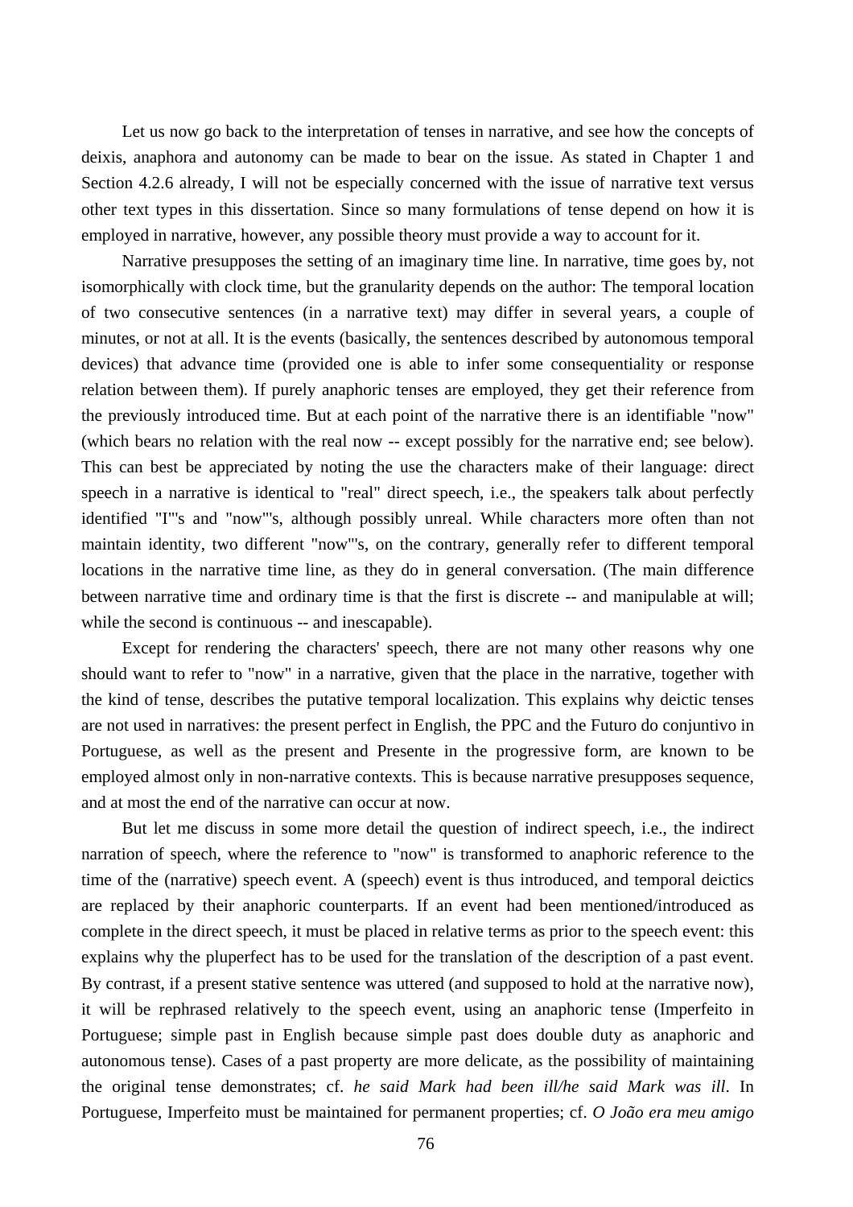Let us now go back to the interpretation of tenses in narrative, and see how the concepts of deixis, anaphora and autonomy can be made to bear on the issue. As stated in Chapter 1 and Section 4.2.6 already, I will not be especially concerned with the issue of narrative text versus other text types in this dissertation. Since so many formulations of tense depend on how it is employed in narrative, however, any possible theory must provide a way to account for it.

Narrative presupposes the setting of an imaginary time line. In narrative, time goes by, not isomorphically with clock time, but the granularity depends on the author: The temporal location of two consecutive sentences (in a narrative text) may differ in several years, a couple of minutes, or not at all. It is the events (basically, the sentences described by autonomous temporal devices) that advance time (provided one is able to infer some consequentiality or response relation between them). If purely anaphoric tenses are employed, they get their reference from the previously introduced time. But at each point of the narrative there is an identifiable "now" (which bears no relation with the real now -- except possibly for the narrative end; see below). This can best be appreciated by noting the use the characters make of their language: direct speech in a narrative is identical to "real" direct speech, i.e., the speakers talk about perfectly identified "I"'s and "now"'s, although possibly unreal. While characters more often than not maintain identity, two different "now"'s, on the contrary, generally refer to different temporal locations in the narrative time line, as they do in general conversation. (The main difference between narrative time and ordinary time is that the first is discrete -- and manipulable at will; while the second is continuous -- and inescapable).

Except for rendering the characters' speech, there are not many other reasons why one should want to refer to "now" in a narrative, given that the place in the narrative, together with the kind of tense, describes the putative temporal localization. This explains why deictic tenses are not used in narratives: the present perfect in English, the PPC and the Futuro do conjuntivo in Portuguese, as well as the present and Presente in the progressive form, are known to be employed almost only in non-narrative contexts. This is because narrative presupposes sequence, and at most the end of the narrative can occur at now.

But let me discuss in some more detail the question of indirect speech, i.e., the indirect narration of speech, where the reference to "now" is transformed to anaphoric reference to the time of the (narrative) speech event. A (speech) event is thus introduced, and temporal deictics are replaced by their anaphoric counterparts. If an event had been mentioned/introduced as complete in the direct speech, it must be placed in relative terms as prior to the speech event: this explains why the pluperfect has to be used for the translation of the description of a past event. By contrast, if a present stative sentence was uttered (and supposed to hold at the narrative now), it will be rephrased relatively to the speech event, using an anaphoric tense (Imperfeito in Portuguese; simple past in English because simple past does double duty as anaphoric and autonomous tense). Cases of a past property are more delicate, as the possibility of maintaining the original tense demonstrates; cf. *he said Mark had been ill/he said Mark was ill*. In Portuguese, Imperfeito must be maintained for permanent properties; cf. *O João era meu amigo*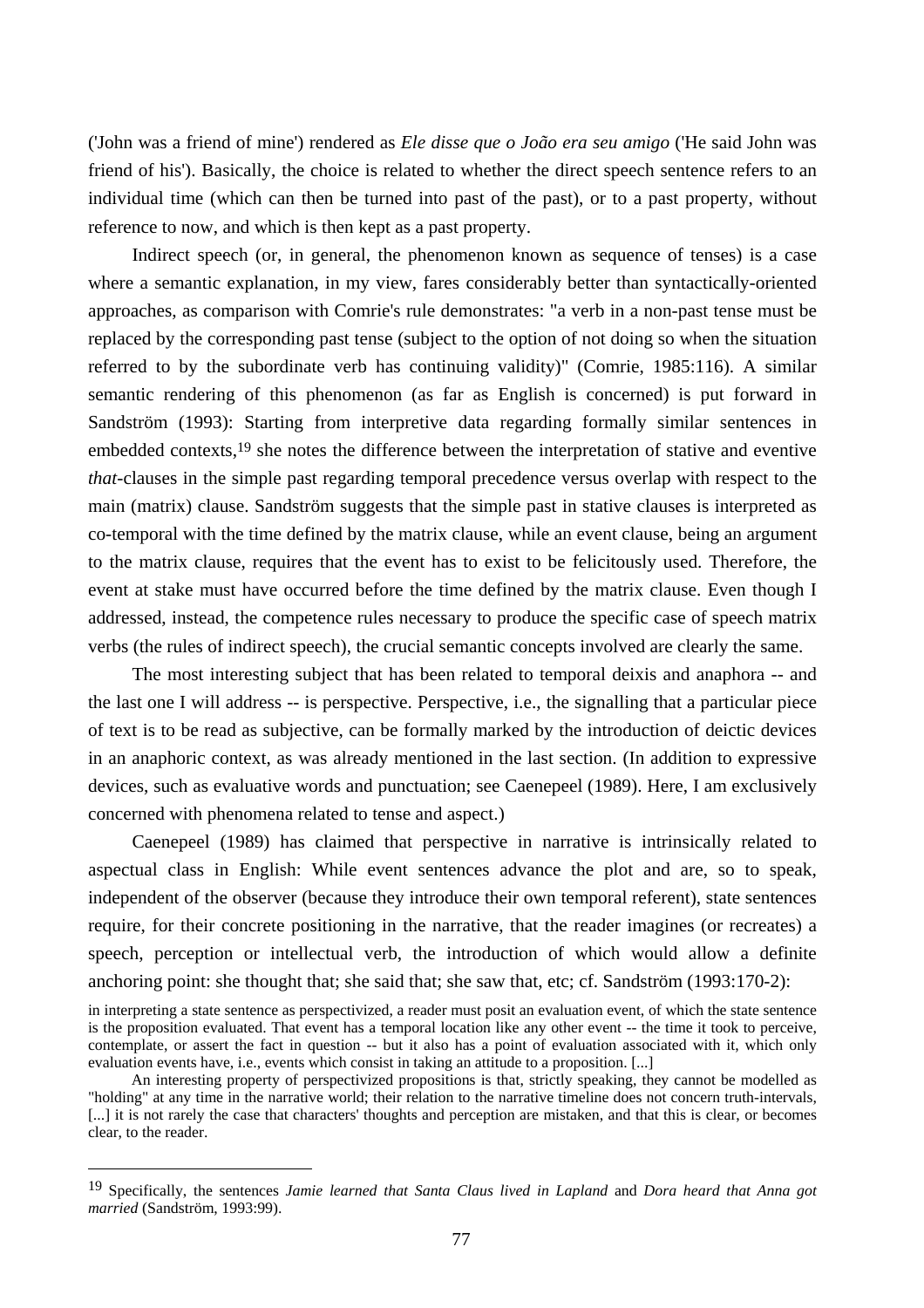('John was a friend of mine') rendered as *Ele disse que o João era seu amigo* ('He said John was friend of his'). Basically, the choice is related to whether the direct speech sentence refers to an individual time (which can then be turned into past of the past), or to a past property, without reference to now, and which is then kept as a past property.

Indirect speech (or, in general, the phenomenon known as sequence of tenses) is a case where a semantic explanation, in my view, fares considerably better than syntactically-oriented approaches, as comparison with Comrie's rule demonstrates: "a verb in a non-past tense must be replaced by the corresponding past tense (subject to the option of not doing so when the situation referred to by the subordinate verb has continuing validity)" (Comrie, 1985:116). A similar semantic rendering of this phenomenon (as far as English is concerned) is put forward in Sandström (1993): Starting from interpretive data regarding formally similar sentences in embedded contexts,[19] she notes the difference between the interpretation of stative and eventive *that*-clauses in the simple past regarding temporal precedence versus overlap with respect to the main (matrix) clause. Sandström suggests that the simple past in stative clauses is interpreted as co-temporal with the time defined by the matrix clause, while an event clause, being an argument to the matrix clause, requires that the event has to exist to be felicitously used. Therefore, the event at stake must have occurred before the time defined by the matrix clause. Even though I addressed, instead, the competence rules necessary to produce the specific case of speech matrix verbs (the rules of indirect speech), the crucial semantic concepts involved are clearly the same.

The most interesting subject that has been related to temporal deixis and anaphora -- and the last one I will address -- is perspective. Perspective, i.e., the signalling that a particular piece of text is to be read as subjective, can be formally marked by the introduction of deictic devices in an anaphoric context, as was already mentioned in the last section. (In addition to expressive devices, such as evaluative words and punctuation; see Caenepeel (1989). Here, I am exclusively concerned with phenomena related to tense and aspect.)

Caenepeel (1989) has claimed that perspective in narrative is intrinsically related to aspectual class in English: While event sentences advance the plot and are, so to speak, independent of the observer (because they introduce their own temporal referent), state sentences require, for their concrete positioning in the narrative, that the reader imagines (or recreates) a speech, perception or intellectual verb, the introduction of which would allow a definite anchoring point: she thought that; she said that; she saw that, etc; cf. Sandström (1993:170-2):

> in interpreting a state sentence as perspectivized, a reader must posit an evaluation event, of which the state sentence is the proposition evaluated. That event has a temporal location like any other event -- the time it took to perceive, contemplate, or assert the fact in question -- but it also has a point of evaluation associated with it, which only evaluation events have, i.e., events which consist in taking an attitude to a proposition. [...]
>
> An interesting property of perspectivized propositions is that, strictly speaking, they cannot be modelled as "holding" at any time in the narrative world; their relation to the narrative timeline does not concern truth-intervals, [...] it is not rarely the case that characters' thoughts and perception are mistaken, and that this is clear, or becomes clear, to the reader.

---

[19] Specifically, the sentences *Jamie learned that Santa Claus lived in Lapland* and *Dora heard that Anna got married* (Sandström, 1993:99).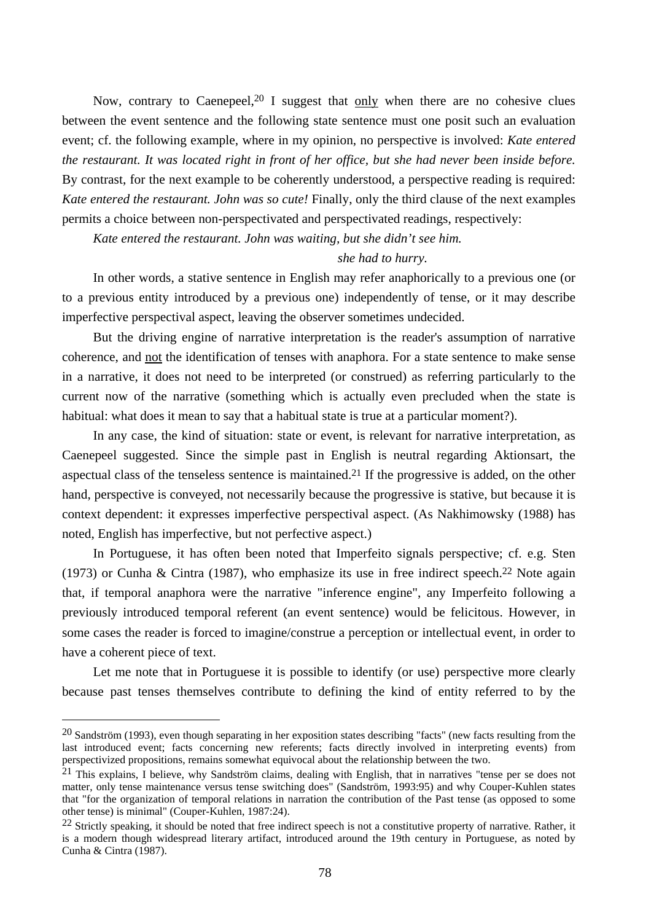Now, contrary to Caenepeel,[20] I suggest that only when there are no cohesive clues between the event sentence and the following state sentence must one posit such an evaluation event; cf. the following example, where in my opinion, no perspective is involved: *Kate entered the restaurant. It was located right in front of her office, but she had never been inside before.* By contrast, for the next example to be coherently understood, a perspective reading is required: *Kate entered the restaurant. John was so cute!* Finally, only the third clause of the next examples permits a choice between non-perspectivated and perspectivated readings, respectively:

*Kate entered the restaurant. John was waiting, but she didn't see him.*

*she had to hurry.*

In other words, a stative sentence in English may refer anaphorically to a previous one (or to a previous entity introduced by a previous one) independently of tense, or it may describe imperfective perspectival aspect, leaving the observer sometimes undecided.

But the driving engine of narrative interpretation is the reader's assumption of narrative coherence, and not the identification of tenses with anaphora. For a state sentence to make sense in a narrative, it does not need to be interpreted (or construed) as referring particularly to the current now of the narrative (something which is actually even precluded when the state is habitual: what does it mean to say that a habitual state is true at a particular moment?).

In any case, the kind of situation: state or event, is relevant for narrative interpretation, as Caenepeel suggested. Since the simple past in English is neutral regarding Aktionsart, the aspectual class of the tenseless sentence is maintained.[21] If the progressive is added, on the other hand, perspective is conveyed, not necessarily because the progressive is stative, but because it is context dependent: it expresses imperfective perspectival aspect. (As Nakhimowsky (1988) has noted, English has imperfective, but not perfective aspect.)

In Portuguese, it has often been noted that Imperfeito signals perspective; cf. e.g. Sten (1973) or Cunha & Cintra (1987), who emphasize its use in free indirect speech.[22] Note again that, if temporal anaphora were the narrative "inference engine", any Imperfeito following a previously introduced temporal referent (an event sentence) would be felicitous. However, in some cases the reader is forced to imagine/construe a perception or intellectual event, in order to have a coherent piece of text.

Let me note that in Portuguese it is possible to identify (or use) perspective more clearly because past tenses themselves contribute to defining the kind of entity referred to by the

---

[20] Sandström (1993), even though separating in her exposition states describing "facts" (new facts resulting from the last introduced event; facts concerning new referents; facts directly involved in interpreting events) from perspectivized propositions, remains somewhat equivocal about the relationship between the two.

[21] This explains, I believe, why Sandström claims, dealing with English, that in narratives "tense per se does not matter, only tense maintenance versus tense switching does" (Sandström, 1993:95) and why Couper-Kuhlen states that "for the organization of temporal relations in narration the contribution of the Past tense (as opposed to some other tense) is minimal" (Couper-Kuhlen, 1987:24).

[22] Strictly speaking, it should be noted that free indirect speech is not a constitutive property of narrative. Rather, it is a modern though widespread literary artifact, introduced around the 19th century in Portuguese, as noted by Cunha & Cintra (1987).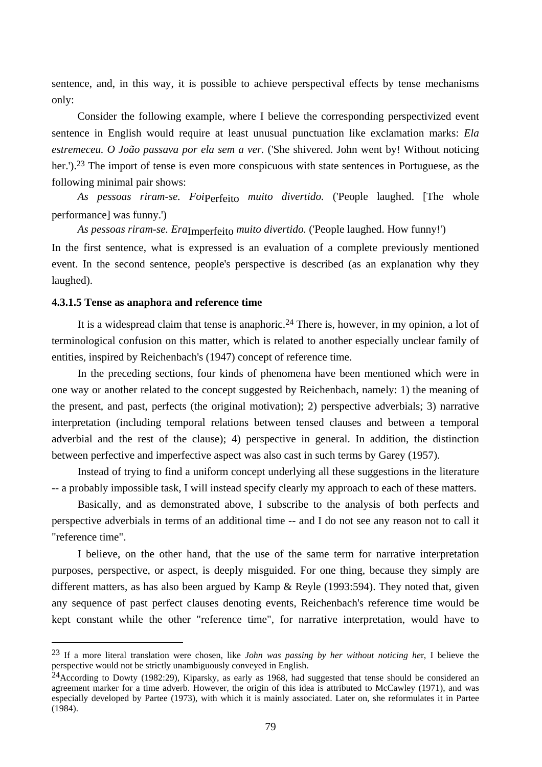sentence, and, in this way, it is possible to achieve perspectival effects by tense mechanisms only:

Consider the following example, where I believe the corresponding perspectivized event sentence in English would require at least unusual punctuation like exclamation marks: *Ela estremeceu. O João passava por ela sem a ver.* ('She shivered. John went by! Without noticing her.').[23] The import of tense is even more conspicuous with state sentences in Portuguese, as the following minimal pair shows:

*As pessoas riram-se. Foi*$_{\text{Perfeito}}$ *muito divertido.* ('People laughed. [The whole performance] was funny.')

*As pessoas riram-se. Era*$_{\text{Imperfeito}}$ *muito divertido.* ('People laughed. How funny!')

In the first sentence, what is expressed is an evaluation of a complete previously mentioned event. In the second sentence, people's perspective is described (as an explanation why they laughed).

#### 4.3.1.5 Tense as anaphora and reference time

It is a widespread claim that tense is anaphoric.[24] There is, however, in my opinion, a lot of terminological confusion on this matter, which is related to another especially unclear family of entities, inspired by Reichenbach's (1947) concept of reference time.

In the preceding sections, four kinds of phenomena have been mentioned which were in one way or another related to the concept suggested by Reichenbach, namely: 1) the meaning of the present, and past, perfects (the original motivation); 2) perspective adverbials; 3) narrative interpretation (including temporal relations between tensed clauses and between a temporal adverbial and the rest of the clause); 4) perspective in general. In addition, the distinction between perfective and imperfective aspect was also cast in such terms by Garey (1957).

Instead of trying to find a uniform concept underlying all these suggestions in the literature -- a probably impossible task, I will instead specify clearly my approach to each of these matters.

Basically, and as demonstrated above, I subscribe to the analysis of both perfects and perspective adverbials in terms of an additional time -- and I do not see any reason not to call it "reference time".

I believe, on the other hand, that the use of the same term for narrative interpretation purposes, perspective, or aspect, is deeply misguided. For one thing, because they simply are different matters, as has also been argued by Kamp & Reyle (1993:594). They noted that, given any sequence of past perfect clauses denoting events, Reichenbach's reference time would be kept constant while the other "reference time", for narrative interpretation, would have to

---

[23] If a more literal translation were chosen, like *John was passing by her without noticing her*, I believe the perspective would not be strictly unambiguously conveyed in English.

[24] According to Dowty (1982:29), Kiparsky, as early as 1968, had suggested that tense should be considered an agreement marker for a time adverb. However, the origin of this idea is attributed to McCawley (1971), and was especially developed by Partee (1973), with which it is mainly associated. Later on, she reformulates it in Partee (1984).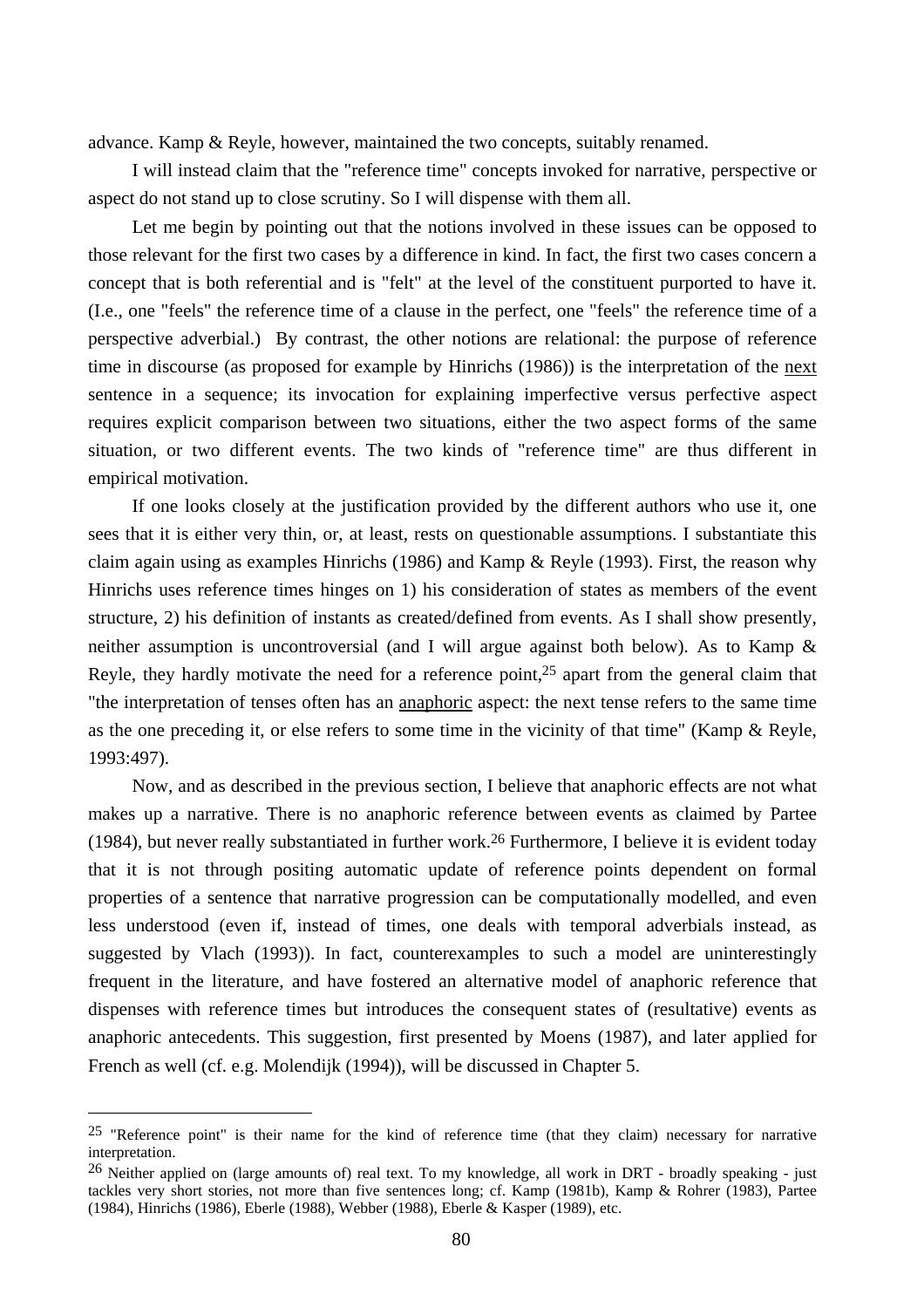advance. Kamp & Reyle, however, maintained the two concepts, suitably renamed.

I will instead claim that the "reference time" concepts invoked for narrative, perspective or aspect do not stand up to close scrutiny. So I will dispense with them all.

Let me begin by pointing out that the notions involved in these issues can be opposed to those relevant for the first two cases by a difference in kind. In fact, the first two cases concern a concept that is both referential and is "felt" at the level of the constituent purported to have it. (I.e., one "feels" the reference time of a clause in the perfect, one "feels" the reference time of a perspective adverbial.) By contrast, the other notions are relational: the purpose of reference time in discourse (as proposed for example by Hinrichs (1986)) is the interpretation of the <u>next</u> sentence in a sequence; its invocation for explaining imperfective versus perfective aspect requires explicit comparison between two situations, either the two aspect forms of the same situation, or two different events. The two kinds of "reference time" are thus different in empirical motivation.

If one looks closely at the justification provided by the different authors who use it, one sees that it is either very thin, or, at least, rests on questionable assumptions. I substantiate this claim again using as examples Hinrichs (1986) and Kamp & Reyle (1993). First, the reason why Hinrichs uses reference times hinges on 1) his consideration of states as members of the event structure, 2) his definition of instants as created/defined from events. As I shall show presently, neither assumption is uncontroversial (and I will argue against both below). As to Kamp & Reyle, they hardly motivate the need for a reference point,[25] apart from the general claim that "the interpretation of tenses often has an <u>anaphoric</u> aspect: the next tense refers to the same time as the one preceding it, or else refers to some time in the vicinity of that time" (Kamp & Reyle, 1993:497).

Now, and as described in the previous section, I believe that anaphoric effects are not what makes up a narrative. There is no anaphoric reference between events as claimed by Partee (1984), but never really substantiated in further work.[26] Furthermore, I believe it is evident today that it is not through positing automatic update of reference points dependent on formal properties of a sentence that narrative progression can be computationally modelled, and even less understood (even if, instead of times, one deals with temporal adverbials instead, as suggested by Vlach (1993)). In fact, counterexamples to such a model are uninterestingly frequent in the literature, and have fostered an alternative model of anaphoric reference that dispenses with reference times but introduces the consequent states of (resultative) events as anaphoric antecedents. This suggestion, first presented by Moens (1987), and later applied for French as well (cf. e.g. Molendijk (1994)), will be discussed in Chapter 5.

---

[25] "Reference point" is their name for the kind of reference time (that they claim) necessary for narrative interpretation.

[26] Neither applied on (large amounts of) real text. To my knowledge, all work in DRT - broadly speaking - just tackles very short stories, not more than five sentences long; cf. Kamp (1981b), Kamp & Rohrer (1983), Partee (1984), Hinrichs (1986), Eberle (1988), Webber (1988), Eberle & Kasper (1989), etc.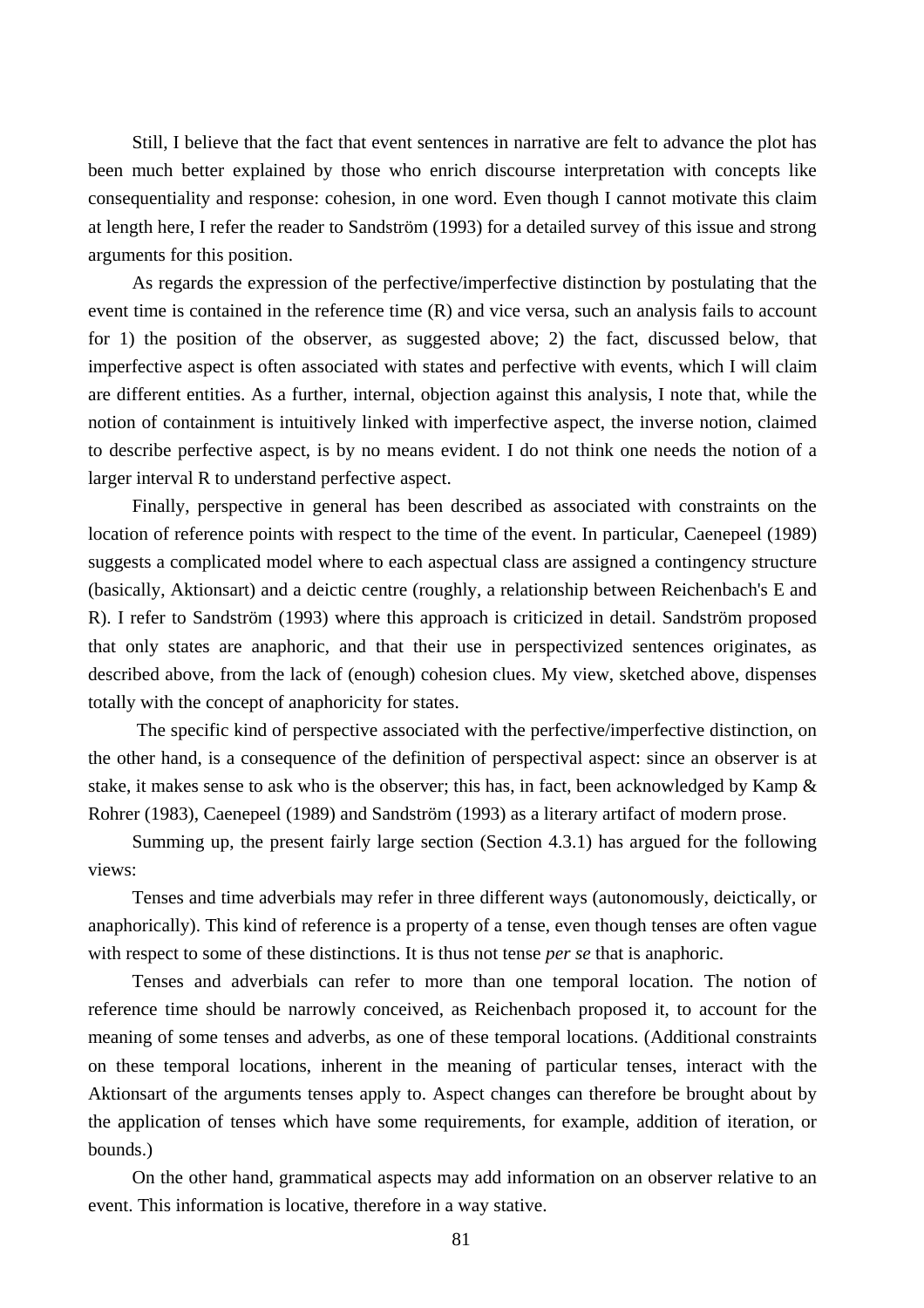Still, I believe that the fact that event sentences in narrative are felt to advance the plot has been much better explained by those who enrich discourse interpretation with concepts like consequentiality and response: cohesion, in one word. Even though I cannot motivate this claim at length here, I refer the reader to Sandström (1993) for a detailed survey of this issue and strong arguments for this position.

As regards the expression of the perfective/imperfective distinction by postulating that the event time is contained in the reference time (R) and vice versa, such an analysis fails to account for 1) the position of the observer, as suggested above; 2) the fact, discussed below, that imperfective aspect is often associated with states and perfective with events, which I will claim are different entities. As a further, internal, objection against this analysis, I note that, while the notion of containment is intuitively linked with imperfective aspect, the inverse notion, claimed to describe perfective aspect, is by no means evident. I do not think one needs the notion of a larger interval R to understand perfective aspect.

Finally, perspective in general has been described as associated with constraints on the location of reference points with respect to the time of the event. In particular, Caenepeel (1989) suggests a complicated model where to each aspectual class are assigned a contingency structure (basically, Aktionsart) and a deictic centre (roughly, a relationship between Reichenbach's E and R). I refer to Sandström (1993) where this approach is criticized in detail. Sandström proposed that only states are anaphoric, and that their use in perspectivized sentences originates, as described above, from the lack of (enough) cohesion clues. My view, sketched above, dispenses totally with the concept of anaphoricity for states.

The specific kind of perspective associated with the perfective/imperfective distinction, on the other hand, is a consequence of the definition of perspectival aspect: since an observer is at stake, it makes sense to ask who is the observer; this has, in fact, been acknowledged by Kamp & Rohrer (1983), Caenepeel (1989) and Sandström (1993) as a literary artifact of modern prose.

Summing up, the present fairly large section (Section 4.3.1) has argued for the following views:

Tenses and time adverbials may refer in three different ways (autonomously, deictically, or anaphorically). This kind of reference is a property of a tense, even though tenses are often vague with respect to some of these distinctions. It is thus not tense *per se* that is anaphoric.

Tenses and adverbials can refer to more than one temporal location. The notion of reference time should be narrowly conceived, as Reichenbach proposed it, to account for the meaning of some tenses and adverbs, as one of these temporal locations. (Additional constraints on these temporal locations, inherent in the meaning of particular tenses, interact with the Aktionsart of the arguments tenses apply to. Aspect changes can therefore be brought about by the application of tenses which have some requirements, for example, addition of iteration, or bounds.)

On the other hand, grammatical aspects may add information on an observer relative to an event. This information is locative, therefore in a way stative.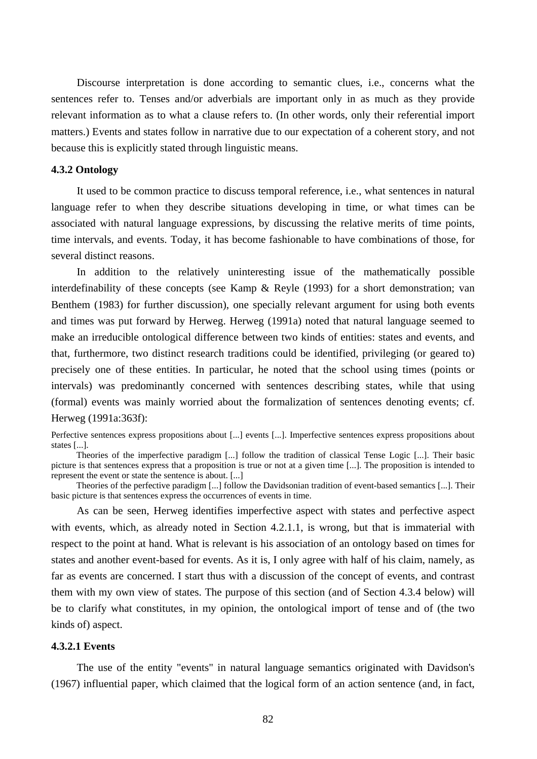Discourse interpretation is done according to semantic clues, i.e., concerns what the sentences refer to. Tenses and/or adverbials are important only in as much as they provide relevant information as to what a clause refers to. (In other words, only their referential import matters.) Events and states follow in narrative due to our expectation of a coherent story, and not because this is explicitly stated through linguistic means.

### 4.3.2 Ontology

It used to be common practice to discuss temporal reference, i.e., what sentences in natural language refer to when they describe situations developing in time, or what times can be associated with natural language expressions, by discussing the relative merits of time points, time intervals, and events. Today, it has become fashionable to have combinations of those, for several distinct reasons.

In addition to the relatively uninteresting issue of the mathematically possible interdefinability of these concepts (see Kamp & Reyle (1993) for a short demonstration; van Benthem (1983) for further discussion), one specially relevant argument for using both events and times was put forward by Herweg. Herweg (1991a) noted that natural language seemed to make an irreducible ontological difference between two kinds of entities: states and events, and that, furthermore, two distinct research traditions could be identified, privileging (or geared to) precisely one of these entities. In particular, he noted that the school using times (points or intervals) was predominantly concerned with sentences describing states, while that using (formal) events was mainly worried about the formalization of sentences denoting events; cf. Herweg (1991a:363f):

> Perfective sentences express propositions about [...] events [...]. Imperfective sentences express propositions about states [...].
>
> Theories of the imperfective paradigm [...] follow the tradition of classical Tense Logic [...]. Their basic picture is that sentences express that a proposition is true or not at a given time [...]. The proposition is intended to represent the event or state the sentence is about. [...]
>
> Theories of the perfective paradigm [...] follow the Davidsonian tradition of event-based semantics [...]. Their basic picture is that sentences express the occurrences of events in time.

As can be seen, Herweg identifies imperfective aspect with states and perfective aspect with events, which, as already noted in Section 4.2.1.1, is wrong, but that is immaterial with respect to the point at hand. What is relevant is his association of an ontology based on times for states and another event-based for events. As it is, I only agree with half of his claim, namely, as far as events are concerned. I start thus with a discussion of the concept of events, and contrast them with my own view of states. The purpose of this section (and of Section 4.3.4 below) will be to clarify what constitutes, in my opinion, the ontological import of tense and of (the two kinds of) aspect.

#### 4.3.2.1 Events

The use of the entity "events" in natural language semantics originated with Davidson's (1967) influential paper, which claimed that the logical form of an action sentence (and, in fact,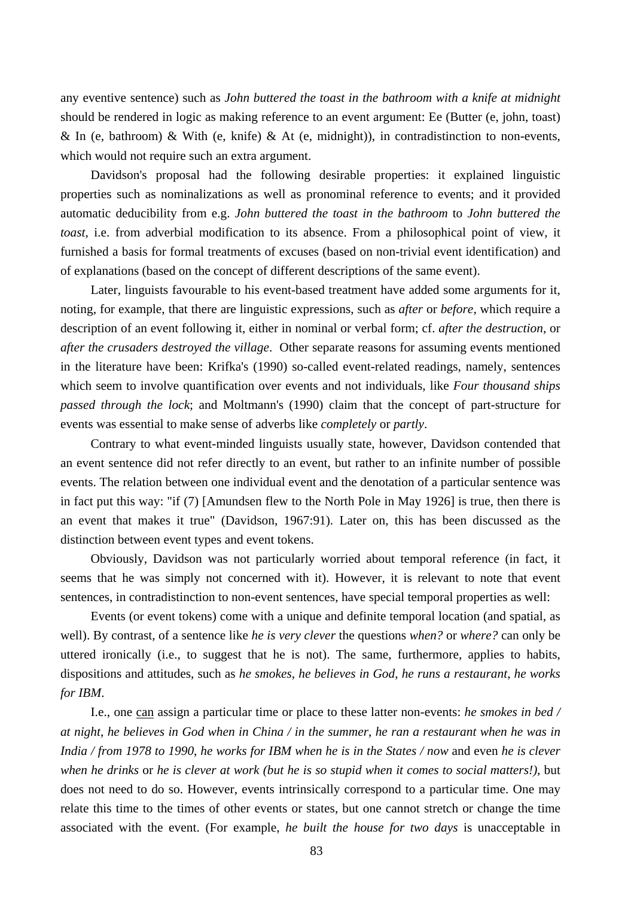any eventive sentence) such as *John buttered the toast in the bathroom with a knife at midnight* should be rendered in logic as making reference to an event argument: Ee (Butter (e, john, toast) & In (e, bathroom) & With (e, knife) & At (e, midnight)), in contradistinction to non-events, which would not require such an extra argument.

Davidson's proposal had the following desirable properties: it explained linguistic properties such as nominalizations as well as pronominal reference to events; and it provided automatic deducibility from e.g. *John buttered the toast in the bathroom* to *John buttered the toast*, i.e. from adverbial modification to its absence. From a philosophical point of view, it furnished a basis for formal treatments of excuses (based on non-trivial event identification) and of explanations (based on the concept of different descriptions of the same event).

Later, linguists favourable to his event-based treatment have added some arguments for it, noting, for example, that there are linguistic expressions, such as *after* or *before*, which require a description of an event following it, either in nominal or verbal form; cf. *after the destruction*, or *after the crusaders destroyed the village*. Other separate reasons for assuming events mentioned in the literature have been: Krifka's (1990) so-called event-related readings, namely, sentences which seem to involve quantification over events and not individuals, like *Four thousand ships passed through the lock*; and Moltmann's (1990) claim that the concept of part-structure for events was essential to make sense of adverbs like *completely* or *partly*.

Contrary to what event-minded linguists usually state, however, Davidson contended that an event sentence did not refer directly to an event, but rather to an infinite number of possible events. The relation between one individual event and the denotation of a particular sentence was in fact put this way: "if (7) [Amundsen flew to the North Pole in May 1926] is true, then there is an event that makes it true" (Davidson, 1967:91). Later on, this has been discussed as the distinction between event types and event tokens.

Obviously, Davidson was not particularly worried about temporal reference (in fact, it seems that he was simply not concerned with it). However, it is relevant to note that event sentences, in contradistinction to non-event sentences, have special temporal properties as well:

Events (or event tokens) come with a unique and definite temporal location (and spatial, as well). By contrast, of a sentence like *he is very clever* the questions *when?* or *where?* can only be uttered ironically (i.e., to suggest that he is not). The same, furthermore, applies to habits, dispositions and attitudes, such as *he smokes*, *he believes in God*, *he runs a restaurant*, *he works for IBM*.

I.e., one <u>can</u> assign a particular time or place to these latter non-events: *he smokes in bed / at night*, *he believes in God when in China / in the summer*, *he ran a restaurant when he was in India / from 1978 to 1990*, *he works for IBM when he is in the States / now* and even *he is clever when he drinks* or *he is clever at work (but he is so stupid when it comes to social matters!)*, but does not need to do so. However, events intrinsically correspond to a particular time. One may relate this time to the times of other events or states, but one cannot stretch or change the time associated with the event. (For example, *he built the house for two days* is unacceptable in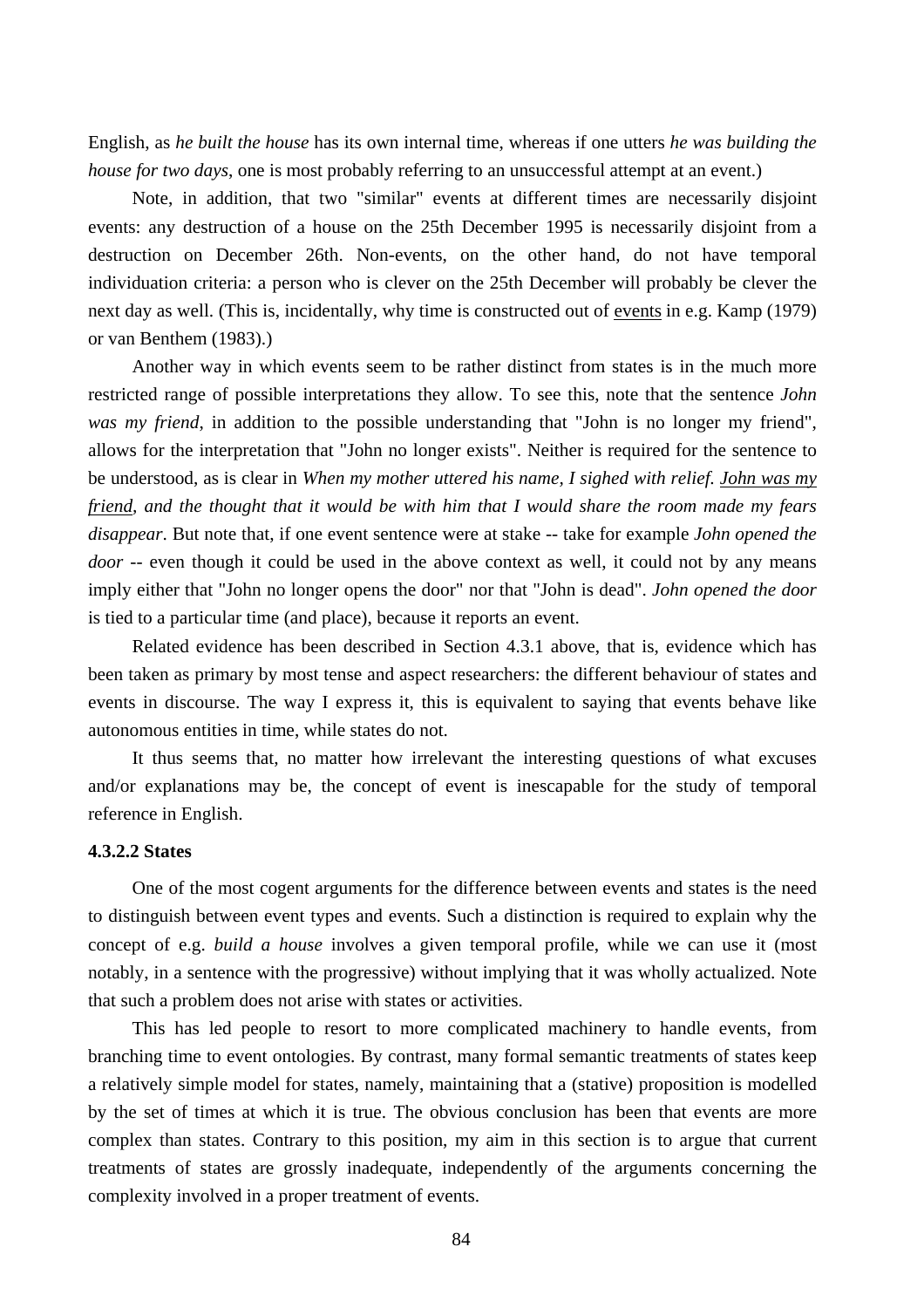English, as *he built the house* has its own internal time, whereas if one utters *he was building the house for two days*, one is most probably referring to an unsuccessful attempt at an event.)

Note, in addition, that two "similar" events at different times are necessarily disjoint events: any destruction of a house on the 25th December 1995 is necessarily disjoint from a destruction on December 26th. Non-events, on the other hand, do not have temporal individuation criteria: a person who is clever on the 25th December will probably be clever the next day as well. (This is, incidentally, why time is constructed out of <u>events</u> in e.g. Kamp (1979) or van Benthem (1983).)

Another way in which events seem to be rather distinct from states is in the much more restricted range of possible interpretations they allow. To see this, note that the sentence *John was my friend*, in addition to the possible understanding that "John is no longer my friend", allows for the interpretation that "John no longer exists". Neither is required for the sentence to be understood, as is clear in *When my mother uttered his name, I sighed with relief. <u>John was my friend</u>, and the thought that it would be with him that I would share the room made my fears disappear*. But note that, if one event sentence were at stake -- take for example *John opened the door* -- even though it could be used in the above context as well, it could not by any means imply either that "John no longer opens the door" nor that "John is dead". *John opened the door* is tied to a particular time (and place), because it reports an event.

Related evidence has been described in Section 4.3.1 above, that is, evidence which has been taken as primary by most tense and aspect researchers: the different behaviour of states and events in discourse. The way I express it, this is equivalent to saying that events behave like autonomous entities in time, while states do not.

It thus seems that, no matter how irrelevant the interesting questions of what excuses and/or explanations may be, the concept of event is inescapable for the study of temporal reference in English.

#### 4.3.2.2 States

One of the most cogent arguments for the difference between events and states is the need to distinguish between event types and events. Such a distinction is required to explain why the concept of e.g. *build a house* involves a given temporal profile, while we can use it (most notably, in a sentence with the progressive) without implying that it was wholly actualized. Note that such a problem does not arise with states or activities.

This has led people to resort to more complicated machinery to handle events, from branching time to event ontologies. By contrast, many formal semantic treatments of states keep a relatively simple model for states, namely, maintaining that a (stative) proposition is modelled by the set of times at which it is true. The obvious conclusion has been that events are more complex than states. Contrary to this position, my aim in this section is to argue that current treatments of states are grossly inadequate, independently of the arguments concerning the complexity involved in a proper treatment of events.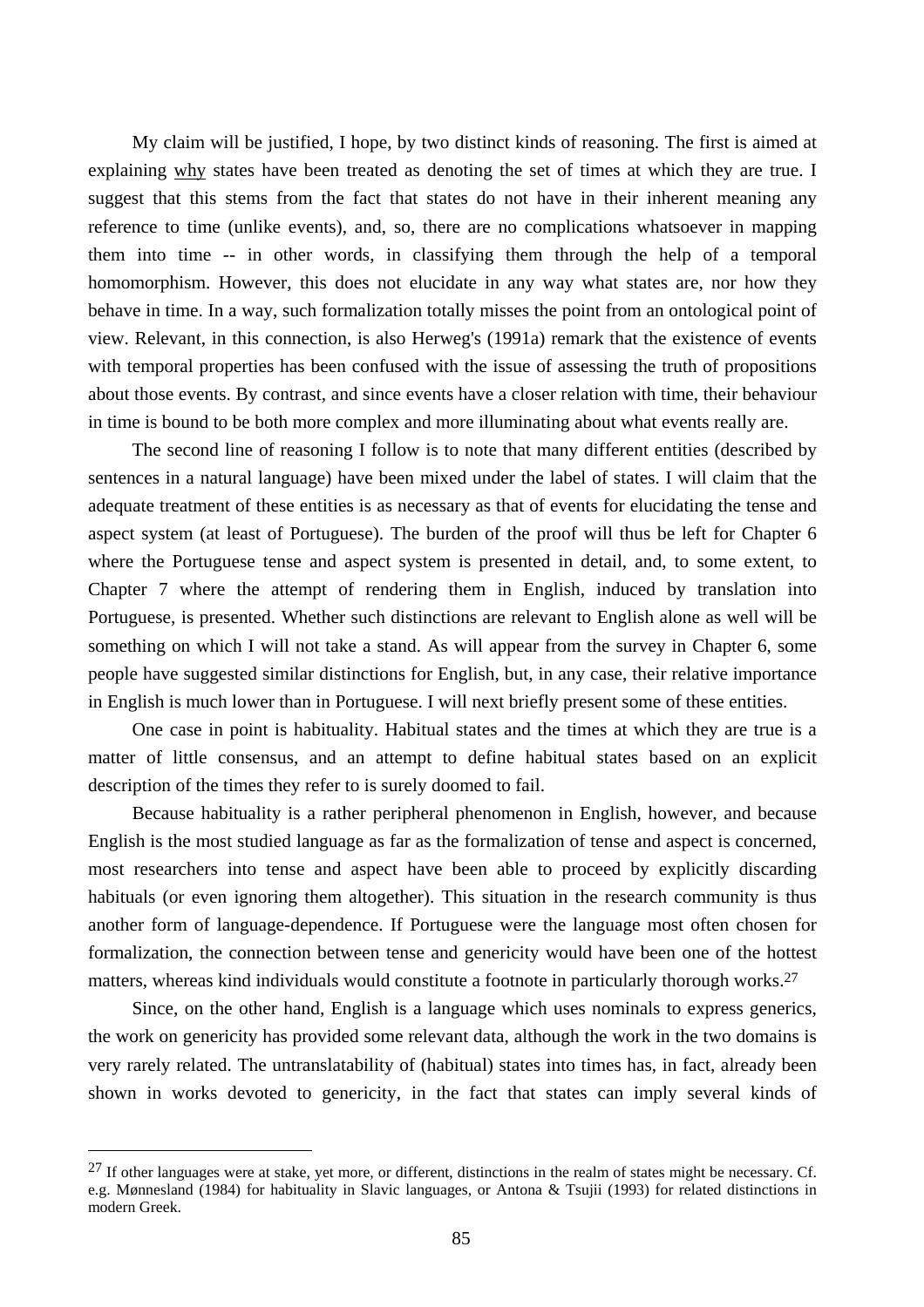My claim will be justified, I hope, by two distinct kinds of reasoning. The first is aimed at explaining <u>why</u> states have been treated as denoting the set of times at which they are true. I suggest that this stems from the fact that states do not have in their inherent meaning any reference to time (unlike events), and, so, there are no complications whatsoever in mapping them into time -- in other words, in classifying them through the help of a temporal homomorphism. However, this does not elucidate in any way what states are, nor how they behave in time. In a way, such formalization totally misses the point from an ontological point of view. Relevant, in this connection, is also Herweg's (1991a) remark that the existence of events with temporal properties has been confused with the issue of assessing the truth of propositions about those events. By contrast, and since events have a closer relation with time, their behaviour in time is bound to be both more complex and more illuminating about what events really are.

The second line of reasoning I follow is to note that many different entities (described by sentences in a natural language) have been mixed under the label of states. I will claim that the adequate treatment of these entities is as necessary as that of events for elucidating the tense and aspect system (at least of Portuguese). The burden of the proof will thus be left for Chapter 6 where the Portuguese tense and aspect system is presented in detail, and, to some extent, to Chapter 7 where the attempt of rendering them in English, induced by translation into Portuguese, is presented. Whether such distinctions are relevant to English alone as well will be something on which I will not take a stand. As will appear from the survey in Chapter 6, some people have suggested similar distinctions for English, but, in any case, their relative importance in English is much lower than in Portuguese. I will next briefly present some of these entities.

One case in point is habituality. Habitual states and the times at which they are true is a matter of little consensus, and an attempt to define habitual states based on an explicit description of the times they refer to is surely doomed to fail.

Because habituality is a rather peripheral phenomenon in English, however, and because English is the most studied language as far as the formalization of tense and aspect is concerned, most researchers into tense and aspect have been able to proceed by explicitly discarding habituals (or even ignoring them altogether). This situation in the research community is thus another form of language-dependence. If Portuguese were the language most often chosen for formalization, the connection between tense and genericity would have been one of the hottest matters, whereas kind individuals would constitute a footnote in particularly thorough works.[27]

Since, on the other hand, English is a language which uses nominals to express generics, the work on genericity has provided some relevant data, although the work in the two domains is very rarely related. The untranslatability of (habitual) states into times has, in fact, already been shown in works devoted to genericity, in the fact that states can imply several kinds of

---

[27] If other languages were at stake, yet more, or different, distinctions in the realm of states might be necessary. Cf. e.g. Mønnesland (1984) for habituality in Slavic languages, or Antona & Tsujii (1993) for related distinctions in modern Greek.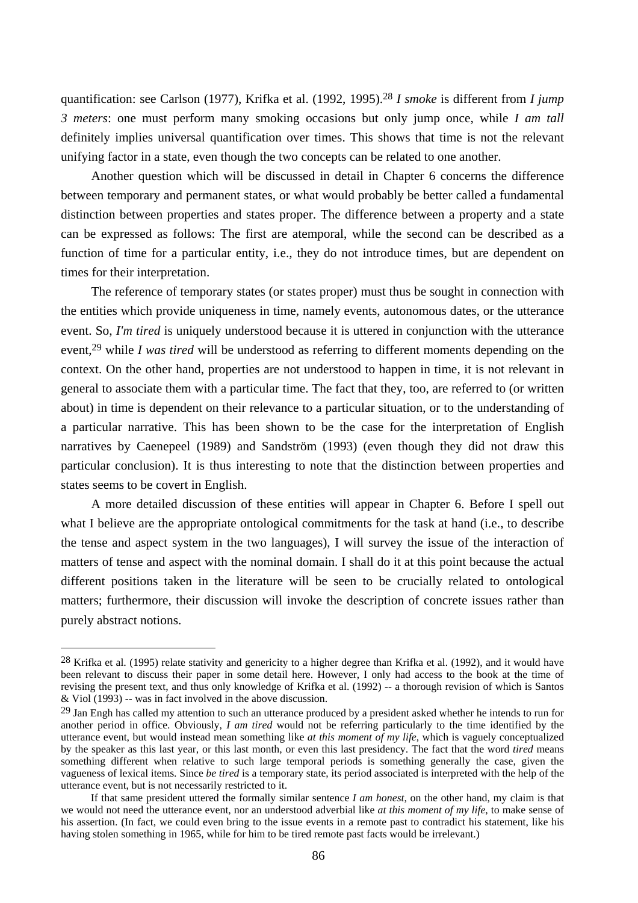quantification: see Carlson (1977), Krifka et al. (1992, 1995).[28] *I smoke* is different from *I jump 3 meters*: one must perform many smoking occasions but only jump once, while *I am tall* definitely implies universal quantification over times. This shows that time is not the relevant unifying factor in a state, even though the two concepts can be related to one another.

Another question which will be discussed in detail in Chapter 6 concerns the difference between temporary and permanent states, or what would probably be better called a fundamental distinction between properties and states proper. The difference between a property and a state can be expressed as follows: The first are atemporal, while the second can be described as a function of time for a particular entity, i.e., they do not introduce times, but are dependent on times for their interpretation.

The reference of temporary states (or states proper) must thus be sought in connection with the entities which provide uniqueness in time, namely events, autonomous dates, or the utterance event. So, *I'm tired* is uniquely understood because it is uttered in conjunction with the utterance event,[29] while *I was tired* will be understood as referring to different moments depending on the context. On the other hand, properties are not understood to happen in time, it is not relevant in general to associate them with a particular time. The fact that they, too, are referred to (or written about) in time is dependent on their relevance to a particular situation, or to the understanding of a particular narrative. This has been shown to be the case for the interpretation of English narratives by Caenepeel (1989) and Sandström (1993) (even though they did not draw this particular conclusion). It is thus interesting to note that the distinction between properties and states seems to be covert in English.

A more detailed discussion of these entities will appear in Chapter 6. Before I spell out what I believe are the appropriate ontological commitments for the task at hand (i.e., to describe the tense and aspect system in the two languages), I will survey the issue of the interaction of matters of tense and aspect with the nominal domain. I shall do it at this point because the actual different positions taken in the literature will be seen to be crucially related to ontological matters; furthermore, their discussion will invoke the description of concrete issues rather than purely abstract notions.

---

[28] Krifka et al. (1995) relate stativity and genericity to a higher degree than Krifka et al. (1992), and it would have been relevant to discuss their paper in some detail here. However, I only had access to the book at the time of revising the present text, and thus only knowledge of Krifka et al. (1992) -- a thorough revision of which is Santos & Viol (1993) -- was in fact involved in the above discussion.

[29] Jan Engh has called my attention to such an utterance produced by a president asked whether he intends to run for another period in office. Obviously, *I am tired* would not be referring particularly to the time identified by the utterance event, but would instead mean something like *at this moment of my life*, which is vaguely conceptualized by the speaker as this last year, or this last month, or even this last presidency. The fact that the word *tired* means something different when relative to such large temporal periods is something generally the case, given the vagueness of lexical items. Since *be tired* is a temporary state, its period associated is interpreted with the help of the utterance event, but is not necessarily restricted to it.

If that same president uttered the formally similar sentence *I am honest*, on the other hand, my claim is that we would not need the utterance event, nor an understood adverbial like *at this moment of my life*, to make sense of his assertion. (In fact, we could even bring to the issue events in a remote past to contradict his statement, like his having stolen something in 1965, while for him to be tired remote past facts would be irrelevant.)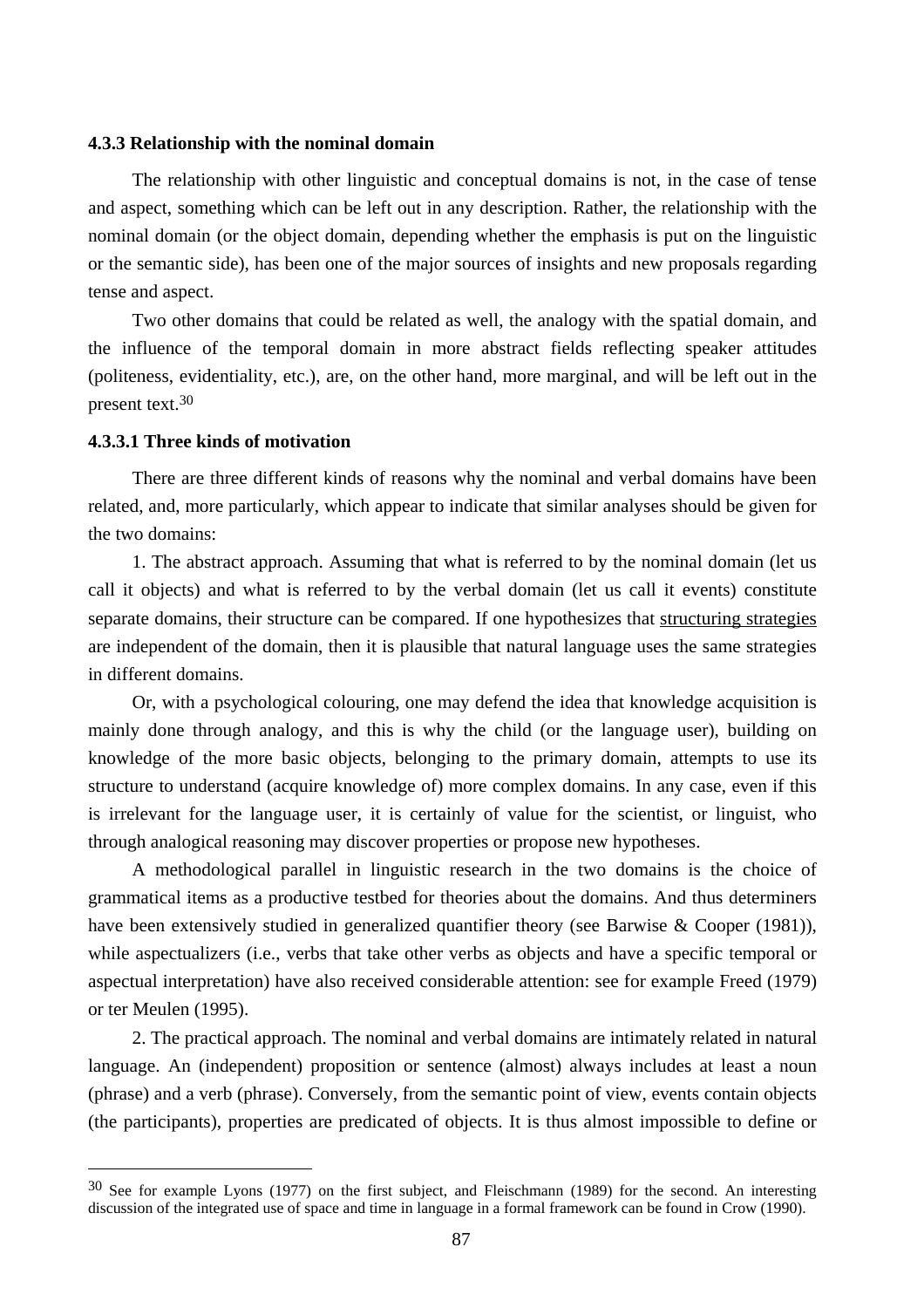### 4.3.3 Relationship with the nominal domain

The relationship with other linguistic and conceptual domains is not, in the case of tense and aspect, something which can be left out in any description. Rather, the relationship with the nominal domain (or the object domain, depending whether the emphasis is put on the linguistic or the semantic side), has been one of the major sources of insights and new proposals regarding tense and aspect.

Two other domains that could be related as well, the analogy with the spatial domain, and the influence of the temporal domain in more abstract fields reflecting speaker attitudes (politeness, evidentiality, etc.), are, on the other hand, more marginal, and will be left out in the present text.[30]

#### 4.3.3.1 Three kinds of motivation

There are three different kinds of reasons why the nominal and verbal domains have been related, and, more particularly, which appear to indicate that similar analyses should be given for the two domains:

1. The abstract approach. Assuming that what is referred to by the nominal domain (let us call it objects) and what is referred to by the verbal domain (let us call it events) constitute separate domains, their structure can be compared. If one hypothesizes that structuring strategies are independent of the domain, then it is plausible that natural language uses the same strategies in different domains.

Or, with a psychological colouring, one may defend the idea that knowledge acquisition is mainly done through analogy, and this is why the child (or the language user), building on knowledge of the more basic objects, belonging to the primary domain, attempts to use its structure to understand (acquire knowledge of) more complex domains. In any case, even if this is irrelevant for the language user, it is certainly of value for the scientist, or linguist, who through analogical reasoning may discover properties or propose new hypotheses.

A methodological parallel in linguistic research in the two domains is the choice of grammatical items as a productive testbed for theories about the domains. And thus determiners have been extensively studied in generalized quantifier theory (see Barwise & Cooper (1981)), while aspectualizers (i.e., verbs that take other verbs as objects and have a specific temporal or aspectual interpretation) have also received considerable attention: see for example Freed (1979) or ter Meulen (1995).

2. The practical approach. The nominal and verbal domains are intimately related in natural language. An (independent) proposition or sentence (almost) always includes at least a noun (phrase) and a verb (phrase). Conversely, from the semantic point of view, events contain objects (the participants), properties are predicated of objects. It is thus almost impossible to define or

---

[30] See for example Lyons (1977) on the first subject, and Fleischmann (1989) for the second. An interesting discussion of the integrated use of space and time in language in a formal framework can be found in Crow (1990).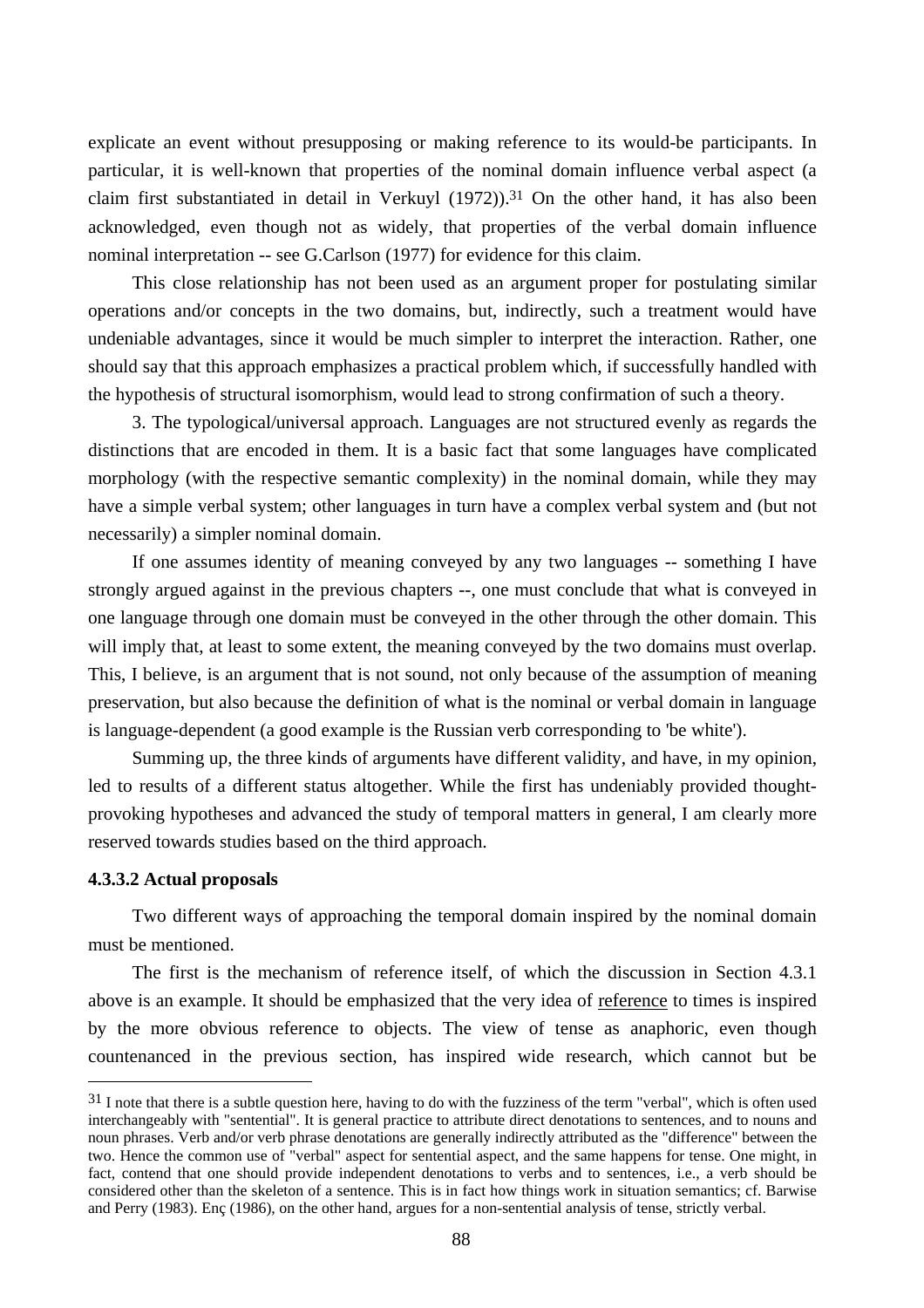explicate an event without presupposing or making reference to its would-be participants. In particular, it is well-known that properties of the nominal domain influence verbal aspect (a claim first substantiated in detail in Verkuyl (1972)).[31] On the other hand, it has also been acknowledged, even though not as widely, that properties of the verbal domain influence nominal interpretation -- see G.Carlson (1977) for evidence for this claim.

This close relationship has not been used as an argument proper for postulating similar operations and/or concepts in the two domains, but, indirectly, such a treatment would have undeniable advantages, since it would be much simpler to interpret the interaction. Rather, one should say that this approach emphasizes a practical problem which, if successfully handled with the hypothesis of structural isomorphism, would lead to strong confirmation of such a theory.

3. The typological/universal approach. Languages are not structured evenly as regards the distinctions that are encoded in them. It is a basic fact that some languages have complicated morphology (with the respective semantic complexity) in the nominal domain, while they may have a simple verbal system; other languages in turn have a complex verbal system and (but not necessarily) a simpler nominal domain.

If one assumes identity of meaning conveyed by any two languages -- something I have strongly argued against in the previous chapters --, one must conclude that what is conveyed in one language through one domain must be conveyed in the other through the other domain. This will imply that, at least to some extent, the meaning conveyed by the two domains must overlap. This, I believe, is an argument that is not sound, not only because of the assumption of meaning preservation, but also because the definition of what is the nominal or verbal domain in language is language-dependent (a good example is the Russian verb corresponding to 'be white').

Summing up, the three kinds of arguments have different validity, and have, in my opinion, led to results of a different status altogether. While the first has undeniably provided thought-provoking hypotheses and advanced the study of temporal matters in general, I am clearly more reserved towards studies based on the third approach.

#### 4.3.3.2 Actual proposals

Two different ways of approaching the temporal domain inspired by the nominal domain must be mentioned.

The first is the mechanism of reference itself, of which the discussion in Section 4.3.1 above is an example. It should be emphasized that the very idea of reference to times is inspired by the more obvious reference to objects. The view of tense as anaphoric, even though countenanced in the previous section, has inspired wide research, which cannot but be

---

[31] I note that there is a subtle question here, having to do with the fuzziness of the term "verbal", which is often used interchangeably with "sentential". It is general practice to attribute direct denotations to sentences, and to nouns and noun phrases. Verb and/or verb phrase denotations are generally indirectly attributed as the "difference" between the two. Hence the common use of "verbal" aspect for sentential aspect, and the same happens for tense. One might, in fact, contend that one should provide independent denotations to verbs and to sentences, i.e., a verb should be considered other than the skeleton of a sentence. This is in fact how things work in situation semantics; cf. Barwise and Perry (1983). Enç (1986), on the other hand, argues for a non-sentential analysis of tense, strictly verbal.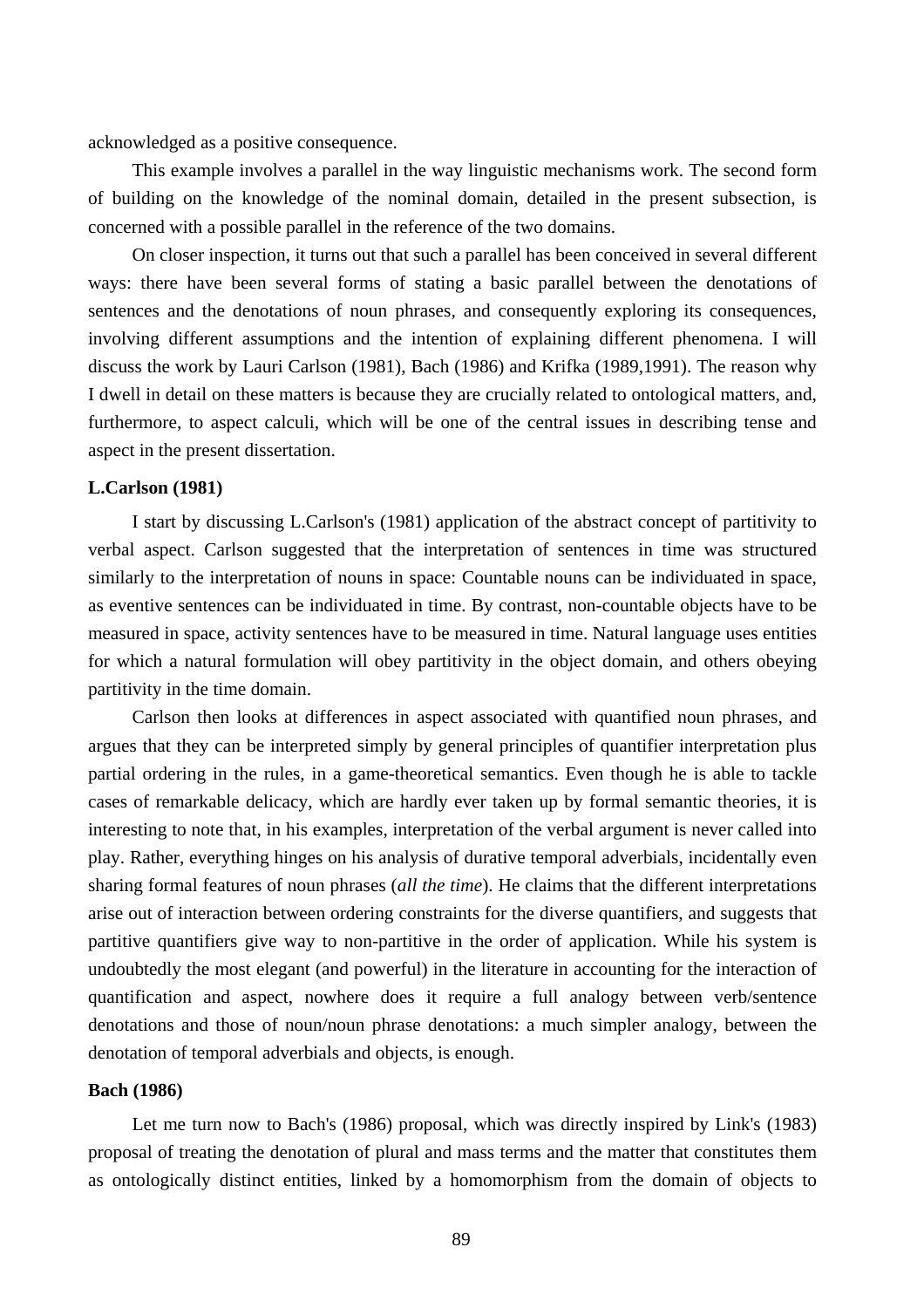acknowledged as a positive consequence.

This example involves a parallel in the way linguistic mechanisms work. The second form of building on the knowledge of the nominal domain, detailed in the present subsection, is concerned with a possible parallel in the reference of the two domains.

On closer inspection, it turns out that such a parallel has been conceived in several different ways: there have been several forms of stating a basic parallel between the denotations of sentences and the denotations of noun phrases, and consequently exploring its consequences, involving different assumptions and the intention of explaining different phenomena. I will discuss the work by Lauri Carlson (1981), Bach (1986) and Krifka (1989,1991). The reason why I dwell in detail on these matters is because they are crucially related to ontological matters, and, furthermore, to aspect calculi, which will be one of the central issues in describing tense and aspect in the present dissertation.

**L.Carlson (1981)**

I start by discussing L.Carlson's (1981) application of the abstract concept of partitivity to verbal aspect. Carlson suggested that the interpretation of sentences in time was structured similarly to the interpretation of nouns in space: Countable nouns can be individuated in space, as eventive sentences can be individuated in time. By contrast, non-countable objects have to be measured in space, activity sentences have to be measured in time. Natural language uses entities for which a natural formulation will obey partitivity in the object domain, and others obeying partitivity in the time domain.

Carlson then looks at differences in aspect associated with quantified noun phrases, and argues that they can be interpreted simply by general principles of quantifier interpretation plus partial ordering in the rules, in a game-theoretical semantics. Even though he is able to tackle cases of remarkable delicacy, which are hardly ever taken up by formal semantic theories, it is interesting to note that, in his examples, interpretation of the verbal argument is never called into play. Rather, everything hinges on his analysis of durative temporal adverbials, incidentally even sharing formal features of noun phrases (*all the time*). He claims that the different interpretations arise out of interaction between ordering constraints for the diverse quantifiers, and suggests that partitive quantifiers give way to non-partitive in the order of application. While his system is undoubtedly the most elegant (and powerful) in the literature in accounting for the interaction of quantification and aspect, nowhere does it require a full analogy between verb/sentence denotations and those of noun/noun phrase denotations: a much simpler analogy, between the denotation of temporal adverbials and objects, is enough.

**Bach (1986)**

Let me turn now to Bach's (1986) proposal, which was directly inspired by Link's (1983) proposal of treating the denotation of plural and mass terms and the matter that constitutes them as ontologically distinct entities, linked by a homomorphism from the domain of objects to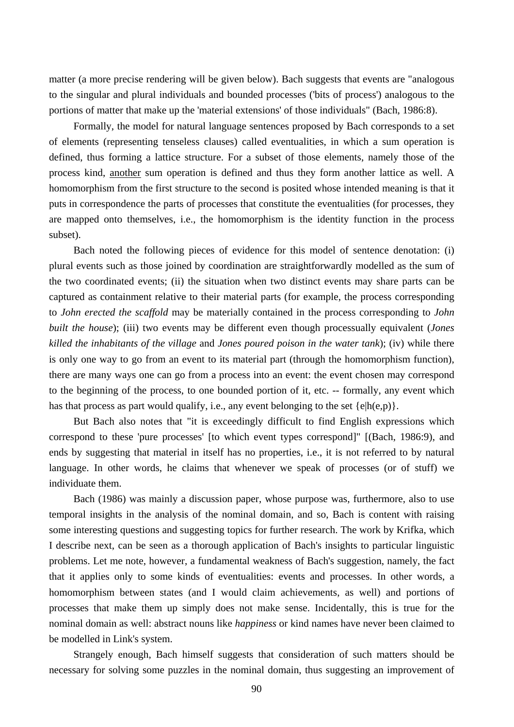matter (a more precise rendering will be given below). Bach suggests that events are "analogous to the singular and plural individuals and bounded processes ('bits of process') analogous to the portions of matter that make up the 'material extensions' of those individuals" (Bach, 1986:8).

Formally, the model for natural language sentences proposed by Bach corresponds to a set of elements (representing tenseless clauses) called eventualities, in which a sum operation is defined, thus forming a lattice structure. For a subset of those elements, namely those of the process kind, another sum operation is defined and thus they form another lattice as well. A homomorphism from the first structure to the second is posited whose intended meaning is that it puts in correspondence the parts of processes that constitute the eventualities (for processes, they are mapped onto themselves, i.e., the homomorphism is the identity function in the process subset).

Bach noted the following pieces of evidence for this model of sentence denotation: (i) plural events such as those joined by coordination are straightforwardly modelled as the sum of the two coordinated events; (ii) the situation when two distinct events may share parts can be captured as containment relative to their material parts (for example, the process corresponding to *John erected the scaffold* may be materially contained in the process corresponding to *John built the house*); (iii) two events may be different even though processually equivalent (*Jones killed the inhabitants of the village* and *Jones poured poison in the water tank*); (iv) while there is only one way to go from an event to its material part (through the homomorphism function), there are many ways one can go from a process into an event: the event chosen may correspond to the beginning of the process, to one bounded portion of it, etc. -- formally, any event which has that process as part would qualify, i.e., any event belonging to the set $\{e|h(e,p)\}$.

But Bach also notes that "it is exceedingly difficult to find English expressions which correspond to these 'pure processes' [to which event types correspond]" [(Bach, 1986:9), and ends by suggesting that material in itself has no properties, i.e., it is not referred to by natural language. In other words, he claims that whenever we speak of processes (or of stuff) we individuate them.

Bach (1986) was mainly a discussion paper, whose purpose was, furthermore, also to use temporal insights in the analysis of the nominal domain, and so, Bach is content with raising some interesting questions and suggesting topics for further research. The work by Krifka, which I describe next, can be seen as a thorough application of Bach's insights to particular linguistic problems. Let me note, however, a fundamental weakness of Bach's suggestion, namely, the fact that it applies only to some kinds of eventualities: events and processes. In other words, a homomorphism between states (and I would claim achievements, as well) and portions of processes that make them up simply does not make sense. Incidentally, this is true for the nominal domain as well: abstract nouns like *happiness* or kind names have never been claimed to be modelled in Link's system.

Strangely enough, Bach himself suggests that consideration of such matters should be necessary for solving some puzzles in the nominal domain, thus suggesting an improvement of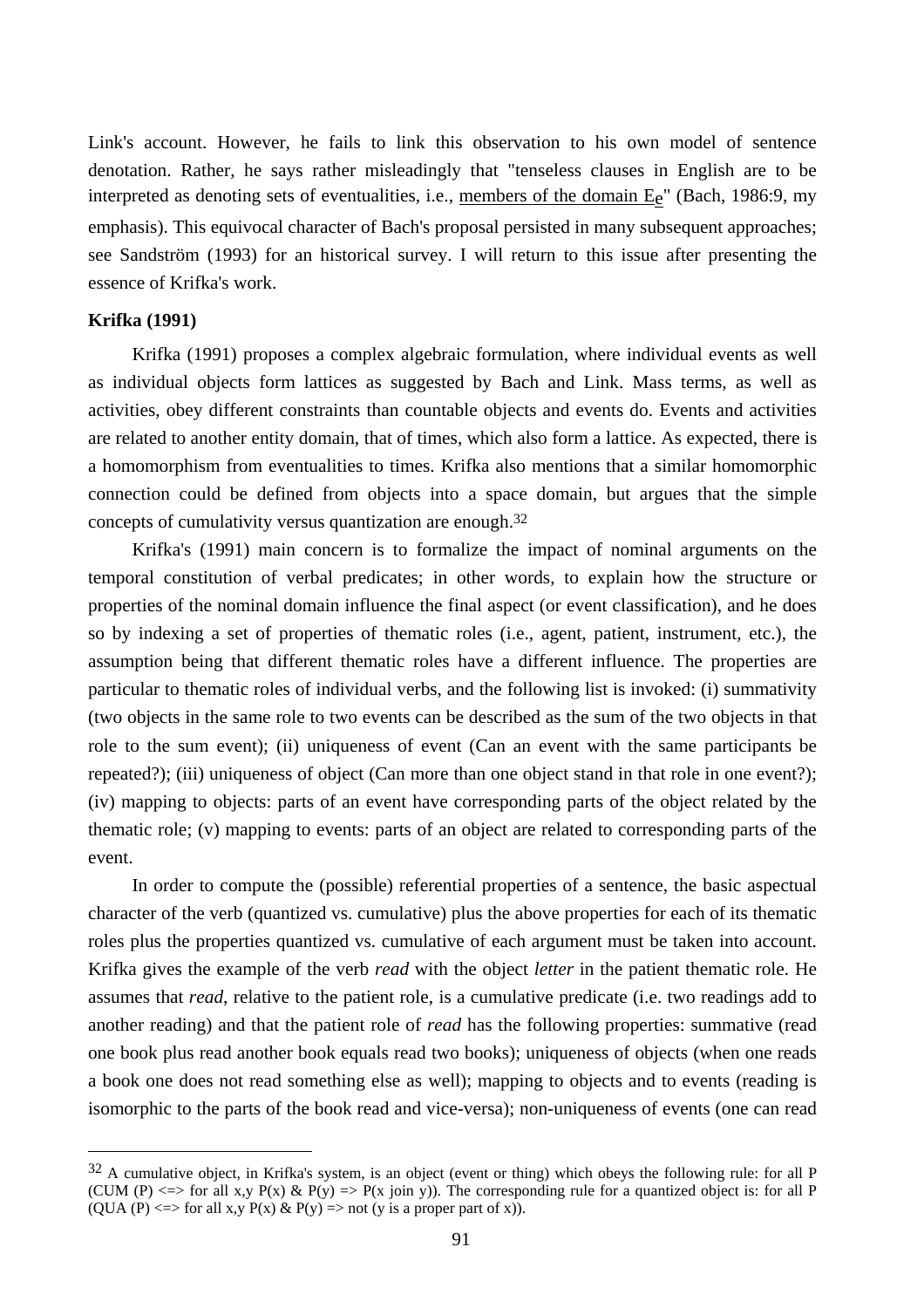Link's account. However, he fails to link this observation to his own model of sentence denotation. Rather, he says rather misleadingly that "tenseless clauses in English are to be interpreted as denoting sets of eventualities, i.e., <u>members of the domain $E_e$</u>" (Bach, 1986:9, my emphasis). This equivocal character of Bach's proposal persisted in many subsequent approaches; see Sandström (1993) for an historical survey. I will return to this issue after presenting the essence of Krifka's work.

**Krifka (1991)**

Krifka (1991) proposes a complex algebraic formulation, where individual events as well as individual objects form lattices as suggested by Bach and Link. Mass terms, as well as activities, obey different constraints than countable objects and events do. Events and activities are related to another entity domain, that of times, which also form a lattice. As expected, there is a homomorphism from eventualities to times. Krifka also mentions that a similar homomorphic connection could be defined from objects into a space domain, but argues that the simple concepts of cumulativity versus quantization are enough.[32]

Krifka's (1991) main concern is to formalize the impact of nominal arguments on the temporal constitution of verbal predicates; in other words, to explain how the structure or properties of the nominal domain influence the final aspect (or event classification), and he does so by indexing a set of properties of thematic roles (i.e., agent, patient, instrument, etc.), the assumption being that different thematic roles have a different influence. The properties are particular to thematic roles of individual verbs, and the following list is invoked: (i) summativity (two objects in the same role to two events can be described as the sum of the two objects in that role to the sum event); (ii) uniqueness of event (Can an event with the same participants be repeated?); (iii) uniqueness of object (Can more than one object stand in that role in one event?); (iv) mapping to objects: parts of an event have corresponding parts of the object related by the thematic role; (v) mapping to events: parts of an object are related to corresponding parts of the event.

In order to compute the (possible) referential properties of a sentence, the basic aspectual character of the verb (quantized vs. cumulative) plus the above properties for each of its thematic roles plus the properties quantized vs. cumulative of each argument must be taken into account. Krifka gives the example of the verb *read* with the object *letter* in the patient thematic role. He assumes that *read*, relative to the patient role, is a cumulative predicate (i.e. two readings add to another reading) and that the patient role of *read* has the following properties: summative (read one book plus read another book equals read two books); uniqueness of objects (when one reads a book one does not read something else as well); mapping to objects and to events (reading is isomorphic to the parts of the book read and vice-versa); non-uniqueness of events (one can read

---

[32] A cumulative object, in Krifka's system, is an object (event or thing) which obeys the following rule: for all P (CUM (P) <=> for all x,y P(x) & P(y) => P(x join y)). The corresponding rule for a quantized object is: for all P (QUA (P) <=> for all x,y P(x) & P(y) => not (y is a proper part of x)).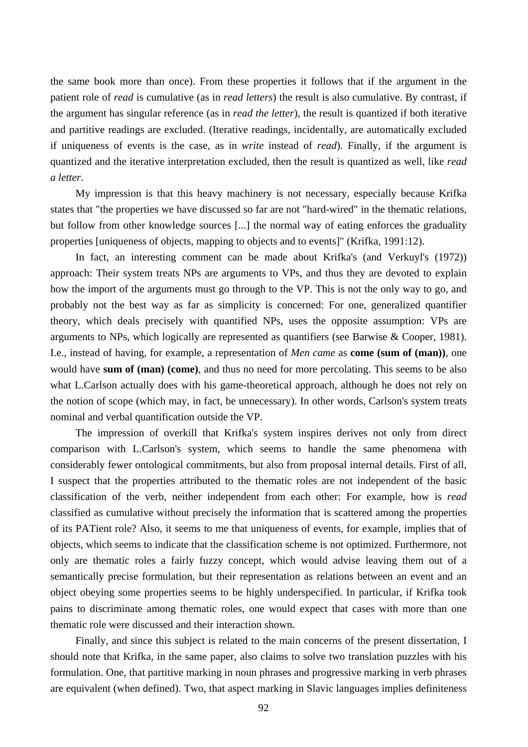the same book more than once). From these properties it follows that if the argument in the patient role of *read* is cumulative (as in *read letters*) the result is also cumulative. By contrast, if the argument has singular reference (as in *read the letter*), the result is quantized if both iterative and partitive readings are excluded. (Iterative readings, incidentally, are automatically excluded if uniqueness of events is the case, as in *write* instead of *read*). Finally, if the argument is quantized and the iterative interpretation excluded, then the result is quantized as well, like *read a letter*.

My impression is that this heavy machinery is not necessary, especially because Krifka states that "the properties we have discussed so far are not "hard-wired" in the thematic relations, but follow from other knowledge sources [...] the normal way of eating enforces the graduality properties [uniqueness of objects, mapping to objects and to events]" (Krifka, 1991:12).

In fact, an interesting comment can be made about Krifka's (and Verkuyl's (1972)) approach: Their system treats NPs are arguments to VPs, and thus they are devoted to explain how the import of the arguments must go through to the VP. This is not the only way to go, and probably not the best way as far as simplicity is concerned: For one, generalized quantifier theory, which deals precisely with quantified NPs, uses the opposite assumption: VPs are arguments to NPs, which logically are represented as quantifiers (see Barwise & Cooper, 1981). I.e., instead of having, for example, a representation of *Men came* as **come (sum of (man))**, one would have **sum of (man) (come)**, and thus no need for more percolating. This seems to be also what L.Carlson actually does with his game-theoretical approach, although he does not rely on the notion of scope (which may, in fact, be unnecessary). In other words, Carlson's system treats nominal and verbal quantification outside the VP.

The impression of overkill that Krifka's system inspires derives not only from direct comparison with L.Carlson's system, which seems to handle the same phenomena with considerably fewer ontological commitments, but also from proposal internal details. First of all, I suspect that the properties attributed to the thematic roles are not independent of the basic classification of the verb, neither independent from each other: For example, how is *read* classified as cumulative without precisely the information that is scattered among the properties of its PATient role? Also, it seems to me that uniqueness of events, for example, implies that of objects, which seems to indicate that the classification scheme is not optimized. Furthermore, not only are thematic roles a fairly fuzzy concept, which would advise leaving them out of a semantically precise formulation, but their representation as relations between an event and an object obeying some properties seems to be highly underspecified. In particular, if Krifka took pains to discriminate among thematic roles, one would expect that cases with more than one thematic role were discussed and their interaction shown.

Finally, and since this subject is related to the main concerns of the present dissertation, I should note that Krifka, in the same paper, also claims to solve two translation puzzles with his formulation. One, that partitive marking in noun phrases and progressive marking in verb phrases are equivalent (when defined). Two, that aspect marking in Slavic languages implies definiteness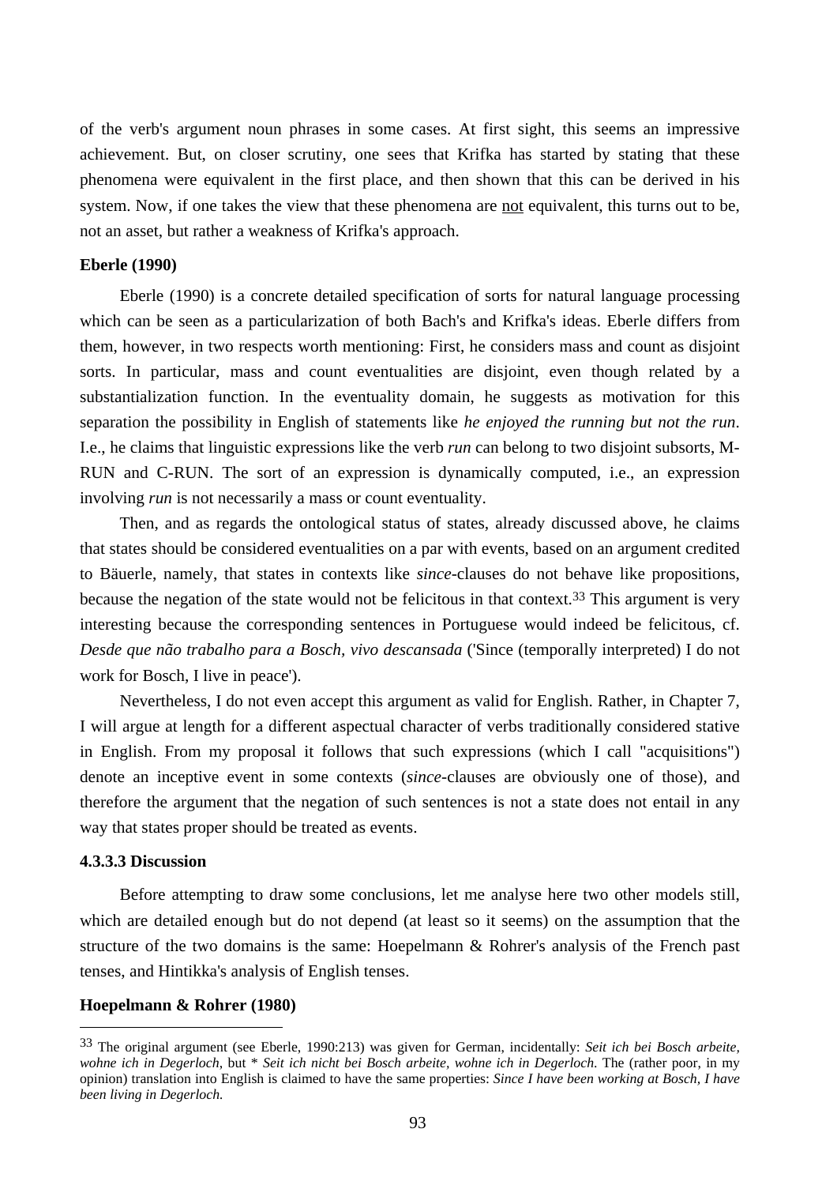of the verb's argument noun phrases in some cases. At first sight, this seems an impressive achievement. But, on closer scrutiny, one sees that Krifka has started by stating that these phenomena were equivalent in the first place, and then shown that this can be derived in his system. Now, if one takes the view that these phenomena are <u>not</u> equivalent, this turns out to be, not an asset, but rather a weakness of Krifka's approach.

**Eberle (1990)**

Eberle (1990) is a concrete detailed specification of sorts for natural language processing which can be seen as a particularization of both Bach's and Krifka's ideas. Eberle differs from them, however, in two respects worth mentioning: First, he considers mass and count as disjoint sorts. In particular, mass and count eventualities are disjoint, even though related by a substantialization function. In the eventuality domain, he suggests as motivation for this separation the possibility in English of statements like *he enjoyed the running but not the run*. I.e., he claims that linguistic expressions like the verb *run* can belong to two disjoint subsorts, M-RUN and C-RUN. The sort of an expression is dynamically computed, i.e., an expression involving *run* is not necessarily a mass or count eventuality.

Then, and as regards the ontological status of states, already discussed above, he claims that states should be considered eventualities on a par with events, based on an argument credited to Bäuerle, namely, that states in contexts like *since*-clauses do not behave like propositions, because the negation of the state would not be felicitous in that context.[33] This argument is very interesting because the corresponding sentences in Portuguese would indeed be felicitous, cf. *Desde que não trabalho para a Bosch, vivo descansada* ('Since (temporally interpreted) I do not work for Bosch, I live in peace').

Nevertheless, I do not even accept this argument as valid for English. Rather, in Chapter 7, I will argue at length for a different aspectual character of verbs traditionally considered stative in English. From my proposal it follows that such expressions (which I call "acquisitions") denote an inceptive event in some contexts (*since*-clauses are obviously one of those), and therefore the argument that the negation of such sentences is not a state does not entail in any way that states proper should be treated as events.

**4.3.3.3 Discussion**

Before attempting to draw some conclusions, let me analyse here two other models still, which are detailed enough but do not depend (at least so it seems) on the assumption that the structure of the two domains is the same: Hoepelmann & Rohrer's analysis of the French past tenses, and Hintikka's analysis of English tenses.

**Hoepelmann & Rohrer (1980)**

---

[33] The original argument (see Eberle, 1990:213) was given for German, incidentally: *Seit ich bei Bosch arbeite, wohne ich in Degerloch*, but * *Seit ich nicht bei Bosch arbeite, wohne ich in Degerloch.* The (rather poor, in my opinion) translation into English is claimed to have the same properties: *Since I have been working at Bosch, I have been living in Degerloch.*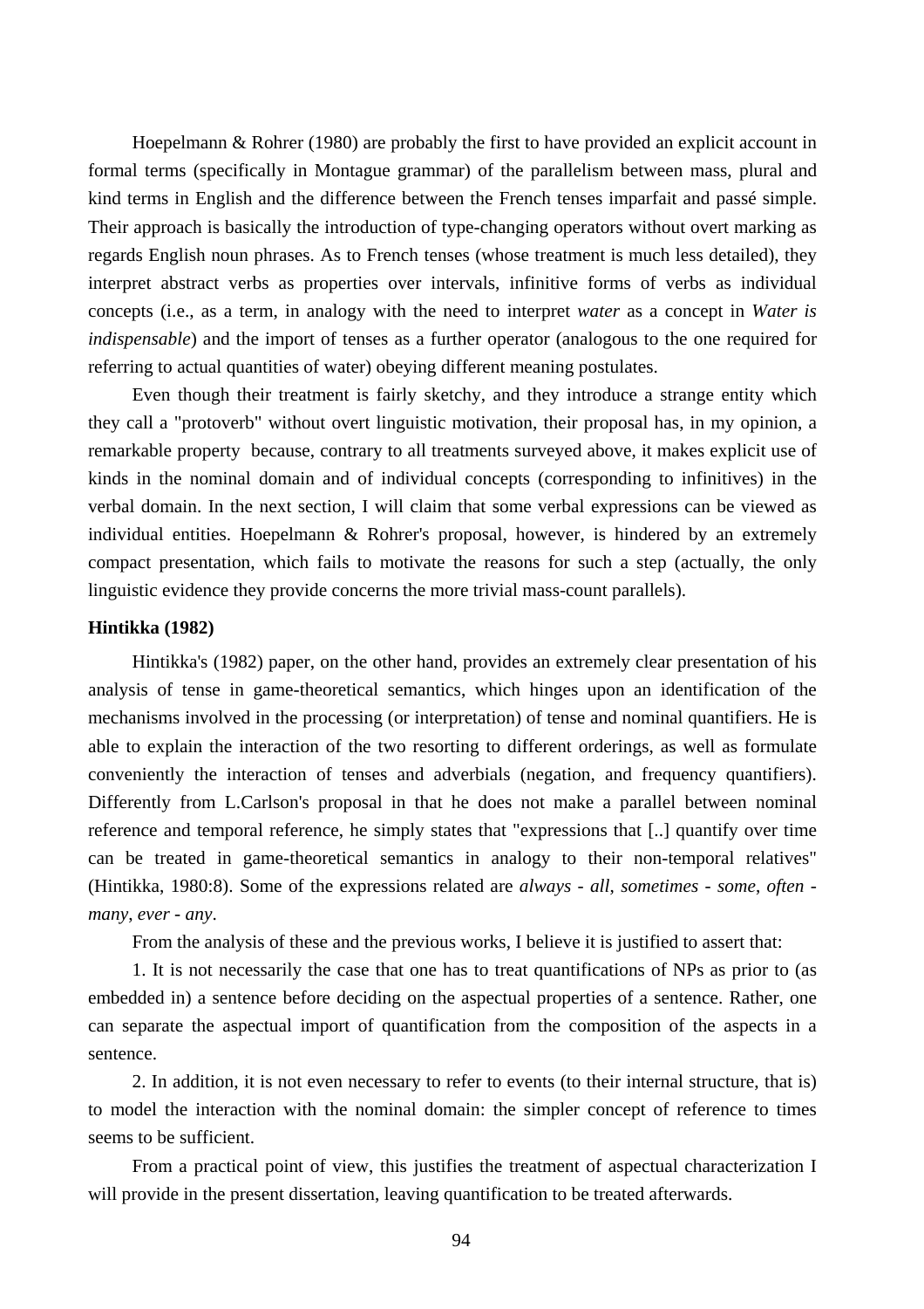Hoepelmann & Rohrer (1980) are probably the first to have provided an explicit account in formal terms (specifically in Montague grammar) of the parallelism between mass, plural and kind terms in English and the difference between the French tenses imparfait and passé simple. Their approach is basically the introduction of type-changing operators without overt marking as regards English noun phrases. As to French tenses (whose treatment is much less detailed), they interpret abstract verbs as properties over intervals, infinitive forms of verbs as individual concepts (i.e., as a term, in analogy with the need to interpret *water* as a concept in *Water is indispensable*) and the import of tenses as a further operator (analogous to the one required for referring to actual quantities of water) obeying different meaning postulates.

Even though their treatment is fairly sketchy, and they introduce a strange entity which they call a "protoverb" without overt linguistic motivation, their proposal has, in my opinion, a remarkable property because, contrary to all treatments surveyed above, it makes explicit use of kinds in the nominal domain and of individual concepts (corresponding to infinitives) in the verbal domain. In the next section, I will claim that some verbal expressions can be viewed as individual entities. Hoepelmann & Rohrer's proposal, however, is hindered by an extremely compact presentation, which fails to motivate the reasons for such a step (actually, the only linguistic evidence they provide concerns the more trivial mass-count parallels).

**Hintikka (1982)**

Hintikka's (1982) paper, on the other hand, provides an extremely clear presentation of his analysis of tense in game-theoretical semantics, which hinges upon an identification of the mechanisms involved in the processing (or interpretation) of tense and nominal quantifiers. He is able to explain the interaction of the two resorting to different orderings, as well as formulate conveniently the interaction of tenses and adverbials (negation, and frequency quantifiers). Differently from L.Carlson's proposal in that he does not make a parallel between nominal reference and temporal reference, he simply states that "expressions that [..] quantify over time can be treated in game-theoretical semantics in analogy to their non-temporal relatives" (Hintikka, 1980:8). Some of the expressions related are *always - all*, *sometimes - some*, *often - many*, *ever - any*.

From the analysis of these and the previous works, I believe it is justified to assert that:

1. It is not necessarily the case that one has to treat quantifications of NPs as prior to (as embedded in) a sentence before deciding on the aspectual properties of a sentence. Rather, one can separate the aspectual import of quantification from the composition of the aspects in a sentence.

2. In addition, it is not even necessary to refer to events (to their internal structure, that is) to model the interaction with the nominal domain: the simpler concept of reference to times seems to be sufficient.

From a practical point of view, this justifies the treatment of aspectual characterization I will provide in the present dissertation, leaving quantification to be treated afterwards.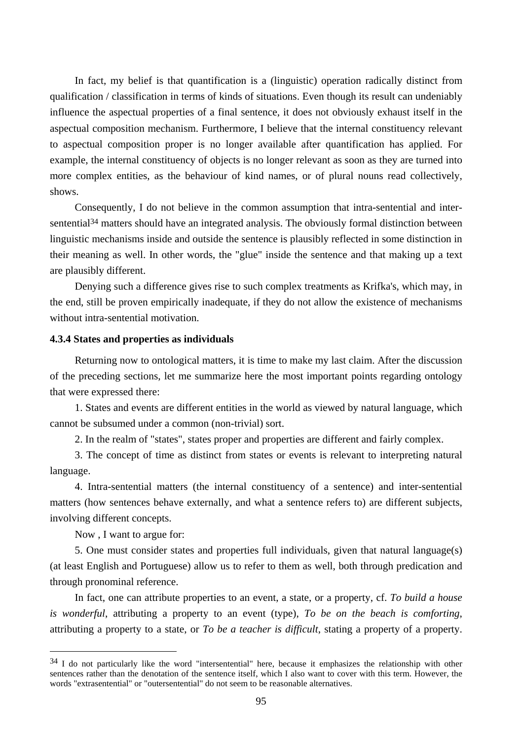In fact, my belief is that quantification is a (linguistic) operation radically distinct from qualification / classification in terms of kinds of situations. Even though its result can undeniably influence the aspectual properties of a final sentence, it does not obviously exhaust itself in the aspectual composition mechanism. Furthermore, I believe that the internal constituency relevant to aspectual composition proper is no longer available after quantification has applied. For example, the internal constituency of objects is no longer relevant as soon as they are turned into more complex entities, as the behaviour of kind names, or of plural nouns read collectively, shows.

Consequently, I do not believe in the common assumption that intra-sentential and inter-sentential[34] matters should have an integrated analysis. The obviously formal distinction between linguistic mechanisms inside and outside the sentence is plausibly reflected in some distinction in their meaning as well. In other words, the "glue" inside the sentence and that making up a text are plausibly different.

Denying such a difference gives rise to such complex treatments as Krifka's, which may, in the end, still be proven empirically inadequate, if they do not allow the existence of mechanisms without intra-sentential motivation.

**4.3.4 States and properties as individuals**

Returning now to ontological matters, it is time to make my last claim. After the discussion of the preceding sections, let me summarize here the most important points regarding ontology that were expressed there:

1. States and events are different entities in the world as viewed by natural language, which cannot be subsumed under a common (non-trivial) sort.

2. In the realm of "states", states proper and properties are different and fairly complex.

3. The concept of time as distinct from states or events is relevant to interpreting natural language.

4. Intra-sentential matters (the internal constituency of a sentence) and inter-sentential matters (how sentences behave externally, and what a sentence refers to) are different subjects, involving different concepts.

Now , I want to argue for:

5. One must consider states and properties full individuals, given that natural language(s) (at least English and Portuguese) allow us to refer to them as well, both through predication and through pronominal reference.

In fact, one can attribute properties to an event, a state, or a property, cf. *To build a house is wonderful*, attributing a property to an event (type), *To be on the beach is comforting*, attributing a property to a state, or *To be a teacher is difficult*, stating a property of a property.

[34] I do not particularly like the word "intersentential" here, because it emphasizes the relationship with other sentences rather than the denotation of the sentence itself, which I also want to cover with this term. However, the words "extrasentential" or "outersentential" do not seem to be reasonable alternatives.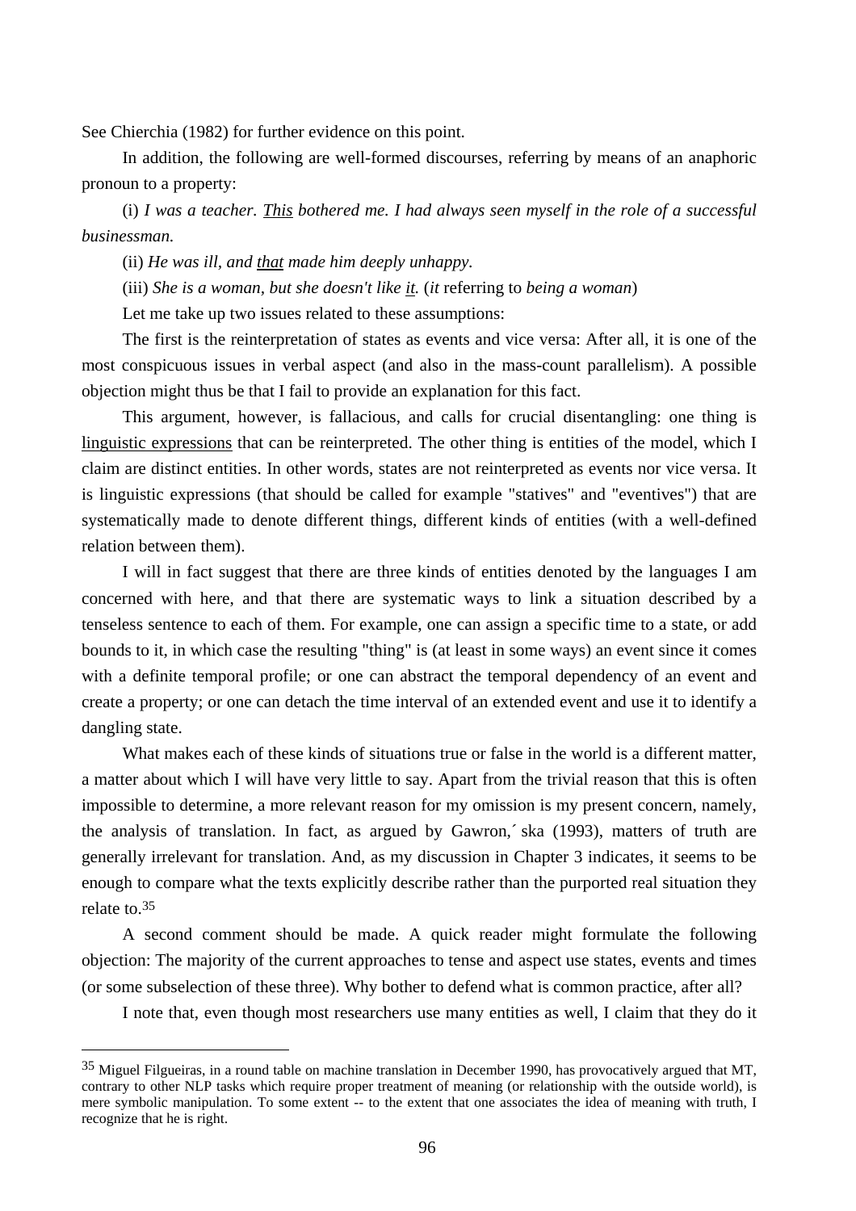See Chierchia (1982) for further evidence on this point.

In addition, the following are well-formed discourses, referring by means of an anaphoric pronoun to a property:

(i) *I was a teacher. <u>This</u> bothered me. I had always seen myself in the role of a successful businessman.*

(ii) *He was ill, and <u>that</u> made him deeply unhappy.*

(iii) *She is a woman, but she doesn't like <u>it</u>.* (*it* referring to *being a woman*)

Let me take up two issues related to these assumptions:

The first is the reinterpretation of states as events and vice versa: After all, it is one of the most conspicuous issues in verbal aspect (and also in the mass-count parallelism). A possible objection might thus be that I fail to provide an explanation for this fact.

This argument, however, is fallacious, and calls for crucial disentangling: one thing is <u>linguistic expressions</u> that can be reinterpreted. The other thing is entities of the model, which I claim are distinct entities. In other words, states are not reinterpreted as events nor vice versa. It is linguistic expressions (that should be called for example "statives" and "eventives") that are systematically made to denote different things, different kinds of entities (with a well-defined relation between them).

I will in fact suggest that there are three kinds of entities denoted by the languages I am concerned with here, and that there are systematic ways to link a situation described by a tenseless sentence to each of them. For example, one can assign a specific time to a state, or add bounds to it, in which case the resulting "thing" is (at least in some ways) an event since it comes with a definite temporal profile; or one can abstract the temporal dependency of an event and create a property; or one can detach the time interval of an extended event and use it to identify a dangling state.

What makes each of these kinds of situations true or false in the world is a different matter, a matter about which I will have very little to say. Apart from the trivial reason that this is often impossible to determine, a more relevant reason for my omission is my present concern, namely, the analysis of translation. In fact, as argued by Gawron,´ska (1993), matters of truth are generally irrelevant for translation. And, as my discussion in Chapter 3 indicates, it seems to be enough to compare what the texts explicitly describe rather than the purported real situation they relate to.[35]

A second comment should be made. A quick reader might formulate the following objection: The majority of the current approaches to tense and aspect use states, events and times (or some subselection of these three). Why bother to defend what is common practice, after all?

I note that, even though most researchers use many entities as well, I claim that they do it

---

[35] Miguel Filgueiras, in a round table on machine translation in December 1990, has provocatively argued that MT, contrary to other NLP tasks which require proper treatment of meaning (or relationship with the outside world), is mere symbolic manipulation. To some extent -- to the extent that one associates the idea of meaning with truth, I recognize that he is right.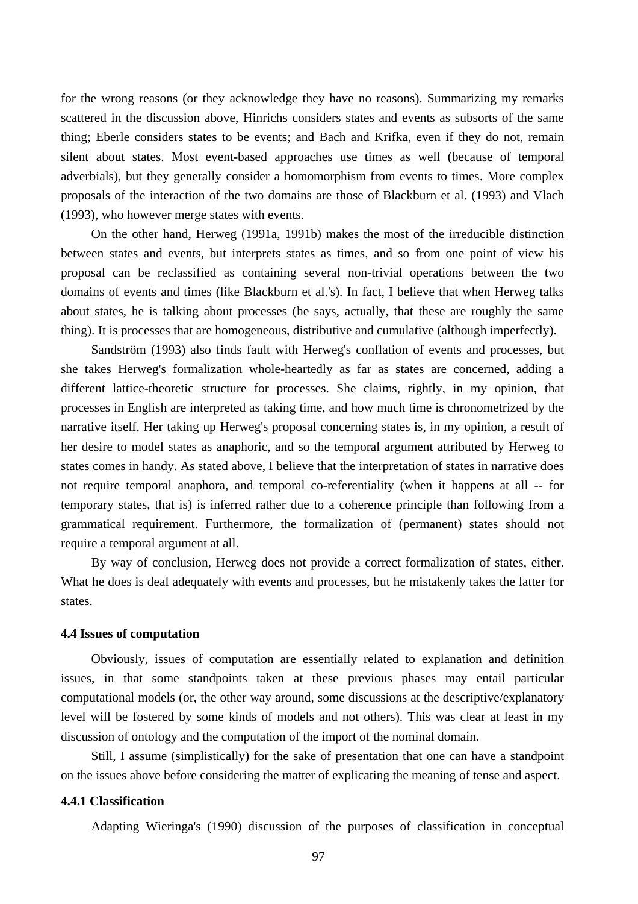for the wrong reasons (or they acknowledge they have no reasons). Summarizing my remarks scattered in the discussion above, Hinrichs considers states and events as subsorts of the same thing; Eberle considers states to be events; and Bach and Krifka, even if they do not, remain silent about states. Most event-based approaches use times as well (because of temporal adverbials), but they generally consider a homomorphism from events to times. More complex proposals of the interaction of the two domains are those of Blackburn et al. (1993) and Vlach (1993), who however merge states with events.

On the other hand, Herweg (1991a, 1991b) makes the most of the irreducible distinction between states and events, but interprets states as times, and so from one point of view his proposal can be reclassified as containing several non-trivial operations between the two domains of events and times (like Blackburn et al.'s). In fact, I believe that when Herweg talks about states, he is talking about processes (he says, actually, that these are roughly the same thing). It is processes that are homogeneous, distributive and cumulative (although imperfectly).

Sandström (1993) also finds fault with Herweg's conflation of events and processes, but she takes Herweg's formalization whole-heartedly as far as states are concerned, adding a different lattice-theoretic structure for processes. She claims, rightly, in my opinion, that processes in English are interpreted as taking time, and how much time is chronometrized by the narrative itself. Her taking up Herweg's proposal concerning states is, in my opinion, a result of her desire to model states as anaphoric, and so the temporal argument attributed by Herweg to states comes in handy. As stated above, I believe that the interpretation of states in narrative does not require temporal anaphora, and temporal co-referentiality (when it happens at all -- for temporary states, that is) is inferred rather due to a coherence principle than following from a grammatical requirement. Furthermore, the formalization of (permanent) states should not require a temporal argument at all.

By way of conclusion, Herweg does not provide a correct formalization of states, either. What he does is deal adequately with events and processes, but he mistakenly takes the latter for states.

### 4.4 Issues of computation

Obviously, issues of computation are essentially related to explanation and definition issues, in that some standpoints taken at these previous phases may entail particular computational models (or, the other way around, some discussions at the descriptive/explanatory level will be fostered by some kinds of models and not others). This was clear at least in my discussion of ontology and the computation of the import of the nominal domain.

Still, I assume (simplistically) for the sake of presentation that one can have a standpoint on the issues above before considering the matter of explicating the meaning of tense and aspect.

#### 4.4.1 Classification

Adapting Wieringa's (1990) discussion of the purposes of classification in conceptual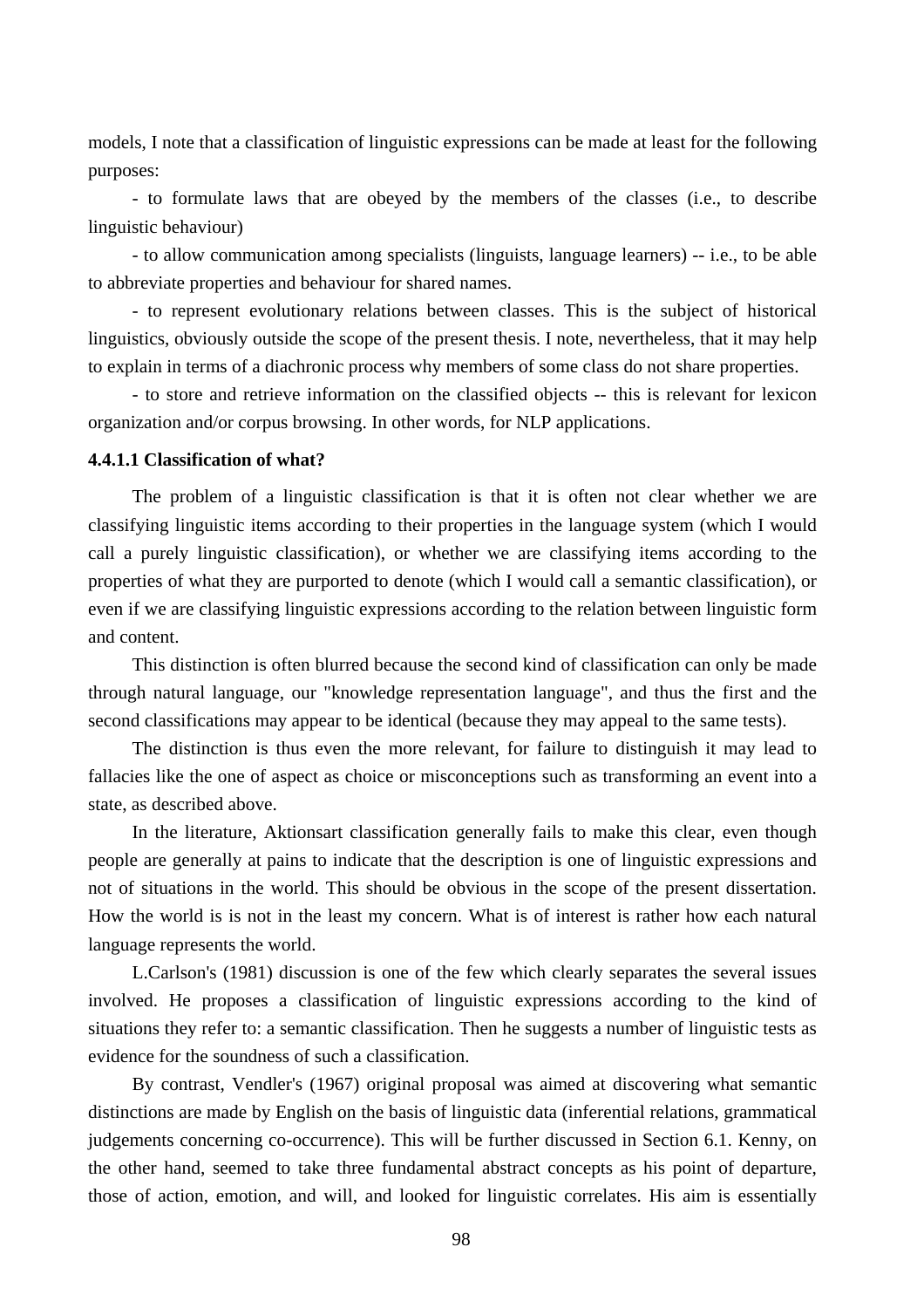models, I note that a classification of linguistic expressions can be made at least for the following purposes:

- to formulate laws that are obeyed by the members of the classes (i.e., to describe linguistic behaviour)

- to allow communication among specialists (linguists, language learners) -- i.e., to be able to abbreviate properties and behaviour for shared names.

- to represent evolutionary relations between classes. This is the subject of historical linguistics, obviously outside the scope of the present thesis. I note, nevertheless, that it may help to explain in terms of a diachronic process why members of some class do not share properties.

- to store and retrieve information on the classified objects -- this is relevant for lexicon organization and/or corpus browsing. In other words, for NLP applications.

#### 4.4.1.1 Classification of what?

The problem of a linguistic classification is that it is often not clear whether we are classifying linguistic items according to their properties in the language system (which I would call a purely linguistic classification), or whether we are classifying items according to the properties of what they are purported to denote (which I would call a semantic classification), or even if we are classifying linguistic expressions according to the relation between linguistic form and content.

This distinction is often blurred because the second kind of classification can only be made through natural language, our "knowledge representation language", and thus the first and the second classifications may appear to be identical (because they may appeal to the same tests).

The distinction is thus even the more relevant, for failure to distinguish it may lead to fallacies like the one of aspect as choice or misconceptions such as transforming an event into a state, as described above.

In the literature, Aktionsart classification generally fails to make this clear, even though people are generally at pains to indicate that the description is one of linguistic expressions and not of situations in the world. This should be obvious in the scope of the present dissertation. How the world is is not in the least my concern. What is of interest is rather how each natural language represents the world.

L.Carlson's (1981) discussion is one of the few which clearly separates the several issues involved. He proposes a classification of linguistic expressions according to the kind of situations they refer to: a semantic classification. Then he suggests a number of linguistic tests as evidence for the soundness of such a classification.

By contrast, Vendler's (1967) original proposal was aimed at discovering what semantic distinctions are made by English on the basis of linguistic data (inferential relations, grammatical judgements concerning co-occurrence). This will be further discussed in Section 6.1. Kenny, on the other hand, seemed to take three fundamental abstract concepts as his point of departure, those of action, emotion, and will, and looked for linguistic correlates. His aim is essentially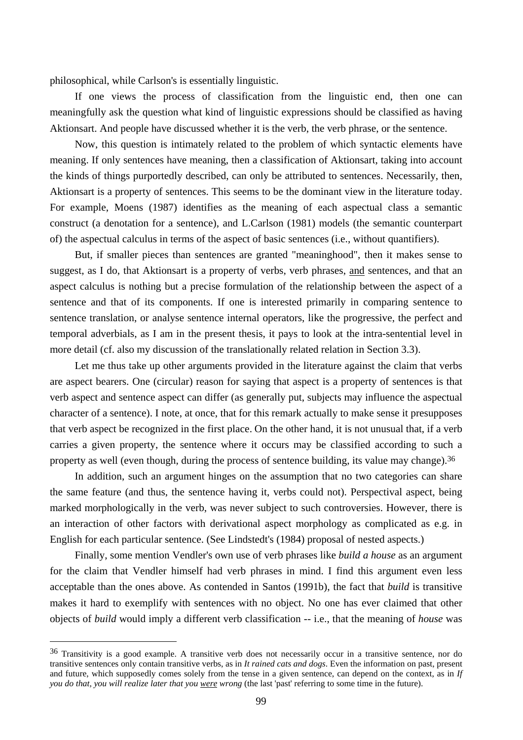philosophical, while Carlson's is essentially linguistic.

If one views the process of classification from the linguistic end, then one can meaningfully ask the question what kind of linguistic expressions should be classified as having Aktionsart. And people have discussed whether it is the verb, the verb phrase, or the sentence.

Now, this question is intimately related to the problem of which syntactic elements have meaning. If only sentences have meaning, then a classification of Aktionsart, taking into account the kinds of things purportedly described, can only be attributed to sentences. Necessarily, then, Aktionsart is a property of sentences. This seems to be the dominant view in the literature today. For example, Moens (1987) identifies as the meaning of each aspectual class a semantic construct (a denotation for a sentence), and L.Carlson (1981) models (the semantic counterpart of) the aspectual calculus in terms of the aspect of basic sentences (i.e., without quantifiers).

But, if smaller pieces than sentences are granted "meaninghood", then it makes sense to suggest, as I do, that Aktionsart is a property of verbs, verb phrases, <u>and</u> sentences, and that an aspect calculus is nothing but a precise formulation of the relationship between the aspect of a sentence and that of its components. If one is interested primarily in comparing sentence to sentence translation, or analyse sentence internal operators, like the progressive, the perfect and temporal adverbials, as I am in the present thesis, it pays to look at the intra-sentential level in more detail (cf. also my discussion of the translationally related relation in Section 3.3).

Let me thus take up other arguments provided in the literature against the claim that verbs are aspect bearers. One (circular) reason for saying that aspect is a property of sentences is that verb aspect and sentence aspect can differ (as generally put, subjects may influence the aspectual character of a sentence). I note, at once, that for this remark actually to make sense it presupposes that verb aspect be recognized in the first place. On the other hand, it is not unusual that, if a verb carries a given property, the sentence where it occurs may be classified according to such a property as well (even though, during the process of sentence building, its value may change).[36]

In addition, such an argument hinges on the assumption that no two categories can share the same feature (and thus, the sentence having it, verbs could not). Perspectival aspect, being marked morphologically in the verb, was never subject to such controversies. However, there is an interaction of other factors with derivational aspect morphology as complicated as e.g. in English for each particular sentence. (See Lindstedt's (1984) proposal of nested aspects.)

Finally, some mention Vendler's own use of verb phrases like *build a house* as an argument for the claim that Vendler himself had verb phrases in mind. I find this argument even less acceptable than the ones above. As contended in Santos (1991b), the fact that *build* is transitive makes it hard to exemplify with sentences with no object. No one has ever claimed that other objects of *build* would imply a different verb classification -- i.e., that the meaning of *house* was

---

[36] Transitivity is a good example. A transitive verb does not necessarily occur in a transitive sentence, nor do transitive sentences only contain transitive verbs, as in *It rained cats and dogs*. Even the information on past, present and future, which supposedly comes solely from the tense in a given sentence, can depend on the context, as in *If you do that, you will realize later that you <u>were</u> wrong* (the last 'past' referring to some time in the future).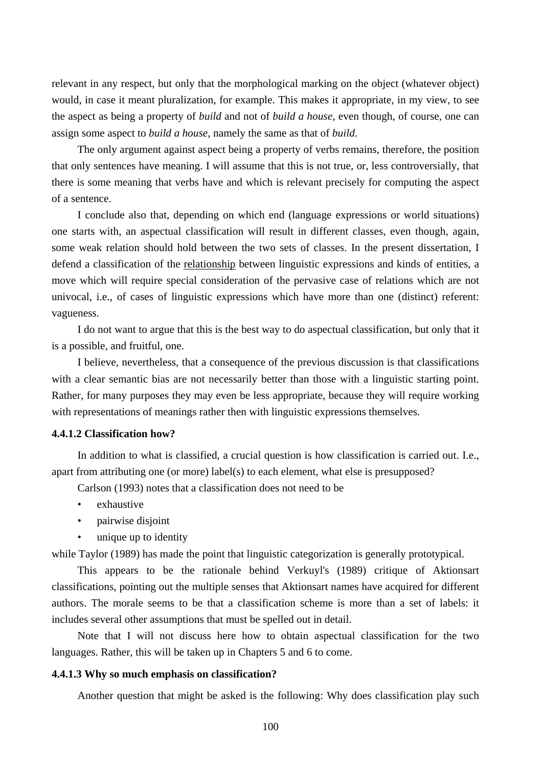relevant in any respect, but only that the morphological marking on the object (whatever object) would, in case it meant pluralization, for example. This makes it appropriate, in my view, to see the aspect as being a property of *build* and not of *build a house*, even though, of course, one can assign some aspect to *build a house*, namely the same as that of *build*.

The only argument against aspect being a property of verbs remains, therefore, the position that only sentences have meaning. I will assume that this is not true, or, less controversially, that there is some meaning that verbs have and which is relevant precisely for computing the aspect of a sentence.

I conclude also that, depending on which end (language expressions or world situations) one starts with, an aspectual classification will result in different classes, even though, again, some weak relation should hold between the two sets of classes. In the present dissertation, I defend a classification of the <u>relationship</u> between linguistic expressions and kinds of entities, a move which will require special consideration of the pervasive case of relations which are not univocal, i.e., of cases of linguistic expressions which have more than one (distinct) referent: vagueness.

I do not want to argue that this is the best way to do aspectual classification, but only that it is a possible, and fruitful, one.

I believe, nevertheless, that a consequence of the previous discussion is that classifications with a clear semantic bias are not necessarily better than those with a linguistic starting point. Rather, for many purposes they may even be less appropriate, because they will require working with representations of meanings rather then with linguistic expressions themselves.

#### 4.4.1.2 Classification how?

In addition to what is classified, a crucial question is how classification is carried out. I.e., apart from attributing one (or more) label(s) to each element, what else is presupposed?

Carlson (1993) notes that a classification does not need to be

- exhaustive
- pairwise disjoint
- unique up to identity

while Taylor (1989) has made the point that linguistic categorization is generally prototypical.

This appears to be the rationale behind Verkuyl's (1989) critique of Aktionsart classifications, pointing out the multiple senses that Aktionsart names have acquired for different authors. The morale seems to be that a classification scheme is more than a set of labels: it includes several other assumptions that must be spelled out in detail.

Note that I will not discuss here how to obtain aspectual classification for the two languages. Rather, this will be taken up in Chapters 5 and 6 to come.

#### 4.4.1.3 Why so much emphasis on classification?

Another question that might be asked is the following: Why does classification play such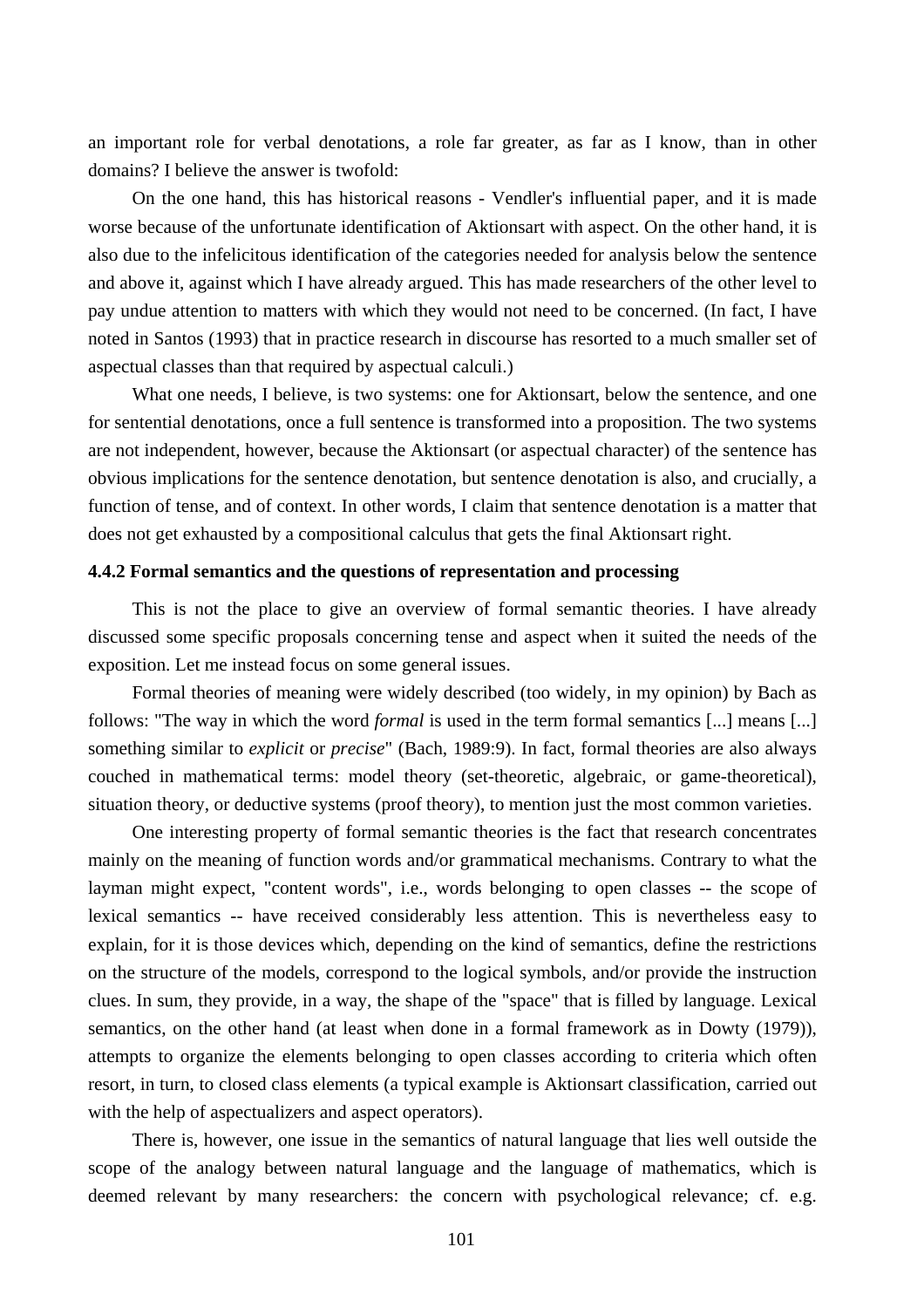an important role for verbal denotations, a role far greater, as far as I know, than in other domains? I believe the answer is twofold:

On the one hand, this has historical reasons - Vendler's influential paper, and it is made worse because of the unfortunate identification of Aktionsart with aspect. On the other hand, it is also due to the infelicitous identification of the categories needed for analysis below the sentence and above it, against which I have already argued. This has made researchers of the other level to pay undue attention to matters with which they would not need to be concerned. (In fact, I have noted in Santos (1993) that in practice research in discourse has resorted to a much smaller set of aspectual classes than that required by aspectual calculi.)

What one needs, I believe, is two systems: one for Aktionsart, below the sentence, and one for sentential denotations, once a full sentence is transformed into a proposition. The two systems are not independent, however, because the Aktionsart (or aspectual character) of the sentence has obvious implications for the sentence denotation, but sentence denotation is also, and crucially, a function of tense, and of context. In other words, I claim that sentence denotation is a matter that does not get exhausted by a compositional calculus that gets the final Aktionsart right.

### 4.4.2 Formal semantics and the questions of representation and processing

This is not the place to give an overview of formal semantic theories. I have already discussed some specific proposals concerning tense and aspect when it suited the needs of the exposition. Let me instead focus on some general issues.

Formal theories of meaning were widely described (too widely, in my opinion) by Bach as follows: "The way in which the word *formal* is used in the term formal semantics [...] means [...] something similar to *explicit* or *precise*" (Bach, 1989:9). In fact, formal theories are also always couched in mathematical terms: model theory (set-theoretic, algebraic, or game-theoretical), situation theory, or deductive systems (proof theory), to mention just the most common varieties.

One interesting property of formal semantic theories is the fact that research concentrates mainly on the meaning of function words and/or grammatical mechanisms. Contrary to what the layman might expect, "content words", i.e., words belonging to open classes -- the scope of lexical semantics -- have received considerably less attention. This is nevertheless easy to explain, for it is those devices which, depending on the kind of semantics, define the restrictions on the structure of the models, correspond to the logical symbols, and/or provide the instruction clues. In sum, they provide, in a way, the shape of the "space" that is filled by language. Lexical semantics, on the other hand (at least when done in a formal framework as in Dowty (1979)), attempts to organize the elements belonging to open classes according to criteria which often resort, in turn, to closed class elements (a typical example is Aktionsart classification, carried out with the help of aspectualizers and aspect operators).

There is, however, one issue in the semantics of natural language that lies well outside the scope of the analogy between natural language and the language of mathematics, which is deemed relevant by many researchers: the concern with psychological relevance; cf. e.g.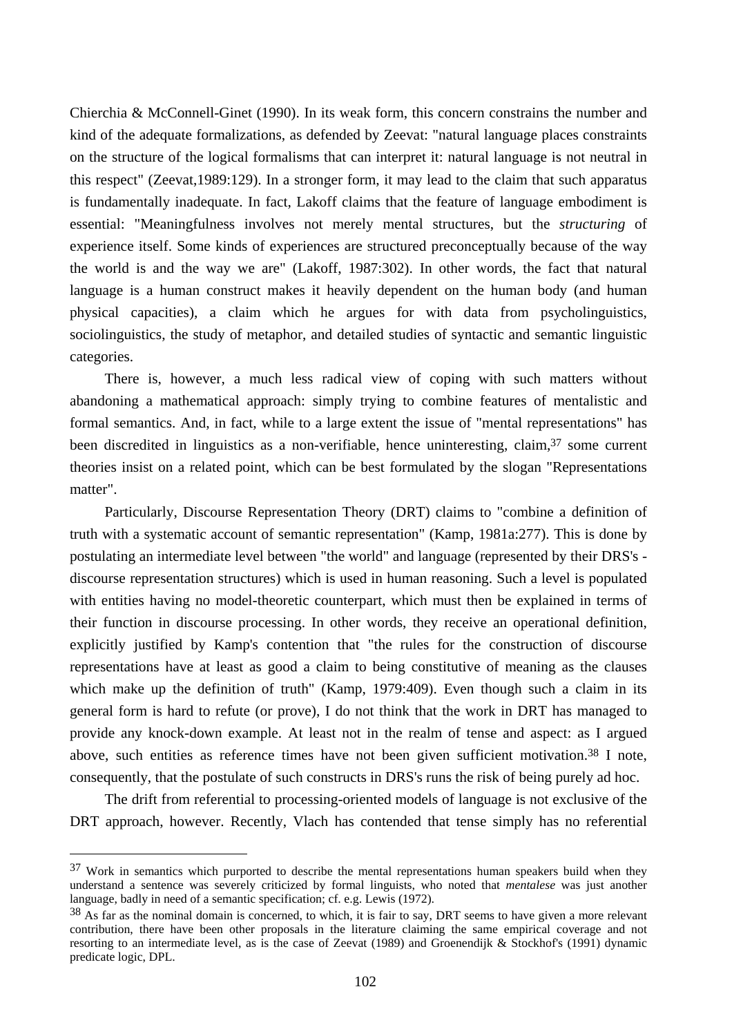Chierchia & McConnell-Ginet (1990). In its weak form, this concern constrains the number and kind of the adequate formalizations, as defended by Zeevat: "natural language places constraints on the structure of the logical formalisms that can interpret it: natural language is not neutral in this respect" (Zeevat,1989:129). In a stronger form, it may lead to the claim that such apparatus is fundamentally inadequate. In fact, Lakoff claims that the feature of language embodiment is essential: "Meaningfulness involves not merely mental structures, but the *structuring* of experience itself. Some kinds of experiences are structured preconceptually because of the way the world is and the way we are" (Lakoff, 1987:302). In other words, the fact that natural language is a human construct makes it heavily dependent on the human body (and human physical capacities), a claim which he argues for with data from psycholinguistics, sociolinguistics, the study of metaphor, and detailed studies of syntactic and semantic linguistic categories.

There is, however, a much less radical view of coping with such matters without abandoning a mathematical approach: simply trying to combine features of mentalistic and formal semantics. And, in fact, while to a large extent the issue of "mental representations" has been discredited in linguistics as a non-verifiable, hence uninteresting, claim,[37] some current theories insist on a related point, which can be best formulated by the slogan "Representations matter".

Particularly, Discourse Representation Theory (DRT) claims to "combine a definition of truth with a systematic account of semantic representation" (Kamp, 1981a:277). This is done by postulating an intermediate level between "the world" and language (represented by their DRS's - discourse representation structures) which is used in human reasoning. Such a level is populated with entities having no model-theoretic counterpart, which must then be explained in terms of their function in discourse processing. In other words, they receive an operational definition, explicitly justified by Kamp's contention that "the rules for the construction of discourse representations have at least as good a claim to being constitutive of meaning as the clauses which make up the definition of truth" (Kamp, 1979:409). Even though such a claim in its general form is hard to refute (or prove), I do not think that the work in DRT has managed to provide any knock-down example. At least not in the realm of tense and aspect: as I argued above, such entities as reference times have not been given sufficient motivation.[38] I note, consequently, that the postulate of such constructs in DRS's runs the risk of being purely ad hoc.

The drift from referential to processing-oriented models of language is not exclusive of the DRT approach, however. Recently, Vlach has contended that tense simply has no referential

---

[37] Work in semantics which purported to describe the mental representations human speakers build when they understand a sentence was severely criticized by formal linguists, who noted that *mentalese* was just another language, badly in need of a semantic specification; cf. e.g. Lewis (1972).

[38] As far as the nominal domain is concerned, to which, it is fair to say, DRT seems to have given a more relevant contribution, there have been other proposals in the literature claiming the same empirical coverage and not resorting to an intermediate level, as is the case of Zeevat (1989) and Groenendijk & Stockhof's (1991) dynamic predicate logic, DPL.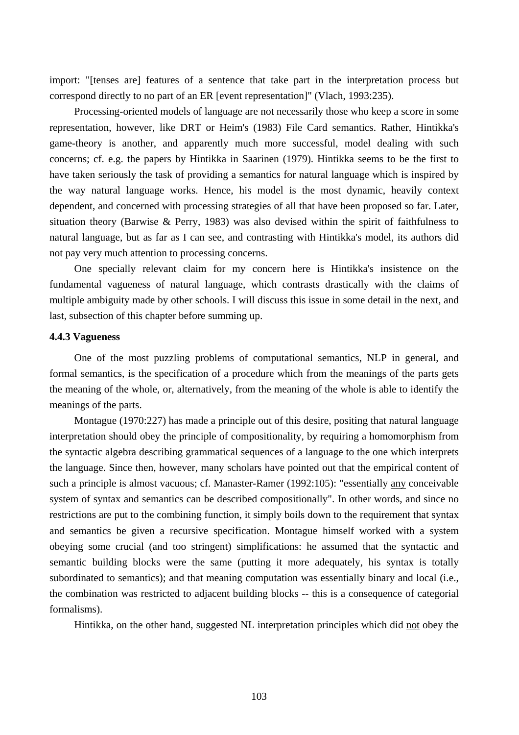import: "[tenses are] features of a sentence that take part in the interpretation process but correspond directly to no part of an ER [event representation]" (Vlach, 1993:235).

Processing-oriented models of language are not necessarily those who keep a score in some representation, however, like DRT or Heim's (1983) File Card semantics. Rather, Hintikka's game-theory is another, and apparently much more successful, model dealing with such concerns; cf. e.g. the papers by Hintikka in Saarinen (1979). Hintikka seems to be the first to have taken seriously the task of providing a semantics for natural language which is inspired by the way natural language works. Hence, his model is the most dynamic, heavily context dependent, and concerned with processing strategies of all that have been proposed so far. Later, situation theory (Barwise & Perry, 1983) was also devised within the spirit of faithfulness to natural language, but as far as I can see, and contrasting with Hintikka's model, its authors did not pay very much attention to processing concerns.

One specially relevant claim for my concern here is Hintikka's insistence on the fundamental vagueness of natural language, which contrasts drastically with the claims of multiple ambiguity made by other schools. I will discuss this issue in some detail in the next, and last, subsection of this chapter before summing up.

### 4.4.3 Vagueness

One of the most puzzling problems of computational semantics, NLP in general, and formal semantics, is the specification of a procedure which from the meanings of the parts gets the meaning of the whole, or, alternatively, from the meaning of the whole is able to identify the meanings of the parts.

Montague (1970:227) has made a principle out of this desire, positing that natural language interpretation should obey the principle of compositionality, by requiring a homomorphism from the syntactic algebra describing grammatical sequences of a language to the one which interprets the language. Since then, however, many scholars have pointed out that the empirical content of such a principle is almost vacuous; cf. Manaster-Ramer (1992:105): "essentially <u>any</u> conceivable system of syntax and semantics can be described compositionally". In other words, and since no restrictions are put to the combining function, it simply boils down to the requirement that syntax and semantics be given a recursive specification. Montague himself worked with a system obeying some crucial (and too stringent) simplifications: he assumed that the syntactic and semantic building blocks were the same (putting it more adequately, his syntax is totally subordinated to semantics); and that meaning computation was essentially binary and local (i.e., the combination was restricted to adjacent building blocks -- this is a consequence of categorial formalisms).

Hintikka, on the other hand, suggested NL interpretation principles which did <u>not</u> obey the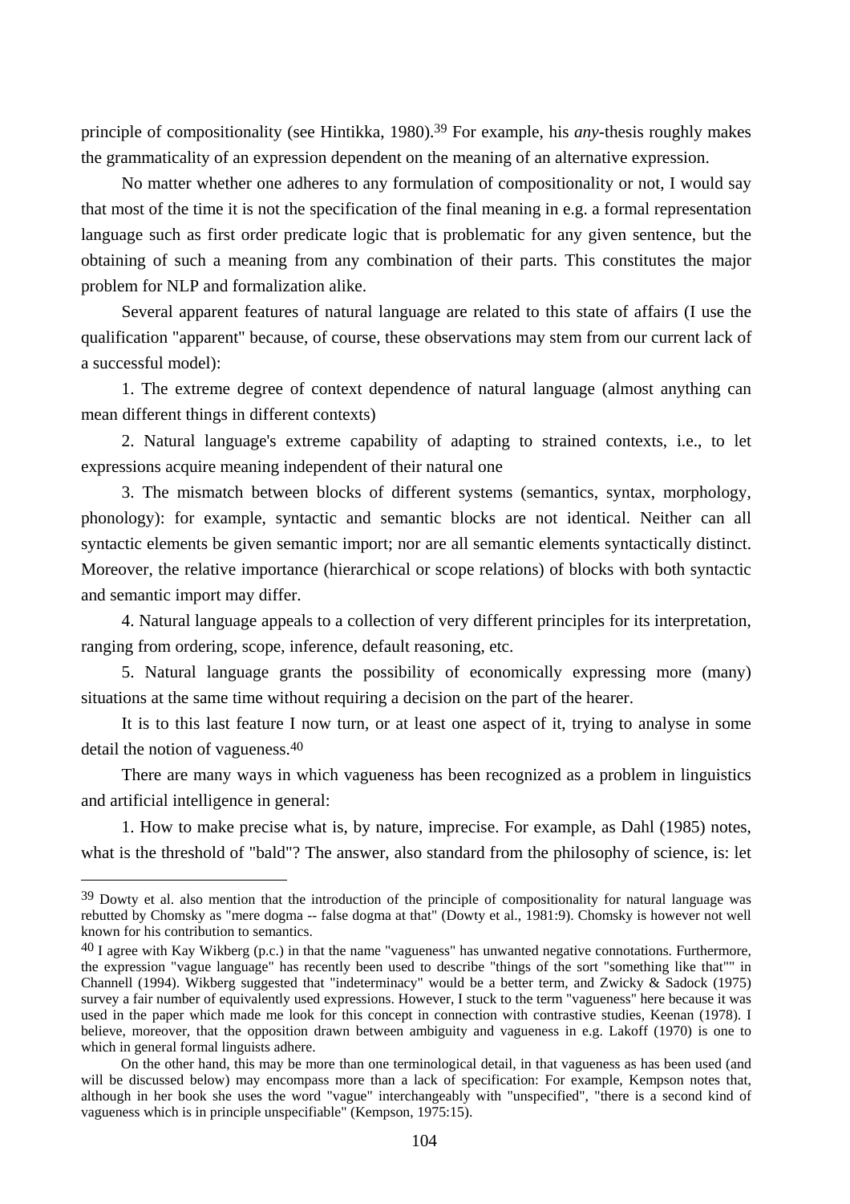principle of compositionality (see Hintikka, 1980).[39] For example, his *any*-thesis roughly makes the grammaticality of an expression dependent on the meaning of an alternative expression.

No matter whether one adheres to any formulation of compositionality or not, I would say that most of the time it is not the specification of the final meaning in e.g. a formal representation language such as first order predicate logic that is problematic for any given sentence, but the obtaining of such a meaning from any combination of their parts. This constitutes the major problem for NLP and formalization alike.

Several apparent features of natural language are related to this state of affairs (I use the qualification "apparent" because, of course, these observations may stem from our current lack of a successful model):

1. The extreme degree of context dependence of natural language (almost anything can mean different things in different contexts)

2. Natural language's extreme capability of adapting to strained contexts, i.e., to let expressions acquire meaning independent of their natural one

3. The mismatch between blocks of different systems (semantics, syntax, morphology, phonology): for example, syntactic and semantic blocks are not identical. Neither can all syntactic elements be given semantic import; nor are all semantic elements syntactically distinct. Moreover, the relative importance (hierarchical or scope relations) of blocks with both syntactic and semantic import may differ.

4. Natural language appeals to a collection of very different principles for its interpretation, ranging from ordering, scope, inference, default reasoning, etc.

5. Natural language grants the possibility of economically expressing more (many) situations at the same time without requiring a decision on the part of the hearer.

It is to this last feature I now turn, or at least one aspect of it, trying to analyse in some detail the notion of vagueness.[40]

There are many ways in which vagueness has been recognized as a problem in linguistics and artificial intelligence in general:

1. How to make precise what is, by nature, imprecise. For example, as Dahl (1985) notes, what is the threshold of "bald"? The answer, also standard from the philosophy of science, is: let

---

[39] Dowty et al. also mention that the introduction of the principle of compositionality for natural language was rebutted by Chomsky as "mere dogma -- false dogma at that" (Dowty et al., 1981:9). Chomsky is however not well known for his contribution to semantics.

[40] I agree with Kay Wikberg (p.c.) in that the name "vagueness" has unwanted negative connotations. Furthermore, the expression "vague language" has recently been used to describe "things of the sort "something like that"" in Channell (1994). Wikberg suggested that "indeterminacy" would be a better term, and Zwicky & Sadock (1975) survey a fair number of equivalently used expressions. However, I stuck to the term "vagueness" here because it was used in the paper which made me look for this concept in connection with contrastive studies, Keenan (1978). I believe, moreover, that the opposition drawn between ambiguity and vagueness in e.g. Lakoff (1970) is one to which in general formal linguists adhere.

On the other hand, this may be more than one terminological detail, in that vagueness as has been used (and will be discussed below) may encompass more than a lack of specification: For example, Kempson notes that, although in her book she uses the word "vague" interchangeably with "unspecified", "there is a second kind of vagueness which is in principle unspecifiable" (Kempson, 1975:15).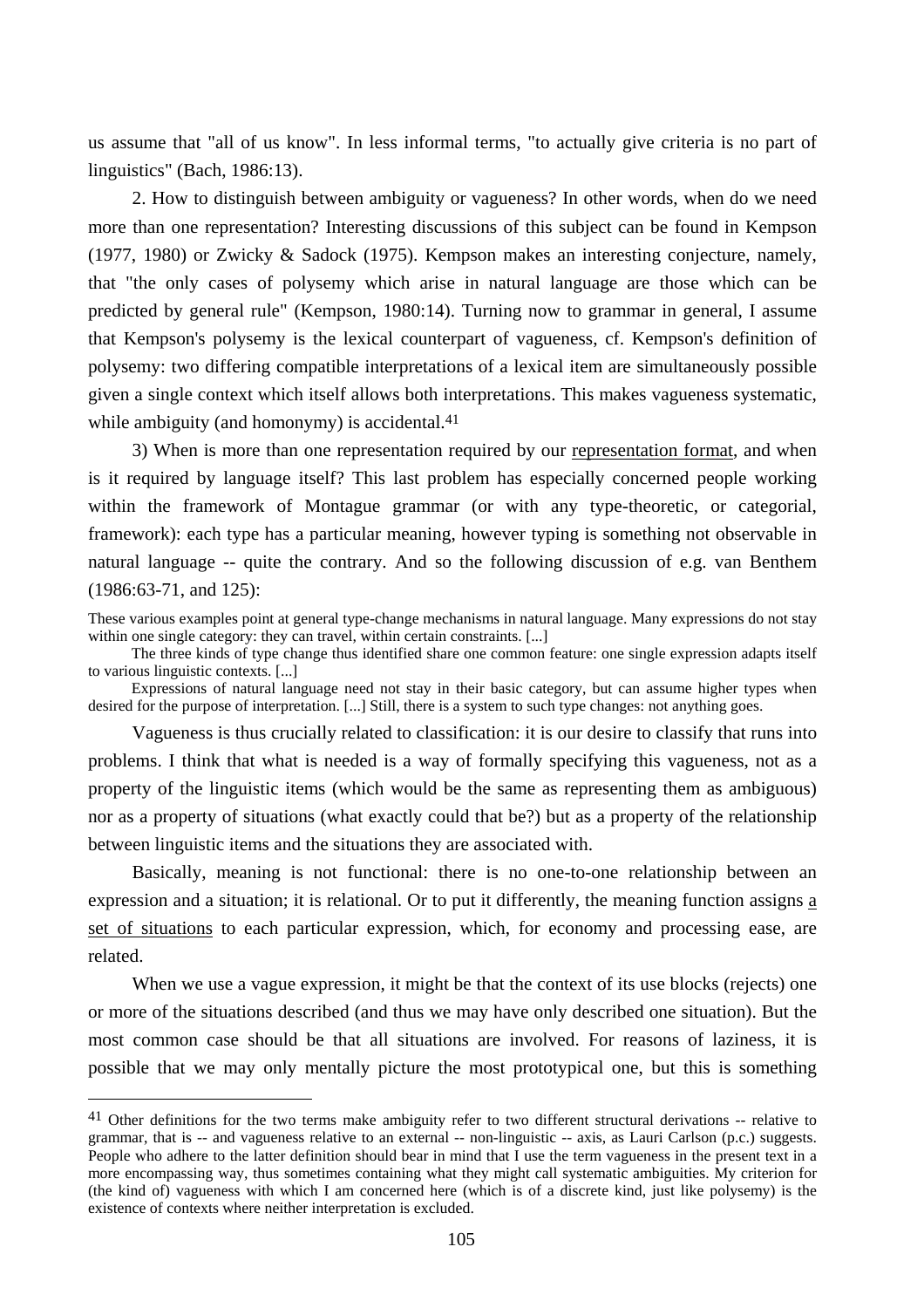us assume that "all of us know". In less informal terms, "to actually give criteria is no part of linguistics" (Bach, 1986:13).

2. How to distinguish between ambiguity or vagueness? In other words, when do we need more than one representation? Interesting discussions of this subject can be found in Kempson (1977, 1980) or Zwicky & Sadock (1975). Kempson makes an interesting conjecture, namely, that "the only cases of polysemy which arise in natural language are those which can be predicted by general rule" (Kempson, 1980:14). Turning now to grammar in general, I assume that Kempson's polysemy is the lexical counterpart of vagueness, cf. Kempson's definition of polysemy: two differing compatible interpretations of a lexical item are simultaneously possible given a single context which itself allows both interpretations. This makes vagueness systematic, while ambiguity (and homonymy) is accidental.[41]

3) When is more than one representation required by our representation format, and when is it required by language itself? This last problem has especially concerned people working within the framework of Montague grammar (or with any type-theoretic, or categorial, framework): each type has a particular meaning, however typing is something not observable in natural language -- quite the contrary. And so the following discussion of e.g. van Benthem (1986:63-71, and 125):

> These various examples point at general type-change mechanisms in natural language. Many expressions do not stay within one single category: they can travel, within certain constraints. [...]
>
> The three kinds of type change thus identified share one common feature: one single expression adapts itself to various linguistic contexts. [...]
>
> Expressions of natural language need not stay in their basic category, but can assume higher types when desired for the purpose of interpretation. [...] Still, there is a system to such type changes: not anything goes.

Vagueness is thus crucially related to classification: it is our desire to classify that runs into problems. I think that what is needed is a way of formally specifying this vagueness, not as a property of the linguistic items (which would be the same as representing them as ambiguous) nor as a property of situations (what exactly could that be?) but as a property of the relationship between linguistic items and the situations they are associated with.

Basically, meaning is not functional: there is no one-to-one relationship between an expression and a situation; it is relational. Or to put it differently, the meaning function assigns a set of situations to each particular expression, which, for economy and processing ease, are related.

When we use a vague expression, it might be that the context of its use blocks (rejects) one or more of the situations described (and thus we may have only described one situation). But the most common case should be that all situations are involved. For reasons of laziness, it is possible that we may only mentally picture the most prototypical one, but this is something

---

[41] Other definitions for the two terms make ambiguity refer to two different structural derivations -- relative to grammar, that is -- and vagueness relative to an external -- non-linguistic -- axis, as Lauri Carlson (p.c.) suggests. People who adhere to the latter definition should bear in mind that I use the term vagueness in the present text in a more encompassing way, thus sometimes containing what they might call systematic ambiguities. My criterion for (the kind of) vagueness with which I am concerned here (which is of a discrete kind, just like polysemy) is the existence of contexts where neither interpretation is excluded.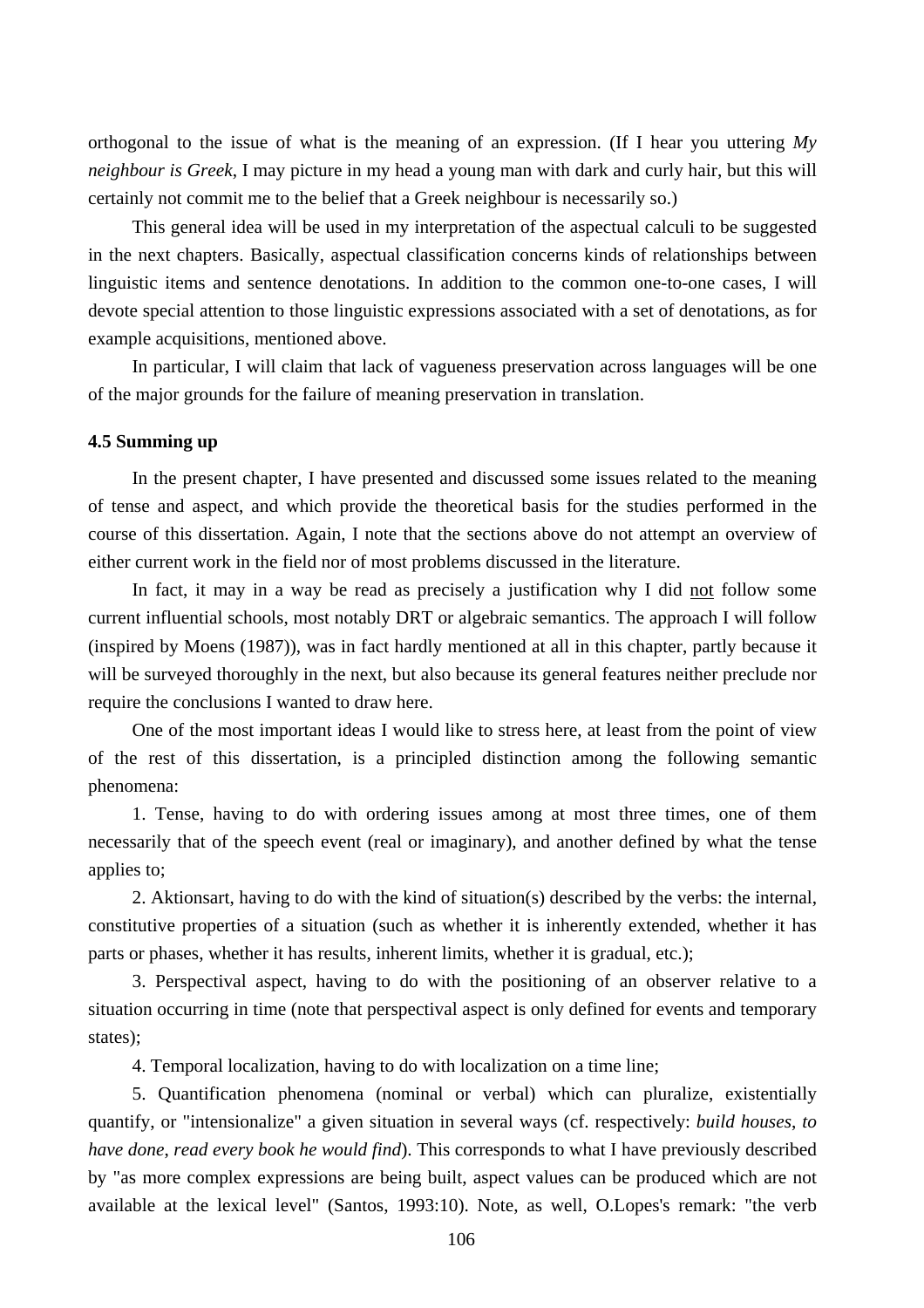orthogonal to the issue of what is the meaning of an expression. (If I hear you uttering *My neighbour is Greek*, I may picture in my head a young man with dark and curly hair, but this will certainly not commit me to the belief that a Greek neighbour is necessarily so.)

This general idea will be used in my interpretation of the aspectual calculi to be suggested in the next chapters. Basically, aspectual classification concerns kinds of relationships between linguistic items and sentence denotations. In addition to the common one-to-one cases, I will devote special attention to those linguistic expressions associated with a set of denotations, as for example acquisitions, mentioned above.

In particular, I will claim that lack of vagueness preservation across languages will be one of the major grounds for the failure of meaning preservation in translation.

### 4.5 Summing up

In the present chapter, I have presented and discussed some issues related to the meaning of tense and aspect, and which provide the theoretical basis for the studies performed in the course of this dissertation. Again, I note that the sections above do not attempt an overview of either current work in the field nor of most problems discussed in the literature.

In fact, it may in a way be read as precisely a justification why I did <u>not</u> follow some current influential schools, most notably DRT or algebraic semantics. The approach I will follow (inspired by Moens (1987)), was in fact hardly mentioned at all in this chapter, partly because it will be surveyed thoroughly in the next, but also because its general features neither preclude nor require the conclusions I wanted to draw here.

One of the most important ideas I would like to stress here, at least from the point of view of the rest of this dissertation, is a principled distinction among the following semantic phenomena:

1. Tense, having to do with ordering issues among at most three times, one of them necessarily that of the speech event (real or imaginary), and another defined by what the tense applies to;

2. Aktionsart, having to do with the kind of situation(s) described by the verbs: the internal, constitutive properties of a situation (such as whether it is inherently extended, whether it has parts or phases, whether it has results, inherent limits, whether it is gradual, etc.);

3. Perspectival aspect, having to do with the positioning of an observer relative to a situation occurring in time (note that perspectival aspect is only defined for events and temporary states);

4. Temporal localization, having to do with localization on a time line;

5. Quantification phenomena (nominal or verbal) which can pluralize, existentially quantify, or "intensionalize" a given situation in several ways (cf. respectively: *build houses*, *to have done*, *read every book he would find*). This corresponds to what I have previously described by "as more complex expressions are being built, aspect values can be produced which are not available at the lexical level" (Santos, 1993:10). Note, as well, O.Lopes's remark: "the verb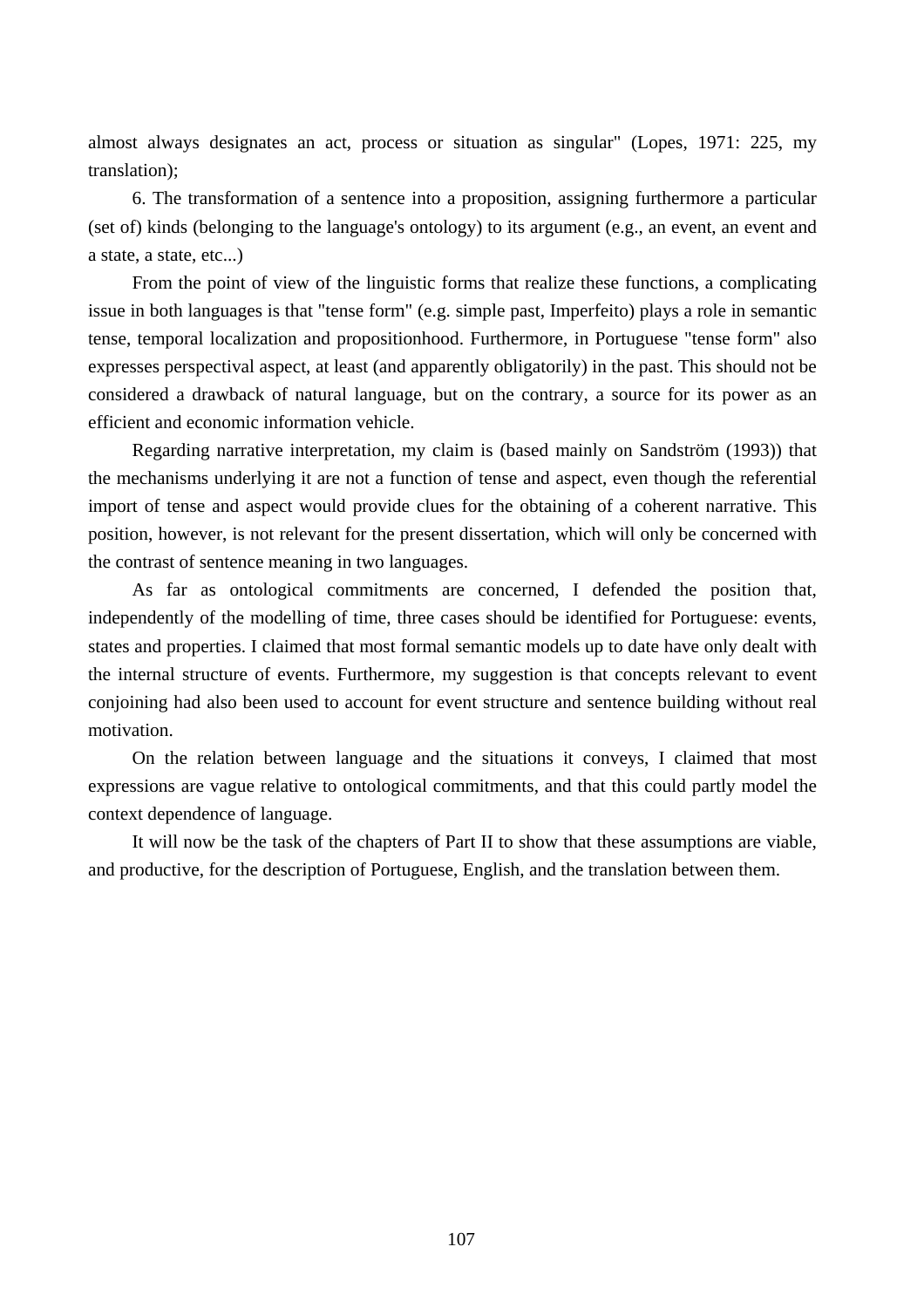almost always designates an act, process or situation as singular" (Lopes, 1971: 225, my translation);

6. The transformation of a sentence into a proposition, assigning furthermore a particular (set of) kinds (belonging to the language's ontology) to its argument (e.g., an event, an event and a state, a state, etc...)

From the point of view of the linguistic forms that realize these functions, a complicating issue in both languages is that "tense form" (e.g. simple past, Imperfeito) plays a role in semantic tense, temporal localization and propositionhood. Furthermore, in Portuguese "tense form" also expresses perspectival aspect, at least (and apparently obligatorily) in the past. This should not be considered a drawback of natural language, but on the contrary, a source for its power as an efficient and economic information vehicle.

Regarding narrative interpretation, my claim is (based mainly on Sandström (1993)) that the mechanisms underlying it are not a function of tense and aspect, even though the referential import of tense and aspect would provide clues for the obtaining of a coherent narrative. This position, however, is not relevant for the present dissertation, which will only be concerned with the contrast of sentence meaning in two languages.

As far as ontological commitments are concerned, I defended the position that, independently of the modelling of time, three cases should be identified for Portuguese: events, states and properties. I claimed that most formal semantic models up to date have only dealt with the internal structure of events. Furthermore, my suggestion is that concepts relevant to event conjoining had also been used to account for event structure and sentence building without real motivation.

On the relation between language and the situations it conveys, I claimed that most expressions are vague relative to ontological commitments, and that this could partly model the context dependence of language.

It will now be the task of the chapters of Part II to show that these assumptions are viable, and productive, for the description of Portuguese, English, and the translation between them.